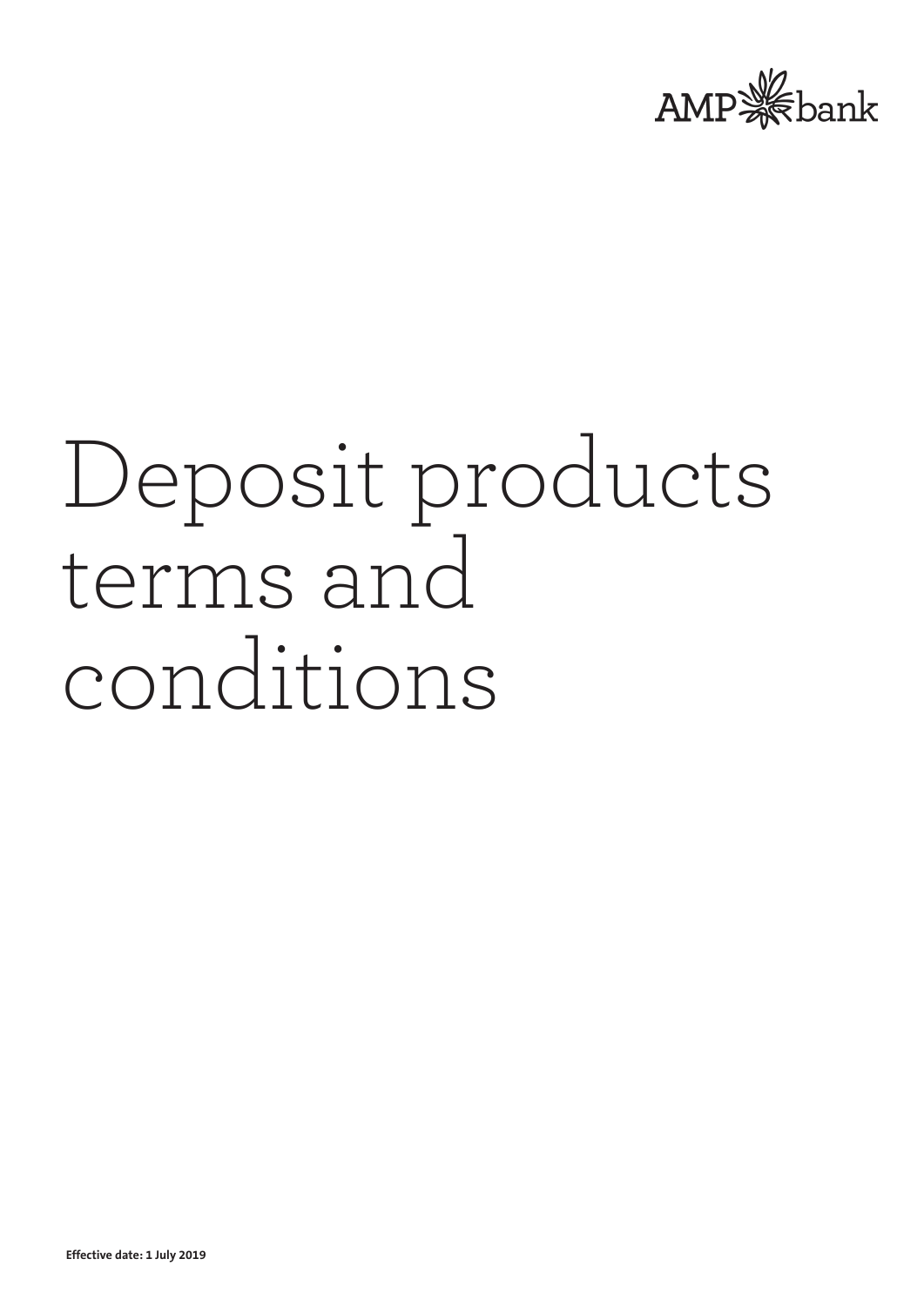AMP bank

# Deposit products terms and conditions

**Effective date: 1 July 2019**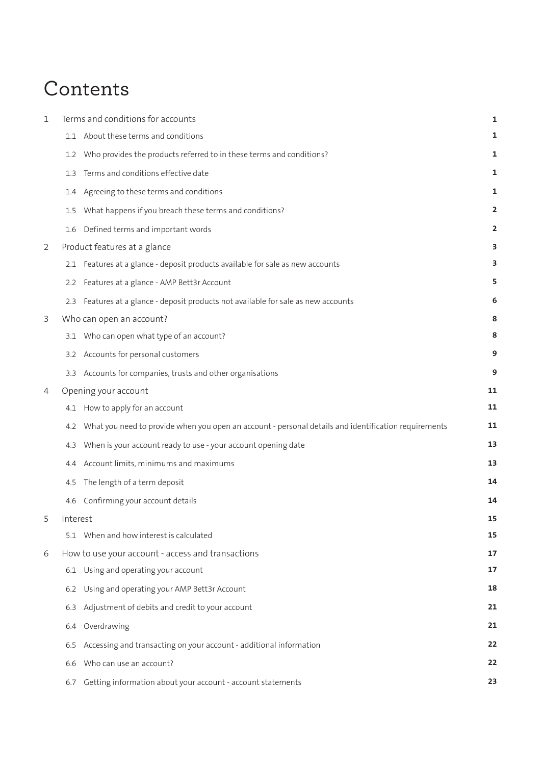# Contents

| | | |
|---|---|---|
| 1 | Terms and conditions for accounts | 1 |
| | 1.1 About these terms and conditions | 1 |
| | 1.2 Who provides the products referred to in these terms and conditions? | 1 |
| | 1.3 Terms and conditions effective date | 1 |
| | 1.4 Agreeing to these terms and conditions | 1 |
| | 1.5 What happens if you breach these terms and conditions? | 2 |
| | 1.6 Defined terms and important words | 2 |
| 2 | Product features at a glance | 3 |
| | 2.1 Features at a glance - deposit products available for sale as new accounts | 3 |
| | 2.2 Features at a glance - AMP Bett3r Account | 5 |
| | 2.3 Features at a glance - deposit products not available for sale as new accounts | 6 |
| 3 | Who can open an account? | 8 |
| | 3.1 Who can open what type of an account? | 8 |
| | 3.2 Accounts for personal customers | 9 |
| | 3.3 Accounts for companies, trusts and other organisations | 9 |
| 4 | Opening your account | 11 |
| | 4.1 How to apply for an account | 11 |
| | 4.2 What you need to provide when you open an account - personal details and identification requirements | 11 |
| | 4.3 When is your account ready to use - your account opening date | 13 |
| | 4.4 Account limits, minimums and maximums | 13 |
| | 4.5 The length of a term deposit | 14 |
| | 4.6 Confirming your account details | 14 |
| 5 | Interest | 15 |
| | 5.1 When and how interest is calculated | 15 |
| 6 | How to use your account - access and transactions | 17 |
| | 6.1 Using and operating your account | 17 |
| | 6.2 Using and operating your AMP Bett3r Account | 18 |
| | 6.3 Adjustment of debits and credit to your account | 21 |
| | 6.4 Overdrawing | 21 |
| | 6.5 Accessing and transacting on your account - additional information | 22 |
| | 6.6 Who can use an account? | 22 |
| | 6.7 Getting information about your account - account statements | 23 |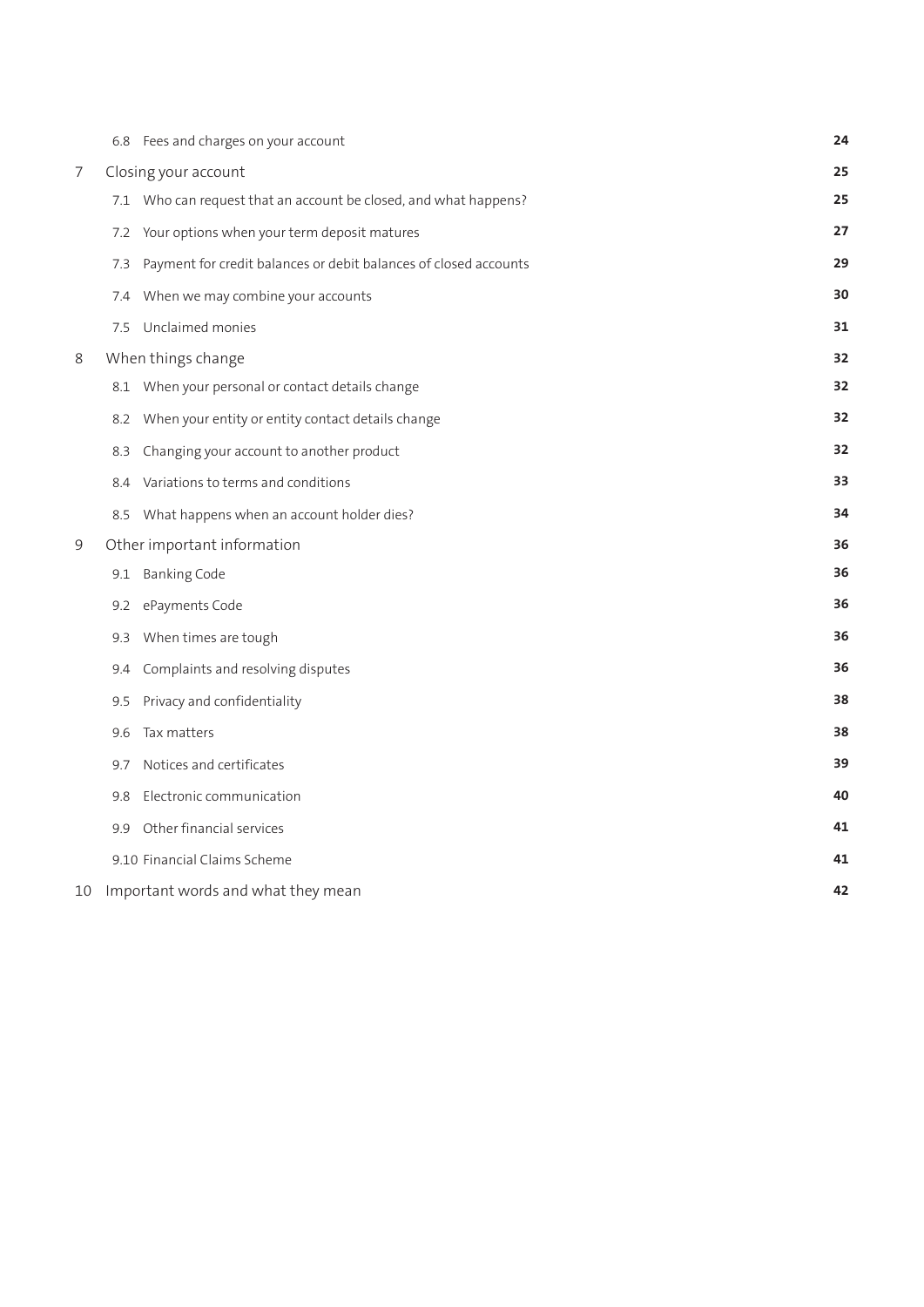| | | |
|---|---|---|
| | 6.8 Fees and charges on your account | **24** |
| 7 | Closing your account | **25** |
| | 7.1 Who can request that an account be closed, and what happens? | **25** |
| | 7.2 Your options when your term deposit matures | **27** |
| | 7.3 Payment for credit balances or debit balances of closed accounts | **29** |
| | 7.4 When we may combine your accounts | **30** |
| | 7.5 Unclaimed monies | **31** |
| 8 | When things change | **32** |
| | 8.1 When your personal or contact details change | **32** |
| | 8.2 When your entity or entity contact details change | **32** |
| | 8.3 Changing your account to another product | **32** |
| | 8.4 Variations to terms and conditions | **33** |
| | 8.5 What happens when an account holder dies? | **34** |
| 9 | Other important information | **36** |
| | 9.1 Banking Code | **36** |
| | 9.2 ePayments Code | **36** |
| | 9.3 When times are tough | **36** |
| | 9.4 Complaints and resolving disputes | **36** |
| | 9.5 Privacy and confidentiality | **38** |
| | 9.6 Tax matters | **38** |
| | 9.7 Notices and certificates | **39** |
| | 9.8 Electronic communication | **40** |
| | 9.9 Other financial services | **41** |
| | 9.10 Financial Claims Scheme | **41** |
| 10 | Important words and what they mean | **42** |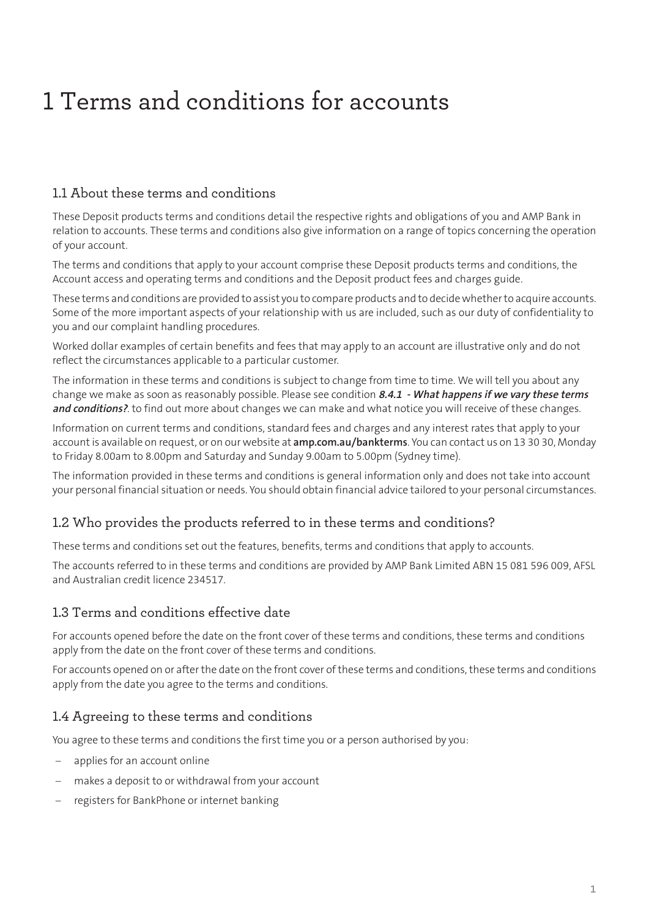# 1 Terms and conditions for accounts

## 1.1 About these terms and conditions

These Deposit products terms and conditions detail the respective rights and obligations of you and AMP Bank in relation to accounts. These terms and conditions also give information on a range of topics concerning the operation of your account.

The terms and conditions that apply to your account comprise these Deposit products terms and conditions, the Account access and operating terms and conditions and the Deposit product fees and charges guide.

These terms and conditions are provided to assist you to compare products and to decide whether to acquire accounts. Some of the more important aspects of your relationship with us are included, such as our duty of confidentiality to you and our complaint handling procedures.

Worked dollar examples of certain benefits and fees that may apply to an account are illustrative only and do not reflect the circumstances applicable to a particular customer.

The information in these terms and conditions is subject to change from time to time. We will tell you about any change we make as soon as reasonably possible. Please see condition ***8.4.1 - What happens if we vary these terms and conditions?***. to find out more about changes we can make and what notice you will receive of these changes.

Information on current terms and conditions, standard fees and charges and any interest rates that apply to your account is available on request, or on our website at **amp.com.au/bankterms**. You can contact us on 13 30 30, Monday to Friday 8.00am to 8.00pm and Saturday and Sunday 9.00am to 5.00pm (Sydney time).

The information provided in these terms and conditions is general information only and does not take into account your personal financial situation or needs. You should obtain financial advice tailored to your personal circumstances.

## 1.2 Who provides the products referred to in these terms and conditions?

These terms and conditions set out the features, benefits, terms and conditions that apply to accounts.

The accounts referred to in these terms and conditions are provided by AMP Bank Limited ABN 15 081 596 009, AFSL and Australian credit licence 234517.

## 1.3 Terms and conditions effective date

For accounts opened before the date on the front cover of these terms and conditions, these terms and conditions apply from the date on the front cover of these terms and conditions.

For accounts opened on or after the date on the front cover of these terms and conditions, these terms and conditions apply from the date you agree to the terms and conditions.

## 1.4 Agreeing to these terms and conditions

You agree to these terms and conditions the first time you or a person authorised by you:

- applies for an account online
- makes a deposit to or withdrawal from your account
- registers for BankPhone or internet banking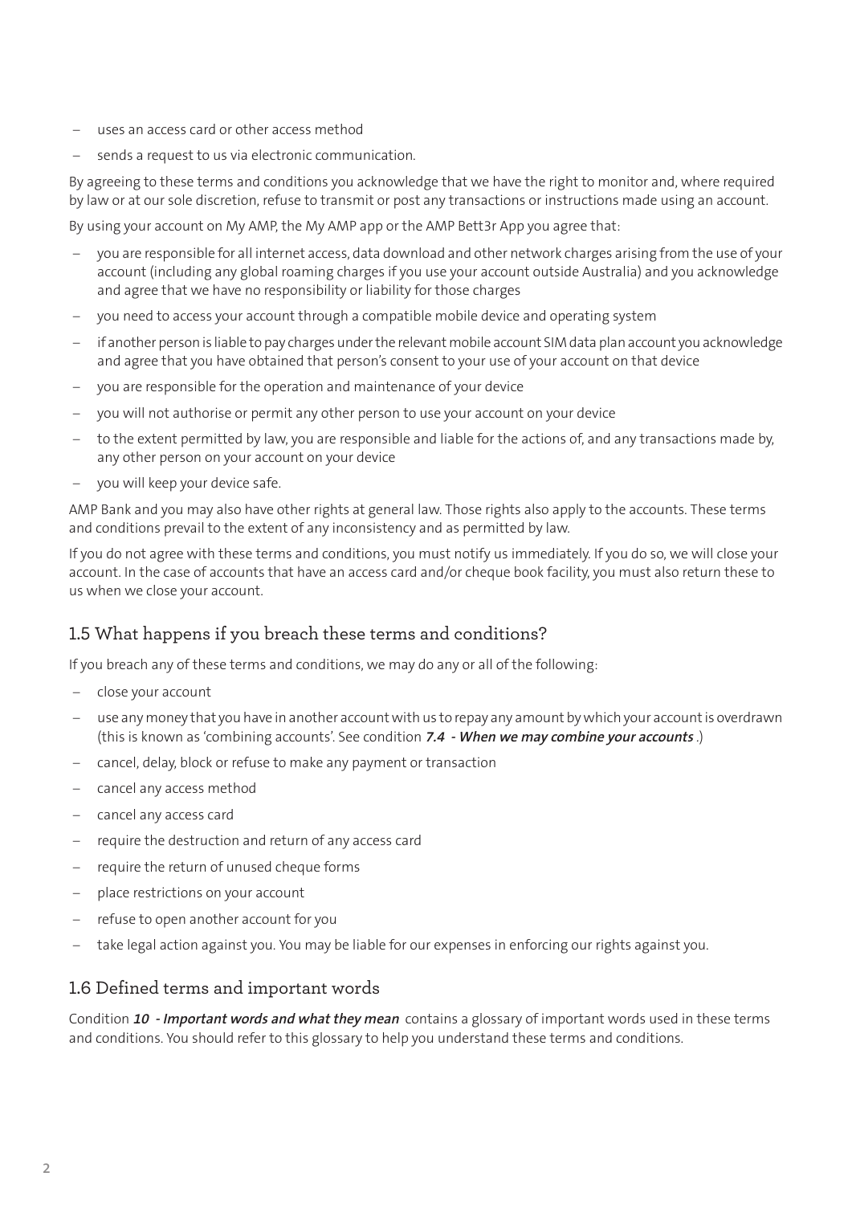- uses an access card or other access method
- sends a request to us via electronic communication.

By agreeing to these terms and conditions you acknowledge that we have the right to monitor and, where required by law or at our sole discretion, refuse to transmit or post any transactions or instructions made using an account.

By using your account on My AMP, the My AMP app or the AMP Bett3r App you agree that:

- you are responsible for all internet access, data download and other network charges arising from the use of your account (including any global roaming charges if you use your account outside Australia) and you acknowledge and agree that we have no responsibility or liability for those charges
- you need to access your account through a compatible mobile device and operating system
- if another person is liable to pay charges under the relevant mobile account SIM data plan account you acknowledge and agree that you have obtained that person's consent to your use of your account on that device
- you are responsible for the operation and maintenance of your device
- you will not authorise or permit any other person to use your account on your device
- to the extent permitted by law, you are responsible and liable for the actions of, and any transactions made by, any other person on your account on your device
- you will keep your device safe.

AMP Bank and you may also have other rights at general law. Those rights also apply to the accounts. These terms and conditions prevail to the extent of any inconsistency and as permitted by law.

If you do not agree with these terms and conditions, you must notify us immediately. If you do so, we will close your account. In the case of accounts that have an access card and/or cheque book facility, you must also return these to us when we close your account.

## 1.5 What happens if you breach these terms and conditions?

If you breach any of these terms and conditions, we may do any or all of the following:

- close your account
- use any money that you have in another account with us to repay any amount by which your account is overdrawn (this is known as 'combining accounts'. See condition ***7.4 - When we may combine your accounts***.)
- cancel, delay, block or refuse to make any payment or transaction
- cancel any access method
- cancel any access card
- require the destruction and return of any access card
- require the return of unused cheque forms
- place restrictions on your account
- refuse to open another account for you
- take legal action against you. You may be liable for our expenses in enforcing our rights against you.

## 1.6 Defined terms and important words

Condition ***10 - Important words and what they mean*** contains a glossary of important words used in these terms and conditions. You should refer to this glossary to help you understand these terms and conditions.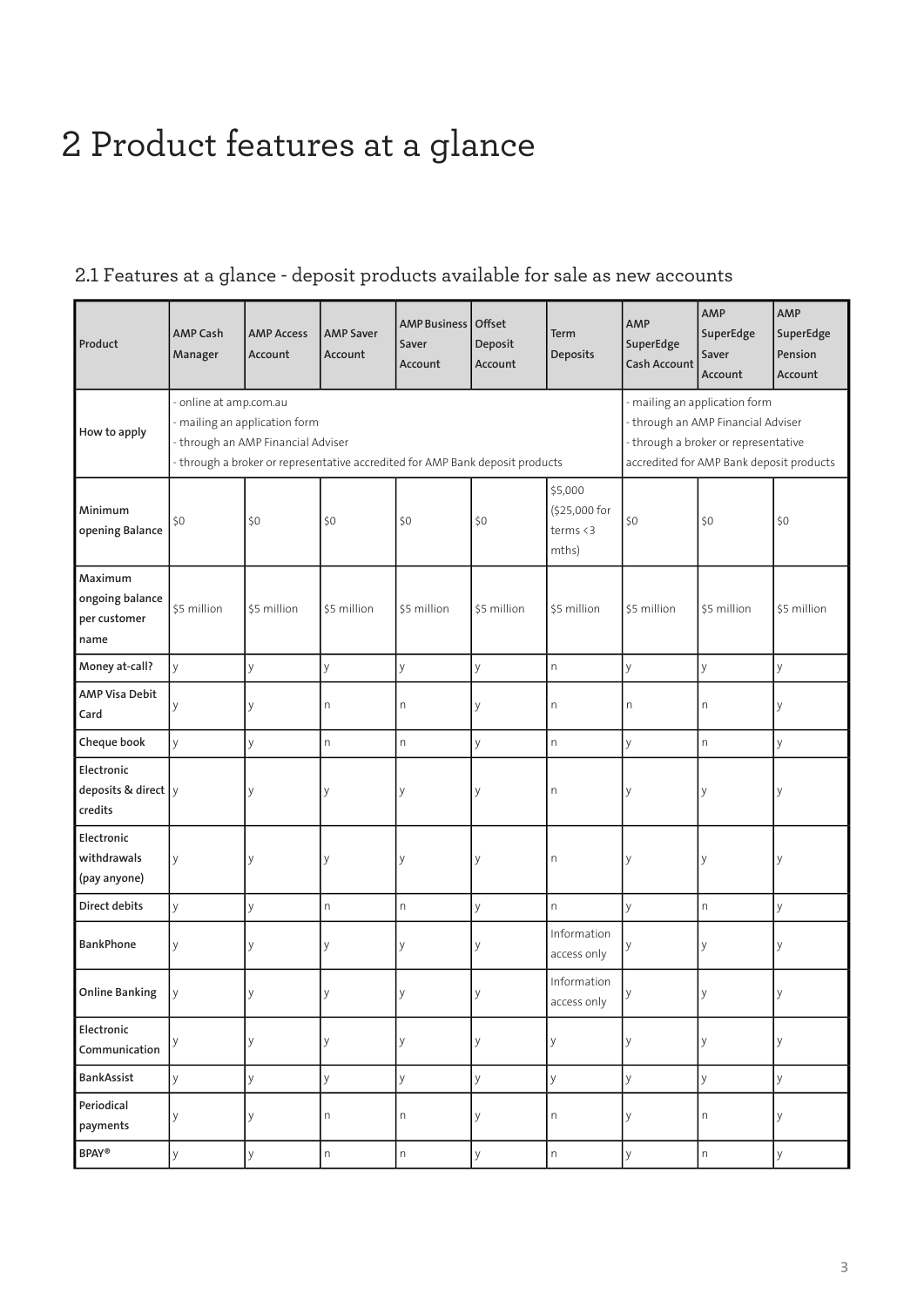# 2 Product features at a glance

## 2.1 Features at a glance - deposit products available for sale as new accounts

| Product | AMP Cash Manager | AMP Access Account | AMP Saver Account | AMP Business Saver Account | Offset Deposit Account | Term Deposits | AMP SuperEdge Cash Account | AMP SuperEdge Saver Account | AMP SuperEdge Pension Account |
|---|---|---|---|---|---|---|---|---|---|
| How to apply | - online at amp.com.au<br>- mailing an application form<br>- through an AMP Financial Adviser<br>- through a broker or representative accredited for AMP Bank deposit products | | | | | | - mailing an application form<br>- through an AMP Financial Adviser<br>- through a broker or representative accredited for AMP Bank deposit products | | |
| Minimum opening Balance | $0 | $0 | $0 | $0 | $0 | $5,000 ($25,000 for terms <3 mths) | $0 | $0 | $0 |
| Maximum ongoing balance per customer name | $5 million | $5 million | $5 million | $5 million | $5 million | $5 million | $5 million | $5 million | $5 million |
| Money at-call? | y | y | y | y | y | n | y | y | y |
| AMP Visa Debit Card | y | y | n | n | y | n | n | n | y |
| Cheque book | y | y | n | n | y | n | y | n | y |
| Electronic deposits & direct credits | y | y | y | y | y | n | y | y | y |
| Electronic withdrawals (pay anyone) | y | y | y | y | y | n | y | y | y |
| Direct debits | y | y | n | n | y | n | y | n | y |
| BankPhone | y | y | y | y | y | Information access only | y | y | y |
| Online Banking | y | y | y | y | y | Information access only | y | y | y |
| Electronic Communication | y | y | y | y | y | y | y | y | y |
| BankAssist | y | y | y | y | y | y | y | y | y |
| Periodical payments | y | y | n | n | y | n | y | n | y |
| BPAY® | y | y | n | n | y | n | y | n | y |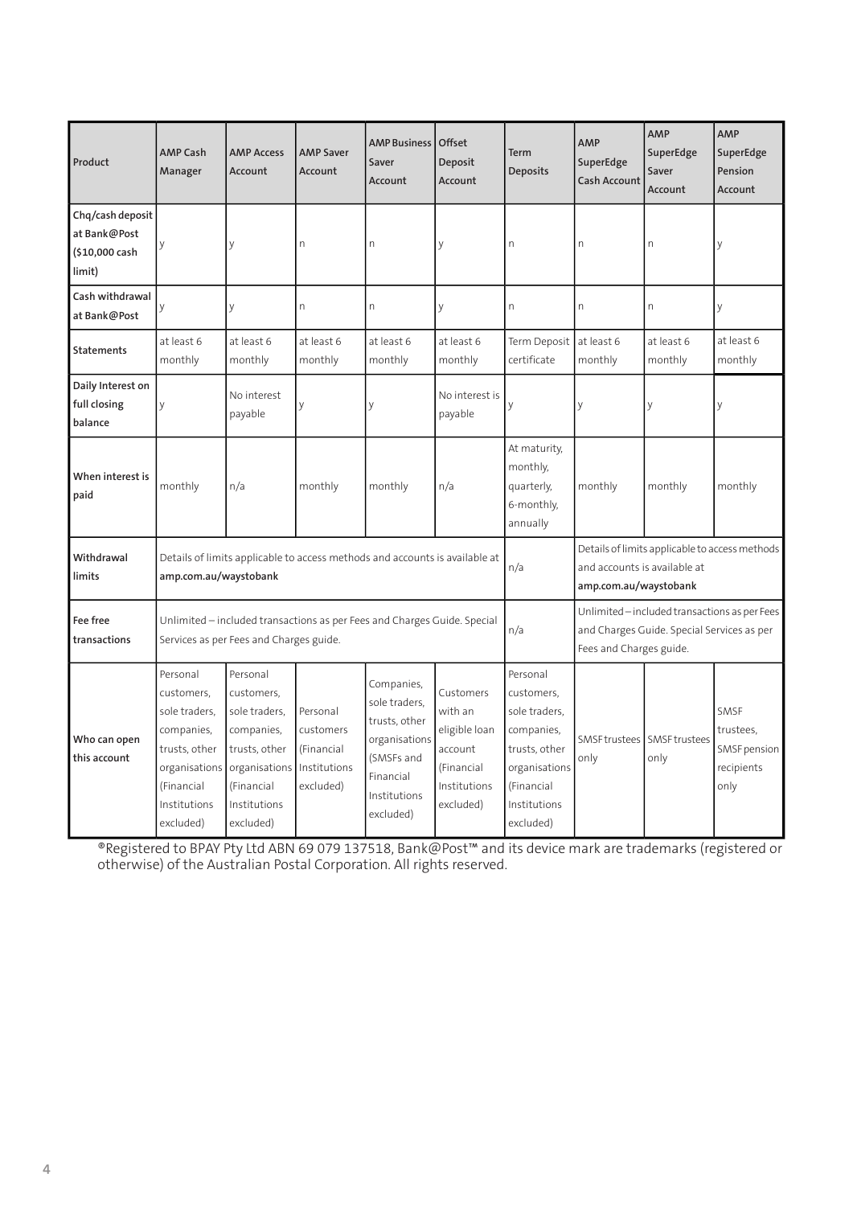| Product | AMP Cash Manager | AMP Access Account | AMP Saver Account | AMP Business Saver Account | Offset Deposit Account | Term Deposits | AMP SuperEdge Cash Account | AMP SuperEdge Saver Account | AMP SuperEdge Pension Account |
|---|---|---|---|---|---|---|---|---|---|
| Chq/cash deposit at Bank@Post ($10,000 cash limit) | y | y | n | n | y | n | n | n | y |
| Cash withdrawal at Bank@Post | y | y | n | n | y | n | n | n | y |
| Statements | at least 6 monthly | at least 6 monthly | at least 6 monthly | at least 6 monthly | at least 6 monthly | Term Deposit certificate | at least 6 monthly | at least 6 monthly | at least 6 monthly |
| Daily Interest on full closing balance | y | No interest payable | y | y | No interest is payable | y | y | y | y |
| When interest is paid | monthly | n/a | monthly | monthly | n/a | At maturity, monthly, quarterly, 6-monthly, annually | monthly | monthly | monthly |
| Withdrawal limits | Details of limits applicable to access methods and accounts is available at **amp.com.au/waystobank** | | | | | n/a | Details of limits applicable to access methods and accounts is available at **amp.com.au/waystobank** | | |
| Fee free transactions | Unlimited – included transactions as per Fees and Charges Guide. Special Services as per Fees and Charges guide. | | | | | n/a | Unlimited – included transactions as per Fees and Charges Guide. Special Services as per Fees and Charges guide. | | |
| Who can open this account | Personal customers, sole traders, companies, trusts, other organisations (Financial Institutions excluded) | Personal customers, sole traders, companies, trusts, other organisations (Financial Institutions excluded) | Personal customers (Financial Institutions excluded) | Companies, sole traders, trusts, other organisations (SMSFs and Financial Institutions excluded) | Customers with an eligible loan account (Financial Institutions excluded) | Personal customers, sole traders, companies, trusts, other organisations (Financial Institutions excluded) | SMSF trustees only | SMSF trustees only | SMSF trustees, SMSF pension recipients only |

®Registered to BPAY Pty Ltd ABN 69 079 137518, Bank@Post™ and its device mark are trademarks (registered or otherwise) of the Australian Postal Corporation. All rights reserved.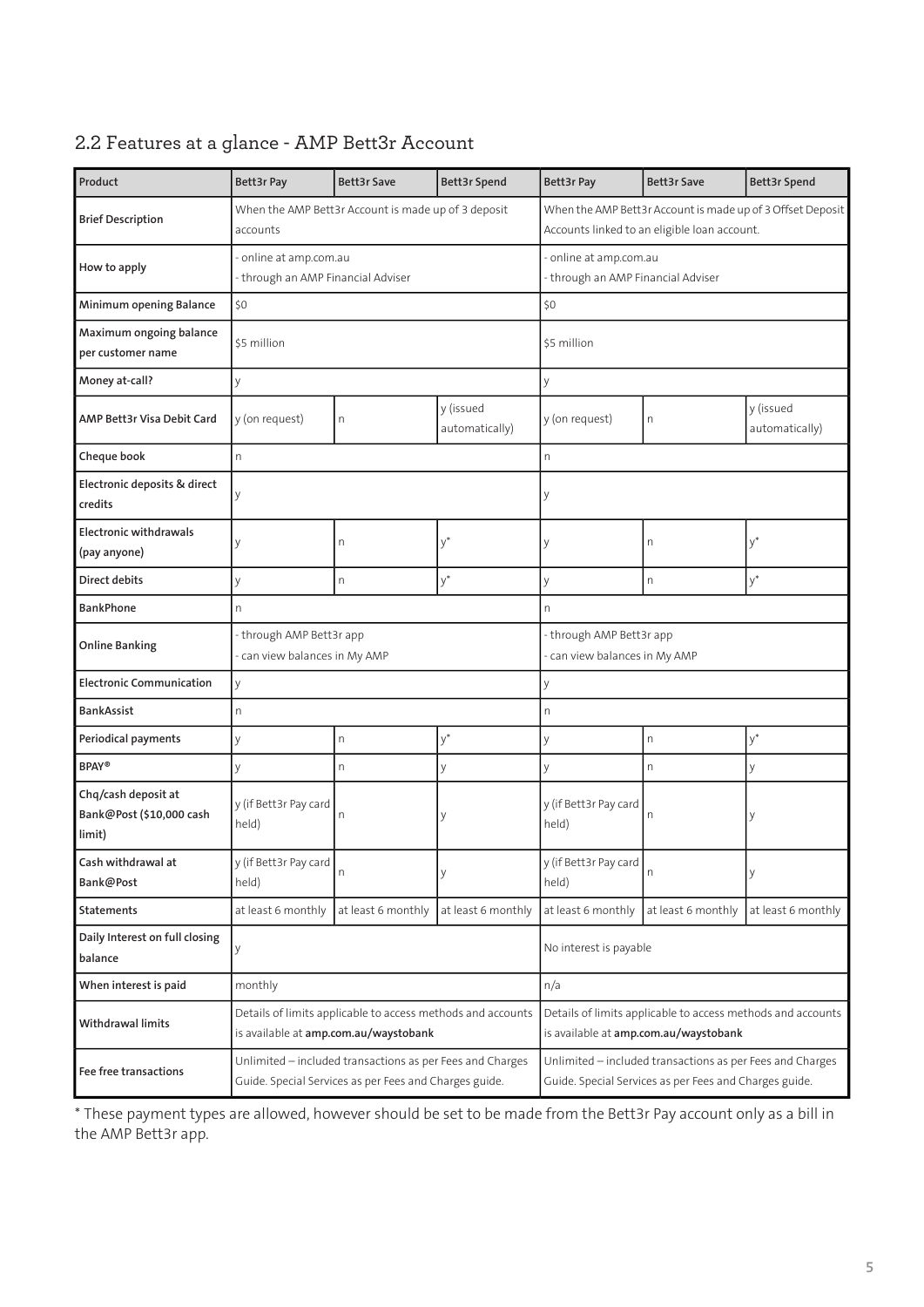## 2.2 Features at a glance - AMP Bett3r Account

| Product | Bett3r Pay | Bett3r Save | Bett3r Spend | Bett3r Pay | Bett3r Save | Bett3r Spend |
|---|---|---|---|---|---|---|
| **Brief Description** | When the AMP Bett3r Account is made up of 3 deposit accounts | | | When the AMP Bett3r Account is made up of 3 Offset Deposit Accounts linked to an eligible loan account. | | |
| **How to apply** | - online at amp.com.au<br>- through an AMP Financial Adviser | | | - online at amp.com.au<br>- through an AMP Financial Adviser | | |
| **Minimum opening Balance** | $0 | | | $0 | | |
| **Maximum ongoing balance per customer name** | $5 million | | | $5 million | | |
| **Money at-call?** | y | | | y | | |
| **AMP Bett3r Visa Debit Card** | y (on request) | n | y (issued automatically) | y (on request) | n | y (issued automatically) |
| **Cheque book** | n | | | n | | |
| **Electronic deposits & direct credits** | y | | | y | | |
| **Electronic withdrawals (pay anyone)** | y | n | y* | y | n | y* |
| **Direct debits** | y | n | y* | y | n | y* |
| **BankPhone** | n | | | n | | |
| **Online Banking** | - through AMP Bett3r app<br>- can view balances in My AMP | | | - through AMP Bett3r app<br>- can view balances in My AMP | | |
| **Electronic Communication** | y | | | y | | |
| **BankAssist** | n | | | n | | |
| **Periodical payments** | y | n | y* | y | n | y* |
| **BPAY®** | y | n | y | y | n | y |
| **Chq/cash deposit at Bank@Post ($10,000 cash limit)** | y (if Bett3r Pay card held) | n | y | y (if Bett3r Pay card held) | n | y |
| **Cash withdrawal at Bank@Post** | y (if Bett3r Pay card held) | n | y | y (if Bett3r Pay card held) | n | y |
| **Statements** | at least 6 monthly | at least 6 monthly | at least 6 monthly | at least 6 monthly | at least 6 monthly | at least 6 monthly |
| **Daily Interest on full closing balance** | y | | | No interest is payable | | |
| **When interest is paid** | monthly | | | n/a | | |
| **Withdrawal limits** | Details of limits applicable to access methods and accounts is available at **amp.com.au/waystobank** | | | Details of limits applicable to access methods and accounts is available at **amp.com.au/waystobank** | | |
| **Fee free transactions** | Unlimited – included transactions as per Fees and Charges Guide. Special Services as per Fees and Charges guide. | | | Unlimited – included transactions as per Fees and Charges Guide. Special Services as per Fees and Charges guide. | | |

* These payment types are allowed, however should be set to be made from the Bett3r Pay account only as a bill in the AMP Bett3r app.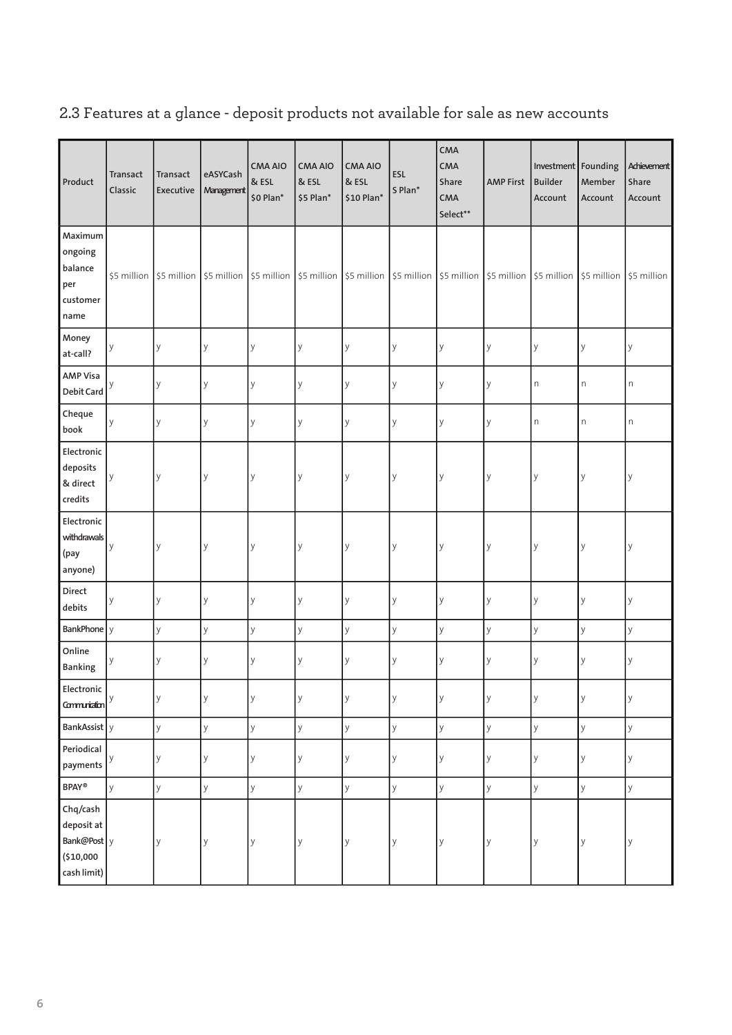## 2.3 Features at a glance - deposit products not available for sale as new accounts

| Product | Transact Classic | Transact Executive | eASYCash Management | CMA AIO & ESL $0 Plan* | CMA AIO & ESL $5 Plan* | CMA AIO & ESL $10 Plan* | ESL S Plan* | CMA CMA Share CMA Select** | AMP First | Investment Builder Account | Founding Member Account | Achievement Share Account |
|---|---|---|---|---|---|---|---|---|---|---|---|---|
| Maximum ongoing balance per customer name | $5 million | $5 million | $5 million | $5 million | $5 million | $5 million | $5 million | $5 million | $5 million | $5 million | $5 million | $5 million |
| Money at-call? | y | y | y | y | y | y | y | y | y | y | y | y |
| AMP Visa Debit Card | y | y | y | y | y | y | y | y | y | n | n | n |
| Cheque book | y | y | y | y | y | y | y | y | y | n | n | n |
| Electronic deposits & direct credits | y | y | y | y | y | y | y | y | y | y | y | y |
| Electronic withdrawals (pay anyone) | y | y | y | y | y | y | y | y | y | y | y | y |
| Direct debits | y | y | y | y | y | y | y | y | y | y | y | y |
| BankPhone | y | y | y | y | y | y | y | y | y | y | y | y |
| Online Banking | y | y | y | y | y | y | y | y | y | y | y | y |
| Electronic Communication | y | y | y | y | y | y | y | y | y | y | y | y |
| BankAssist | y | y | y | y | y | y | y | y | y | y | y | y |
| Periodical payments | y | y | y | y | y | y | y | y | y | y | y | y |
| BPAY® | y | y | y | y | y | y | y | y | y | y | y | y |
| Chq/cash deposit at Bank@Post ($10,000 cash limit) | y | y | y | y | y | y | y | y | y | y | y | y |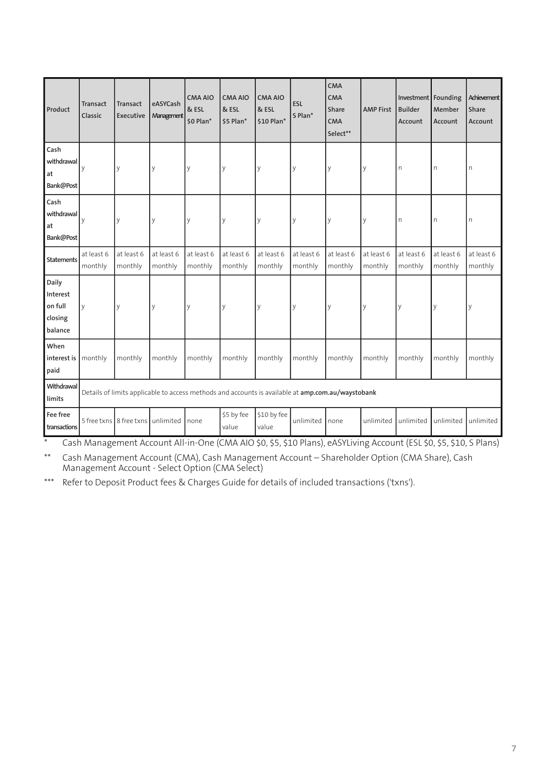| Product | Transact Classic | Transact Executive | eASYCash Management | CMA AIO & ESL $0 Plan* | CMA AIO & ESL $5 Plan* | CMA AIO & ESL $10 Plan* | ESL S Plan* | CMA CMA Share CMA Select** | AMP First | Investment Builder Account | Founding Member Account | Achievement Share Account |
|---|---|---|---|---|---|---|---|---|---|---|---|---|
| Cash withdrawal at Bank@Post | y | y | y | y | y | y | y | y | y | n | n | n |
| Cash withdrawal at Bank@Post | y | y | y | y | y | y | y | y | y | n | n | n |
| Statements | at least 6 monthly | at least 6 monthly | at least 6 monthly | at least 6 monthly | at least 6 monthly | at least 6 monthly | at least 6 monthly | at least 6 monthly | at least 6 monthly | at least 6 monthly | at least 6 monthly | at least 6 monthly |
| Daily Interest on full closing balance | y | y | y | y | y | y | y | y | y | y | y | y |
| When interest is paid | monthly | monthly | monthly | monthly | monthly | monthly | monthly | monthly | monthly | monthly | monthly | monthly |
| Withdrawal limits | Details of limits applicable to access methods and accounts is available at **amp.com.au/waystobank** | | | | | | | | | | | |
| Fee free transactions | 5 free txns | 8 free txns | unlimited | none | $5 by fee value | $10 by fee value | unlimited | none | unlimited | unlimited | unlimited | unlimited |

\* Cash Management Account All-in-One (CMA AIO $0, $5, $10 Plans), eASYLiving Account (ESL $0, $5, $10, S Plans)

\** Cash Management Account (CMA), Cash Management Account – Shareholder Option (CMA Share), Cash Management Account - Select Option (CMA Select)

\*** Refer to Deposit Product fees & Charges Guide for details of included transactions ('txns').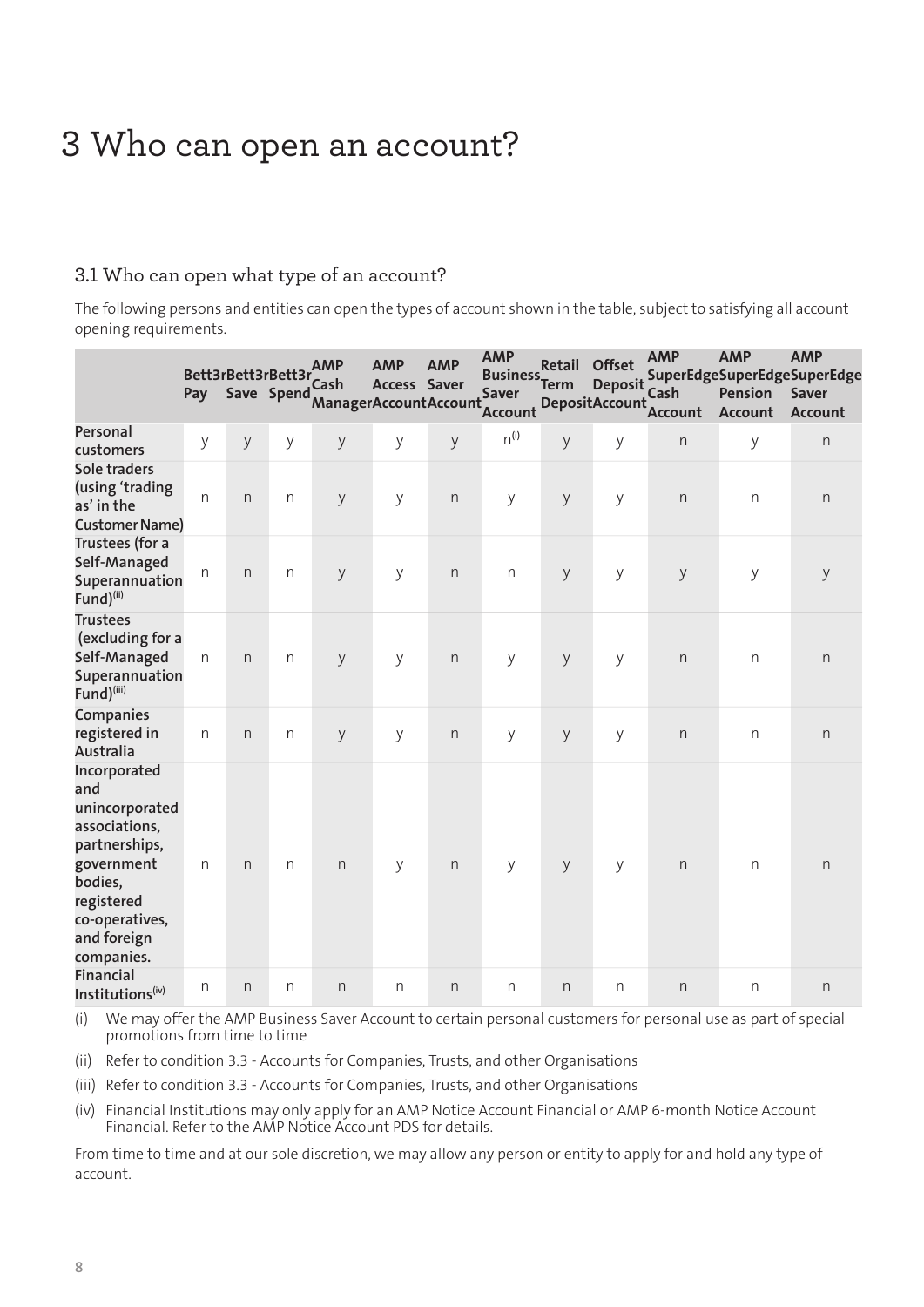# 3 Who can open an account?

## 3.1 Who can open what type of an account?

The following persons and entities can open the types of account shown in the table, subject to satisfying all account opening requirements.

| | Bett3r Pay | Bett3r Save | Bett3r Spend | AMP Cash Manager | AMP Access Account | AMP Saver Account | AMP Business Saver Account | Retail Term Deposit | Offset Deposit Account | AMP SuperEdge Cash Account | AMP SuperEdge Pension Account | AMP SuperEdge Saver Account |
|---|---|---|---|---|---|---|---|---|---|---|---|---|
| Personal customers | y | y | y | y | y | y | n[(i)] | y | y | n | y | n |
| Sole traders (using 'trading as' in the Customer Name) | n | n | n | y | y | n | y | y | y | n | n | n |
| Trustees (for a Self-Managed Superannuation Fund)[(ii)] | n | n | n | y | y | n | n | y | y | y | y | y |
| Trustees (excluding for a Self-Managed Superannuation Fund)[(iii)] | n | n | n | y | y | n | y | y | y | n | n | n |
| Companies registered in Australia | n | n | n | y | y | n | y | y | y | n | n | n |
| Incorporated and unincorporated associations, partnerships, government bodies, registered co-operatives, and foreign companies. | n | n | n | n | y | n | y | y | y | n | n | n |
| Financial Institutions[(iv)] | n | n | n | n | n | n | n | n | n | n | n | n |

(i) We may offer the AMP Business Saver Account to certain personal customers for personal use as part of special promotions from time to time

(ii) Refer to condition 3.3 - Accounts for Companies, Trusts, and other Organisations

(iii) Refer to condition 3.3 - Accounts for Companies, Trusts, and other Organisations

(iv) Financial Institutions may only apply for an AMP Notice Account Financial or AMP 6-month Notice Account Financial. Refer to the AMP Notice Account PDS for details.

From time to time and at our sole discretion, we may allow any person or entity to apply for and hold any type of account.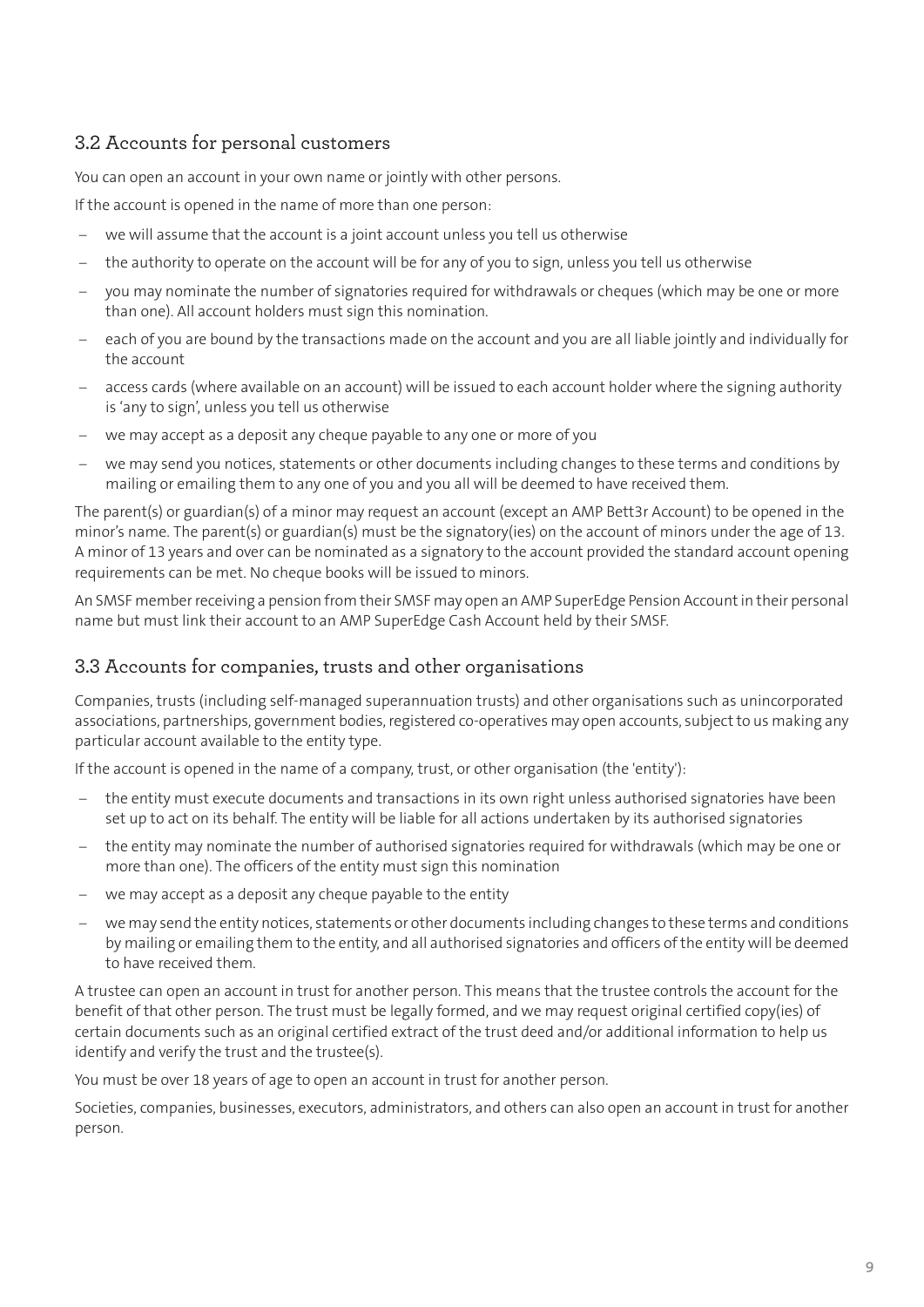## 3.2 Accounts for personal customers

You can open an account in your own name or jointly with other persons.

If the account is opened in the name of more than one person:

- we will assume that the account is a joint account unless you tell us otherwise
- the authority to operate on the account will be for any of you to sign, unless you tell us otherwise
- you may nominate the number of signatories required for withdrawals or cheques (which may be one or more than one). All account holders must sign this nomination.
- each of you are bound by the transactions made on the account and you are all liable jointly and individually for the account
- access cards (where available on an account) will be issued to each account holder where the signing authority is 'any to sign', unless you tell us otherwise
- we may accept as a deposit any cheque payable to any one or more of you
- we may send you notices, statements or other documents including changes to these terms and conditions by mailing or emailing them to any one of you and you all will be deemed to have received them.

The parent(s) or guardian(s) of a minor may request an account (except an AMP Bett3r Account) to be opened in the minor's name. The parent(s) or guardian(s) must be the signatory(ies) on the account of minors under the age of 13. A minor of 13 years and over can be nominated as a signatory to the account provided the standard account opening requirements can be met. No cheque books will be issued to minors.

An SMSF member receiving a pension from their SMSF may open an AMP SuperEdge Pension Account in their personal name but must link their account to an AMP SuperEdge Cash Account held by their SMSF.

## 3.3 Accounts for companies, trusts and other organisations

Companies, trusts (including self-managed superannuation trusts) and other organisations such as unincorporated associations, partnerships, government bodies, registered co-operatives may open accounts, subject to us making any particular account available to the entity type.

If the account is opened in the name of a company, trust, or other organisation (the 'entity'):

- the entity must execute documents and transactions in its own right unless authorised signatories have been set up to act on its behalf. The entity will be liable for all actions undertaken by its authorised signatories
- the entity may nominate the number of authorised signatories required for withdrawals (which may be one or more than one). The officers of the entity must sign this nomination
- we may accept as a deposit any cheque payable to the entity
- we may send the entity notices, statements or other documents including changes to these terms and conditions by mailing or emailing them to the entity, and all authorised signatories and officers of the entity will be deemed to have received them.

A trustee can open an account in trust for another person. This means that the trustee controls the account for the benefit of that other person. The trust must be legally formed, and we may request original certified copy(ies) of certain documents such as an original certified extract of the trust deed and/or additional information to help us identify and verify the trust and the trustee(s).

You must be over 18 years of age to open an account in trust for another person.

Societies, companies, businesses, executors, administrators, and others can also open an account in trust for another person.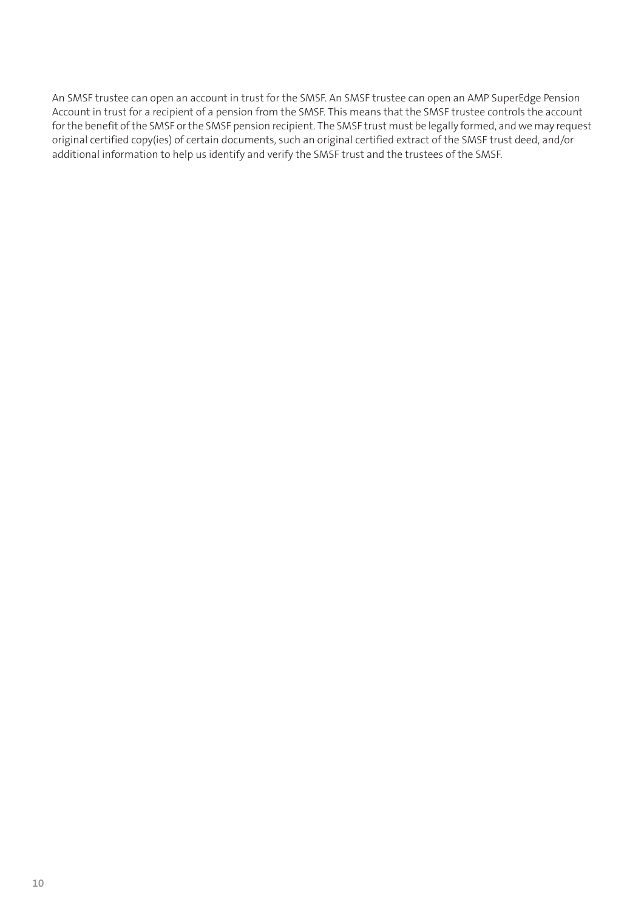An SMSF trustee can open an account in trust for the SMSF. An SMSF trustee can open an AMP SuperEdge Pension Account in trust for a recipient of a pension from the SMSF. This means that the SMSF trustee controls the account for the benefit of the SMSF or the SMSF pension recipient. The SMSF trust must be legally formed, and we may request original certified copy(ies) of certain documents, such an original certified extract of the SMSF trust deed, and/or additional information to help us identify and verify the SMSF trust and the trustees of the SMSF.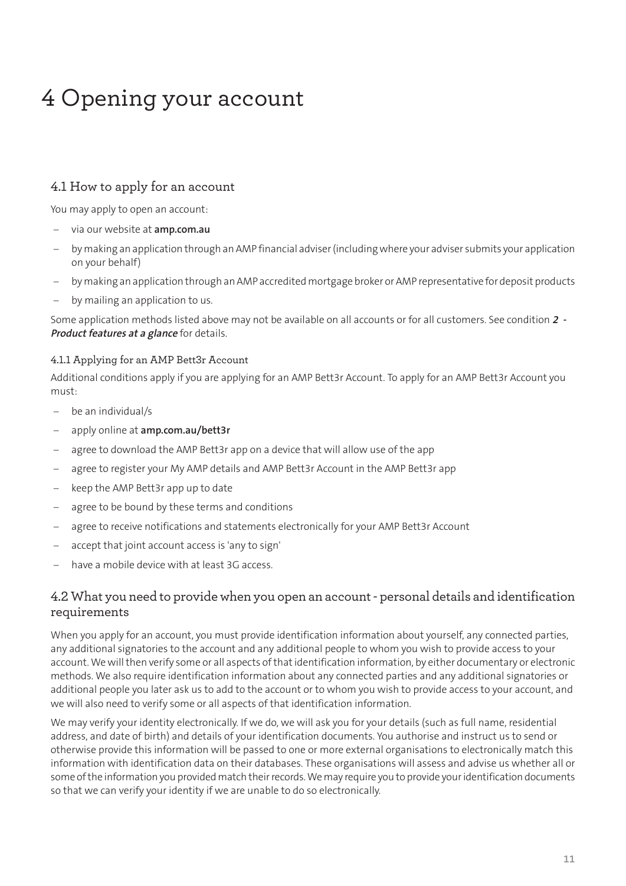# 4 Opening your account

## 4.1 How to apply for an account

You may apply to open an account:

- via our website at **amp.com.au**
- by making an application through an AMP financial adviser (including where your adviser submits your application on your behalf)
- by making an application through an AMP accredited mortgage broker or AMP representative for deposit products
- by mailing an application to us.

Some application methods listed above may not be available on all accounts or for all customers. See condition ***2 - Product features at a glance*** for details.

### 4.1.1 Applying for an AMP Bett3r Account

Additional conditions apply if you are applying for an AMP Bett3r Account. To apply for an AMP Bett3r Account you must:

- be an individual/s
- apply online at **amp.com.au/bett3r**
- agree to download the AMP Bett3r app on a device that will allow use of the app
- agree to register your My AMP details and AMP Bett3r Account in the AMP Bett3r app
- keep the AMP Bett3r app up to date
- agree to be bound by these terms and conditions
- agree to receive notifications and statements electronically for your AMP Bett3r Account
- accept that joint account access is 'any to sign'
- have a mobile device with at least 3G access.

## 4.2 What you need to provide when you open an account - personal details and identification requirements

When you apply for an account, you must provide identification information about yourself, any connected parties, any additional signatories to the account and any additional people to whom you wish to provide access to your account. We will then verify some or all aspects of that identification information, by either documentary or electronic methods. We also require identification information about any connected parties and any additional signatories or additional people you later ask us to add to the account or to whom you wish to provide access to your account, and we will also need to verify some or all aspects of that identification information.

We may verify your identity electronically. If we do, we will ask you for your details (such as full name, residential address, and date of birth) and details of your identification documents. You authorise and instruct us to send or otherwise provide this information will be passed to one or more external organisations to electronically match this information with identification data on their databases. These organisations will assess and advise us whether all or some of the information you provided match their records. We may require you to provide your identification documents so that we can verify your identity if we are unable to do so electronically.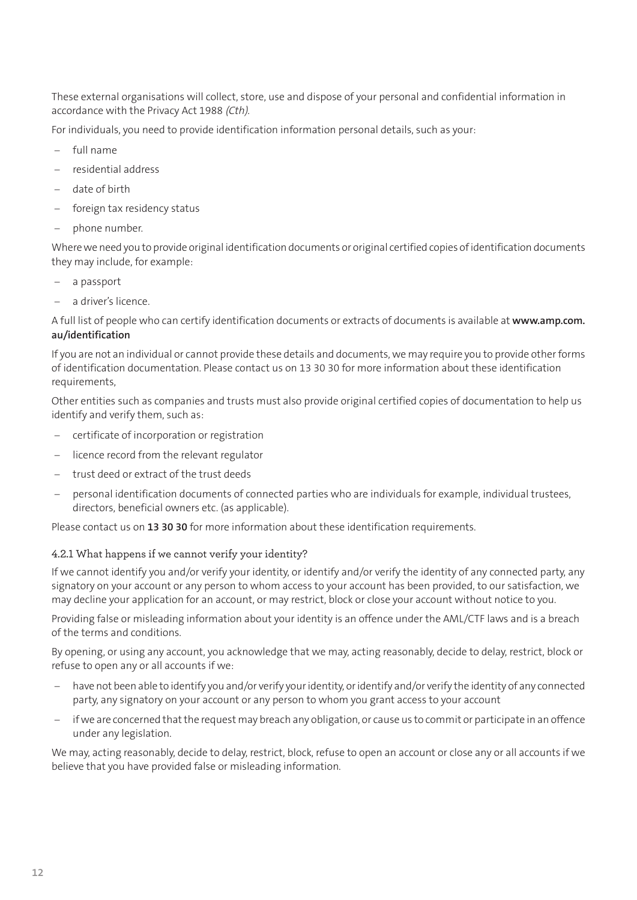These external organisations will collect, store, use and dispose of your personal and confidential information in accordance with the Privacy Act 1988 *(Cth)*.

For individuals, you need to provide identification information personal details, such as your:

- full name
- residential address
- date of birth
- foreign tax residency status
- phone number.

Where we need you to provide original identification documents or original certified copies of identification documents they may include, for example:

- a passport
- a driver's licence.

A full list of people who can certify identification documents or extracts of documents is available at **www.amp.com.au/identification**

If you are not an individual or cannot provide these details and documents, we may require you to provide other forms of identification documentation. Please contact us on 13 30 30 for more information about these identification requirements,

Other entities such as companies and trusts must also provide original certified copies of documentation to help us identify and verify them, such as:

- certificate of incorporation or registration
- licence record from the relevant regulator
- trust deed or extract of the trust deeds
- personal identification documents of connected parties who are individuals for example, individual trustees, directors, beneficial owners etc. (as applicable).

Please contact us on **13 30 30** for more information about these identification requirements.

### 4.2.1 What happens if we cannot verify your identity?

If we cannot identify you and/or verify your identity, or identify and/or verify the identity of any connected party, any signatory on your account or any person to whom access to your account has been provided, to our satisfaction, we may decline your application for an account, or may restrict, block or close your account without notice to you.

Providing false or misleading information about your identity is an offence under the AML/CTF laws and is a breach of the terms and conditions.

By opening, or using any account, you acknowledge that we may, acting reasonably, decide to delay, restrict, block or refuse to open any or all accounts if we:

- have not been able to identify you and/or verify your identity, or identify and/or verify the identity of any connected party, any signatory on your account or any person to whom you grant access to your account
- if we are concerned that the request may breach any obligation, or cause us to commit or participate in an offence under any legislation.

We may, acting reasonably, decide to delay, restrict, block, refuse to open an account or close any or all accounts if we believe that you have provided false or misleading information.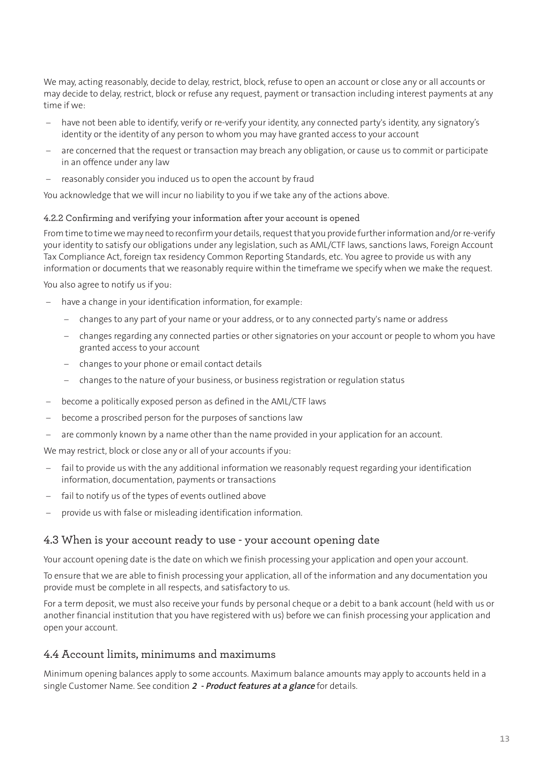We may, acting reasonably, decide to delay, restrict, block, refuse to open an account or close any or all accounts or may decide to delay, restrict, block or refuse any request, payment or transaction including interest payments at any time if we:

- have not been able to identify, verify or re-verify your identity, any connected party's identity, any signatory's identity or the identity of any person to whom you may have granted access to your account
- are concerned that the request or transaction may breach any obligation, or cause us to commit or participate in an offence under any law
- reasonably consider you induced us to open the account by fraud

You acknowledge that we will incur no liability to you if we take any of the actions above.

#### 4.2.2 Confirming and verifying your information after your account is opened

From time to time we may need to reconfirm your details, request that you provide further information and/or re-verify your identity to satisfy our obligations under any legislation, such as AML/CTF laws, sanctions laws, Foreign Account Tax Compliance Act, foreign tax residency Common Reporting Standards, etc. You agree to provide us with any information or documents that we reasonably require within the timeframe we specify when we make the request.

You also agree to notify us if you:

- have a change in your identification information, for example:
  - changes to any part of your name or your address, or to any connected party's name or address
  - changes regarding any connected parties or other signatories on your account or people to whom you have granted access to your account
  - changes to your phone or email contact details
  - changes to the nature of your business, or business registration or regulation status
- become a politically exposed person as defined in the AML/CTF laws
- become a proscribed person for the purposes of sanctions law
- are commonly known by a name other than the name provided in your application for an account.

We may restrict, block or close any or all of your accounts if you:

- fail to provide us with the any additional information we reasonably request regarding your identification information, documentation, payments or transactions
- fail to notify us of the types of events outlined above
- provide us with false or misleading identification information.

### 4.3 When is your account ready to use - your account opening date

Your account opening date is the date on which we finish processing your application and open your account.

To ensure that we are able to finish processing your application, all of the information and any documentation you provide must be complete in all respects, and satisfactory to us.

For a term deposit, we must also receive your funds by personal cheque or a debit to a bank account (held with us or another financial institution that you have registered with us) before we can finish processing your application and open your account.

### 4.4 Account limits, minimums and maximums

Minimum opening balances apply to some accounts. Maximum balance amounts may apply to accounts held in a single Customer Name. See condition ***2 - Product features at a glance*** for details.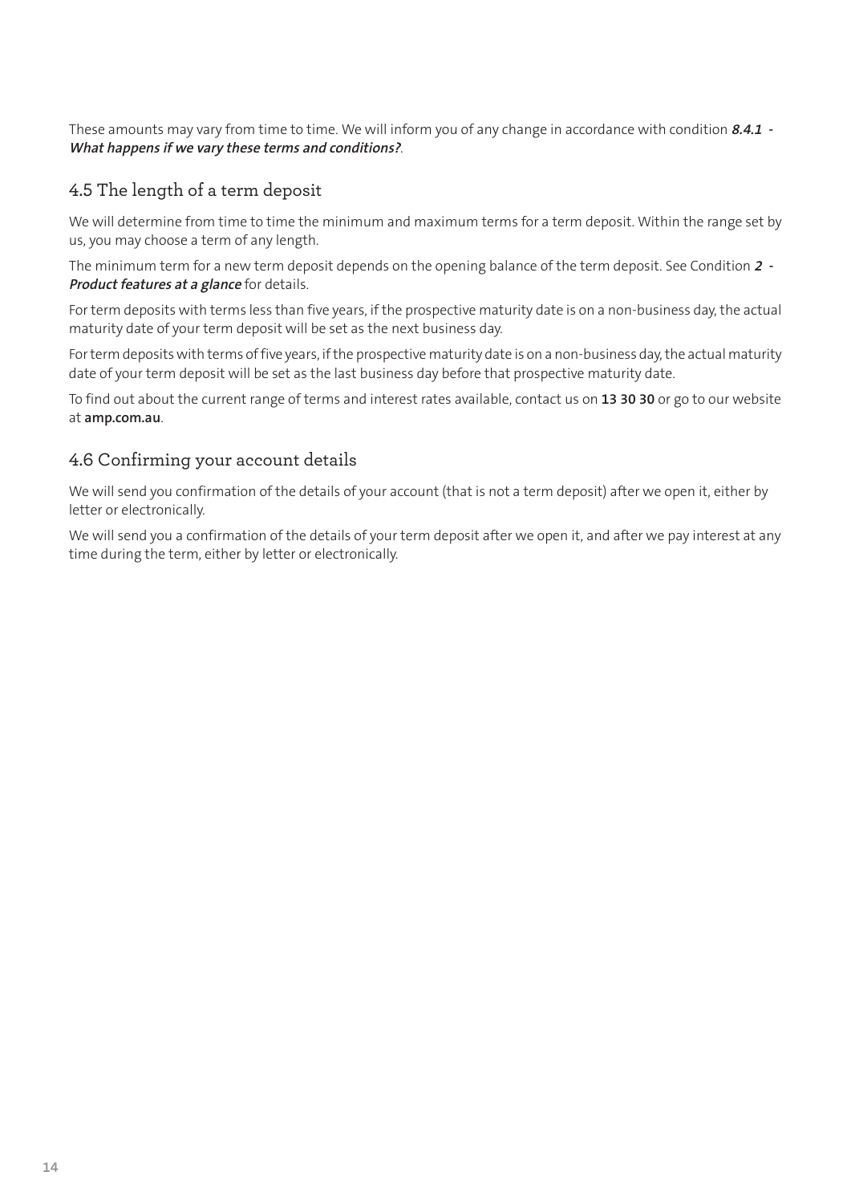These amounts may vary from time to time. We will inform you of any change in accordance with condition ***8.4.1 - What happens if we vary these terms and conditions?***.

## 4.5 The length of a term deposit

We will determine from time to time the minimum and maximum terms for a term deposit. Within the range set by us, you may choose a term of any length.

The minimum term for a new term deposit depends on the opening balance of the term deposit. See Condition ***2 - Product features at a glance*** for details.

For term deposits with terms less than five years, if the prospective maturity date is on a non-business day, the actual maturity date of your term deposit will be set as the next business day.

For term deposits with terms of five years, if the prospective maturity date is on a non-business day, the actual maturity date of your term deposit will be set as the last business day before that prospective maturity date.

To find out about the current range of terms and interest rates available, contact us on **13 30 30** or go to our website at **amp.com.au**.

## 4.6 Confirming your account details

We will send you confirmation of the details of your account (that is not a term deposit) after we open it, either by letter or electronically.

We will send you a confirmation of the details of your term deposit after we open it, and after we pay interest at any time during the term, either by letter or electronically.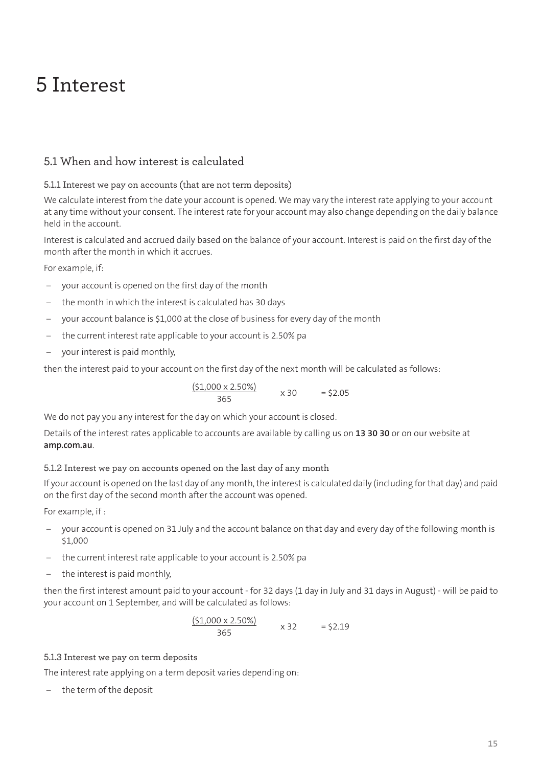# 5 Interest

## 5.1 When and how interest is calculated

### 5.1.1 Interest we pay on accounts (that are not term deposits)

We calculate interest from the date your account is opened. We may vary the interest rate applying to your account at any time without your consent. The interest rate for your account may also change depending on the daily balance held in the account.

Interest is calculated and accrued daily based on the balance of your account. Interest is paid on the first day of the month after the month in which it accrues.

For example, if:

- your account is opened on the first day of the month
- the month in which the interest is calculated has 30 days
- your account balance is $1,000 at the close of business for every day of the month
- the current interest rate applicable to your account is 2.50% pa
- your interest is paid monthly,

then the interest paid to your account on the first day of the next month will be calculated as follows:

$$\frac{(\$1,000 \times 2.50\%)}{365} \times 30 = \$2.05$$

We do not pay you any interest for the day on which your account is closed.

Details of the interest rates applicable to accounts are available by calling us on **13 30 30** or on our website at **amp.com.au**.

### 5.1.2 Interest we pay on accounts opened on the last day of any month

If your account is opened on the last day of any month, the interest is calculated daily (including for that day) and paid on the first day of the second month after the account was opened.

For example, if :

- your account is opened on 31 July and the account balance on that day and every day of the following month is $1,000
- the current interest rate applicable to your account is 2.50% pa
- the interest is paid monthly,

then the first interest amount paid to your account - for 32 days (1 day in July and 31 days in August) - will be paid to your account on 1 September, and will be calculated as follows:

$$\frac{(\$1,000 \times 2.50\%)}{365} \times 32 = \$2.19$$

### 5.1.3 Interest we pay on term deposits

The interest rate applying on a term deposit varies depending on:

- the term of the deposit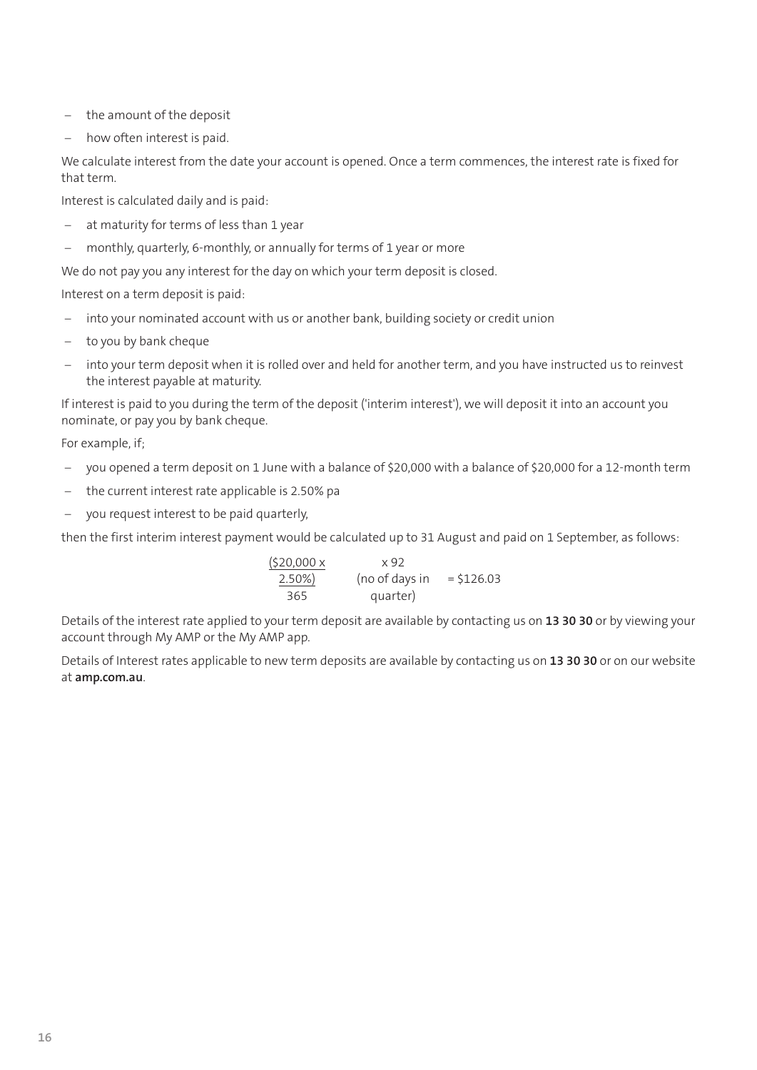- the amount of the deposit
- how often interest is paid.

We calculate interest from the date your account is opened. Once a term commences, the interest rate is fixed for that term.

Interest is calculated daily and is paid:

- at maturity for terms of less than 1 year
- monthly, quarterly, 6-monthly, or annually for terms of 1 year or more

We do not pay you any interest for the day on which your term deposit is closed.

Interest on a term deposit is paid:

- into your nominated account with us or another bank, building society or credit union
- to you by bank cheque
- into your term deposit when it is rolled over and held for another term, and you have instructed us to reinvest the interest payable at maturity.

If interest is paid to you during the term of the deposit ('interim interest'), we will deposit it into an account you nominate, or pay you by bank cheque.

For example, if;

- you opened a term deposit on 1 June with a balance of $20,000 with a balance of $20,000 for a 12-month term
- the current interest rate applicable is 2.50% pa
- you request interest to be paid quarterly,

then the first interim interest payment would be calculated up to 31 August and paid on 1 September, as follows:

$$\frac{(\$20{,}000 \times 2.50\%)}{365} \times 92 \text{ (no of days in quarter)} = \$126.03$$

Details of the interest rate applied to your term deposit are available by contacting us on **13 30 30** or by viewing your account through My AMP or the My AMP app.

Details of Interest rates applicable to new term deposits are available by contacting us on **13 30 30** or on our website at **amp.com.au**.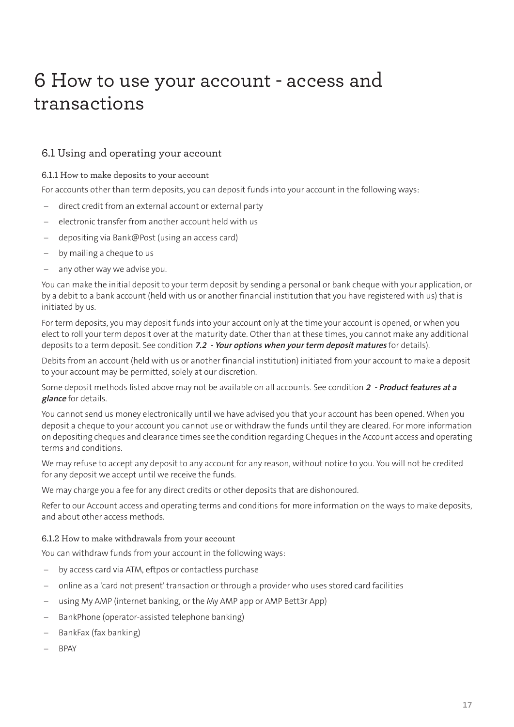# 6 How to use your account - access and transactions

## 6.1 Using and operating your account

### 6.1.1 How to make deposits to your account

For accounts other than term deposits, you can deposit funds into your account in the following ways:

- direct credit from an external account or external party
- electronic transfer from another account held with us
- depositing via Bank@Post (using an access card)
- by mailing a cheque to us
- any other way we advise you.

You can make the initial deposit to your term deposit by sending a personal or bank cheque with your application, or by a debit to a bank account (held with us or another financial institution that you have registered with us) that is initiated by us.

For term deposits, you may deposit funds into your account only at the time your account is opened, or when you elect to roll your term deposit over at the maturity date. Other than at these times, you cannot make any additional deposits to a term deposit. See condition ***7.2 - Your options when your term deposit matures*** for details).

Debits from an account (held with us or another financial institution) initiated from your account to make a deposit to your account may be permitted, solely at our discretion.

Some deposit methods listed above may not be available on all accounts. See condition ***2 - Product features at a glance*** for details.

You cannot send us money electronically until we have advised you that your account has been opened. When you deposit a cheque to your account you cannot use or withdraw the funds until they are cleared. For more information on depositing cheques and clearance times see the condition regarding Cheques in the Account access and operating terms and conditions.

We may refuse to accept any deposit to any account for any reason, without notice to you. You will not be credited for any deposit we accept until we receive the funds.

We may charge you a fee for any direct credits or other deposits that are dishonoured.

Refer to our Account access and operating terms and conditions for more information on the ways to make deposits, and about other access methods.

### 6.1.2 How to make withdrawals from your account

You can withdraw funds from your account in the following ways:

- by access card via ATM, eftpos or contactless purchase
- online as a 'card not present' transaction or through a provider who uses stored card facilities
- using My AMP (internet banking, or the My AMP app or AMP Bett3r App)
- BankPhone (operator-assisted telephone banking)
- BankFax (fax banking)
- BPAY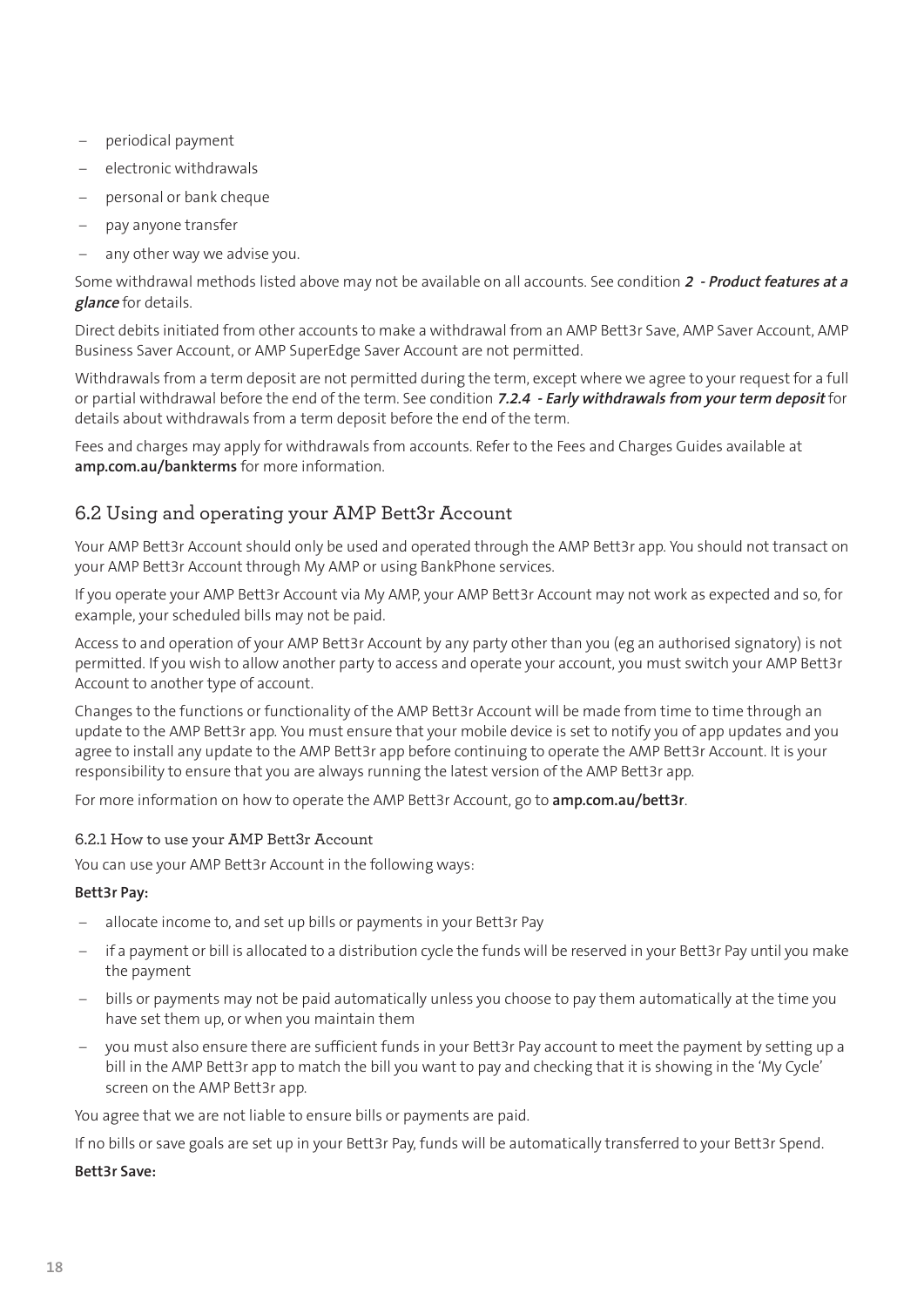- periodical payment
- electronic withdrawals
- personal or bank cheque
- pay anyone transfer
- any other way we advise you.

Some withdrawal methods listed above may not be available on all accounts. See condition ***2 - Product features at a glance*** for details.

Direct debits initiated from other accounts to make a withdrawal from an AMP Bett3r Save, AMP Saver Account, AMP Business Saver Account, or AMP SuperEdge Saver Account are not permitted.

Withdrawals from a term deposit are not permitted during the term, except where we agree to your request for a full or partial withdrawal before the end of the term. See condition ***7.2.4 - Early withdrawals from your term deposit*** for details about withdrawals from a term deposit before the end of the term.

Fees and charges may apply for withdrawals from accounts. Refer to the Fees and Charges Guides available at **amp.com.au/bankterms** for more information.

## 6.2 Using and operating your AMP Bett3r Account

Your AMP Bett3r Account should only be used and operated through the AMP Bett3r app. You should not transact on your AMP Bett3r Account through My AMP or using BankPhone services.

If you operate your AMP Bett3r Account via My AMP, your AMP Bett3r Account may not work as expected and so, for example, your scheduled bills may not be paid.

Access to and operation of your AMP Bett3r Account by any party other than you (eg an authorised signatory) is not permitted. If you wish to allow another party to access and operate your account, you must switch your AMP Bett3r Account to another type of account.

Changes to the functions or functionality of the AMP Bett3r Account will be made from time to time through an update to the AMP Bett3r app. You must ensure that your mobile device is set to notify you of app updates and you agree to install any update to the AMP Bett3r app before continuing to operate the AMP Bett3r Account. It is your responsibility to ensure that you are always running the latest version of the AMP Bett3r app.

For more information on how to operate the AMP Bett3r Account, go to **amp.com.au/bett3r**.

### 6.2.1 How to use your AMP Bett3r Account

You can use your AMP Bett3r Account in the following ways:

**Bett3r Pay:**

- allocate income to, and set up bills or payments in your Bett3r Pay
- if a payment or bill is allocated to a distribution cycle the funds will be reserved in your Bett3r Pay until you make the payment
- bills or payments may not be paid automatically unless you choose to pay them automatically at the time you have set them up, or when you maintain them
- you must also ensure there are sufficient funds in your Bett3r Pay account to meet the payment by setting up a bill in the AMP Bett3r app to match the bill you want to pay and checking that it is showing in the 'My Cycle' screen on the AMP Bett3r app.

You agree that we are not liable to ensure bills or payments are paid.

If no bills or save goals are set up in your Bett3r Pay, funds will be automatically transferred to your Bett3r Spend.

**Bett3r Save:**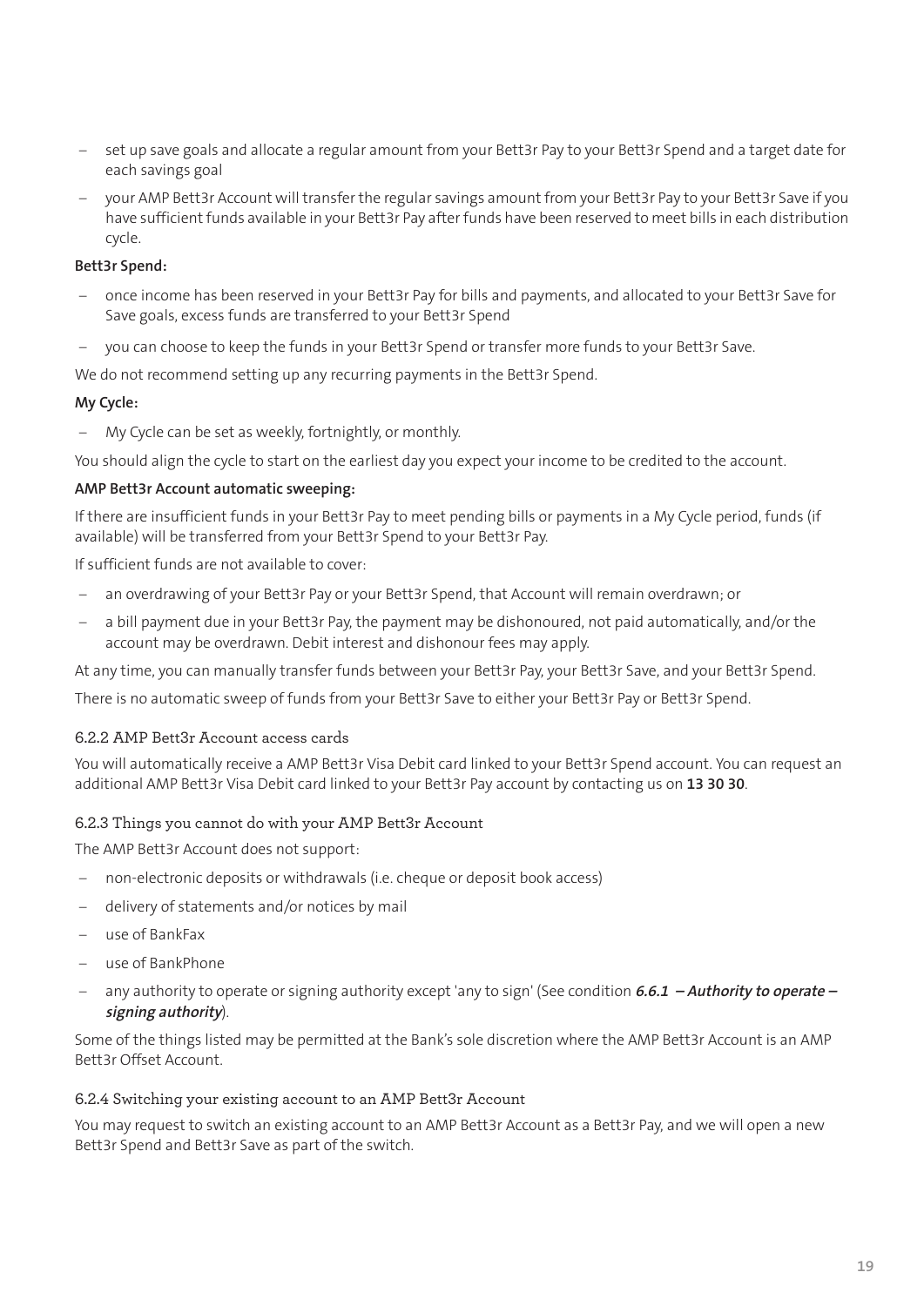- set up save goals and allocate a regular amount from your Bett3r Pay to your Bett3r Spend and a target date for each savings goal
- your AMP Bett3r Account will transfer the regular savings amount from your Bett3r Pay to your Bett3r Save if you have sufficient funds available in your Bett3r Pay after funds have been reserved to meet bills in each distribution cycle.

**Bett3r Spend:**

- once income has been reserved in your Bett3r Pay for bills and payments, and allocated to your Bett3r Save for Save goals, excess funds are transferred to your Bett3r Spend
- you can choose to keep the funds in your Bett3r Spend or transfer more funds to your Bett3r Save.

We do not recommend setting up any recurring payments in the Bett3r Spend.

**My Cycle:**

- My Cycle can be set as weekly, fortnightly, or monthly.

You should align the cycle to start on the earliest day you expect your income to be credited to the account.

**AMP Bett3r Account automatic sweeping:**

If there are insufficient funds in your Bett3r Pay to meet pending bills or payments in a My Cycle period, funds (if available) will be transferred from your Bett3r Spend to your Bett3r Pay.

If sufficient funds are not available to cover:

- an overdrawing of your Bett3r Pay or your Bett3r Spend, that Account will remain overdrawn; or
- a bill payment due in your Bett3r Pay, the payment may be dishonoured, not paid automatically, and/or the account may be overdrawn. Debit interest and dishonour fees may apply.

At any time, you can manually transfer funds between your Bett3r Pay, your Bett3r Save, and your Bett3r Spend.

There is no automatic sweep of funds from your Bett3r Save to either your Bett3r Pay or Bett3r Spend.

### 6.2.2 AMP Bett3r Account access cards

You will automatically receive a AMP Bett3r Visa Debit card linked to your Bett3r Spend account. You can request an additional AMP Bett3r Visa Debit card linked to your Bett3r Pay account by contacting us on **13 30 30**.

### 6.2.3 Things you cannot do with your AMP Bett3r Account

The AMP Bett3r Account does not support:

- non-electronic deposits or withdrawals (i.e. cheque or deposit book access)
- delivery of statements and/or notices by mail
- use of BankFax
- use of BankPhone
- any authority to operate or signing authority except 'any to sign' (See condition ***6.6.1 – Authority to operate – signing authority***).

Some of the things listed may be permitted at the Bank's sole discretion where the AMP Bett3r Account is an AMP Bett3r Offset Account.

### 6.2.4 Switching your existing account to an AMP Bett3r Account

You may request to switch an existing account to an AMP Bett3r Account as a Bett3r Pay, and we will open a new Bett3r Spend and Bett3r Save as part of the switch.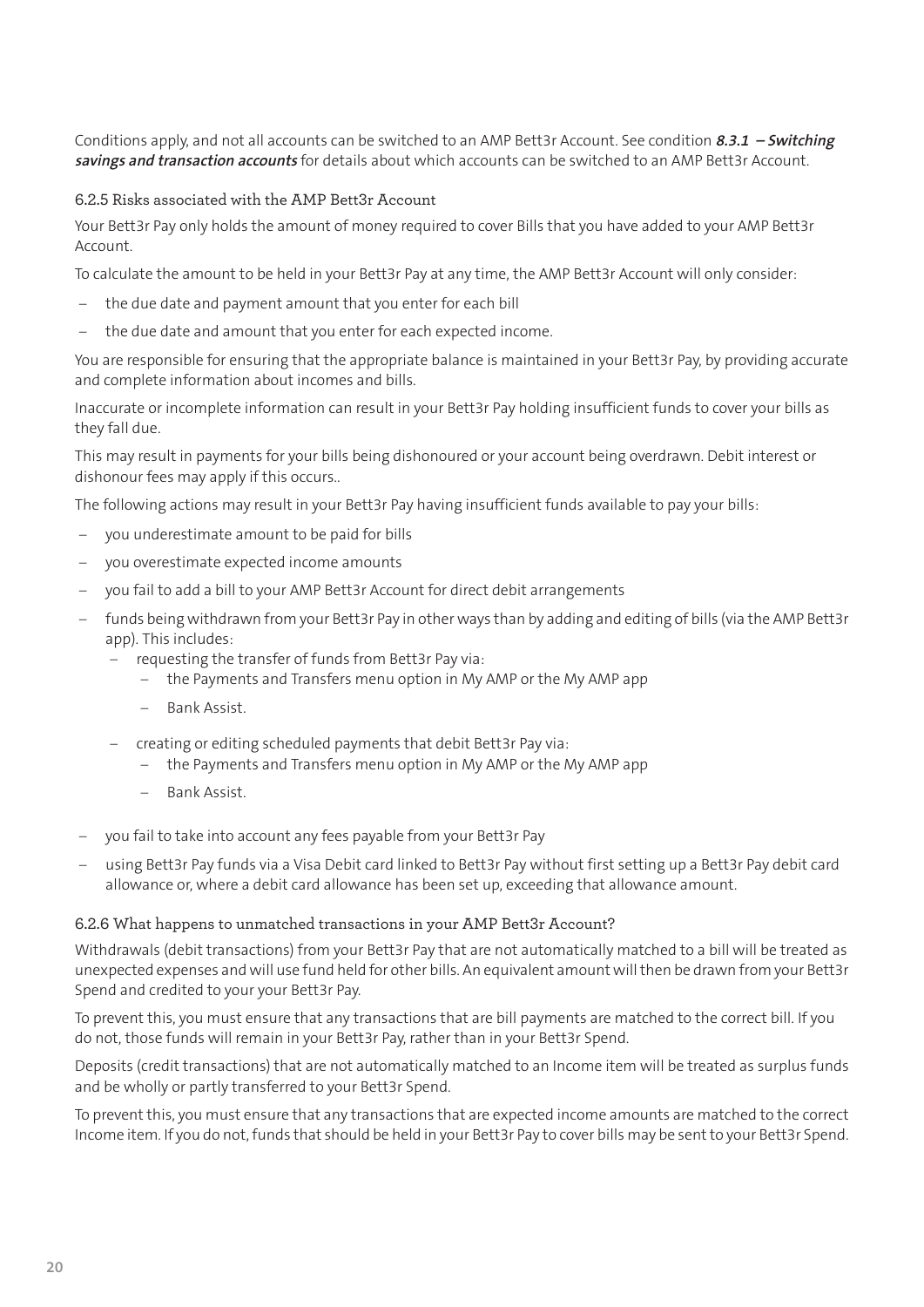Conditions apply, and not all accounts can be switched to an AMP Bett3r Account. See condition ***8.3.1 – Switching savings and transaction accounts*** for details about which accounts can be switched to an AMP Bett3r Account.

### 6.2.5 Risks associated with the AMP Bett3r Account

Your Bett3r Pay only holds the amount of money required to cover Bills that you have added to your AMP Bett3r Account.

To calculate the amount to be held in your Bett3r Pay at any time, the AMP Bett3r Account will only consider:

- the due date and payment amount that you enter for each bill
- the due date and amount that you enter for each expected income.

You are responsible for ensuring that the appropriate balance is maintained in your Bett3r Pay, by providing accurate and complete information about incomes and bills.

Inaccurate or incomplete information can result in your Bett3r Pay holding insufficient funds to cover your bills as they fall due.

This may result in payments for your bills being dishonoured or your account being overdrawn. Debit interest or dishonour fees may apply if this occurs..

The following actions may result in your Bett3r Pay having insufficient funds available to pay your bills:

- you underestimate amount to be paid for bills
- you overestimate expected income amounts
- you fail to add a bill to your AMP Bett3r Account for direct debit arrangements
- funds being withdrawn from your Bett3r Pay in other ways than by adding and editing of bills (via the AMP Bett3r app). This includes:
  - requesting the transfer of funds from Bett3r Pay via:
    - the Payments and Transfers menu option in My AMP or the My AMP app
    - Bank Assist.
  - creating or editing scheduled payments that debit Bett3r Pay via:
    - the Payments and Transfers menu option in My AMP or the My AMP app
    - Bank Assist.
- you fail to take into account any fees payable from your Bett3r Pay
- using Bett3r Pay funds via a Visa Debit card linked to Bett3r Pay without first setting up a Bett3r Pay debit card allowance or, where a debit card allowance has been set up, exceeding that allowance amount.

### 6.2.6 What happens to unmatched transactions in your AMP Bett3r Account?

Withdrawals (debit transactions) from your Bett3r Pay that are not automatically matched to a bill will be treated as unexpected expenses and will use fund held for other bills. An equivalent amount will then be drawn from your Bett3r Spend and credited to your your Bett3r Pay.

To prevent this, you must ensure that any transactions that are bill payments are matched to the correct bill. If you do not, those funds will remain in your Bett3r Pay, rather than in your Bett3r Spend.

Deposits (credit transactions) that are not automatically matched to an Income item will be treated as surplus funds and be wholly or partly transferred to your Bett3r Spend.

To prevent this, you must ensure that any transactions that are expected income amounts are matched to the correct Income item. If you do not, funds that should be held in your Bett3r Pay to cover bills may be sent to your Bett3r Spend.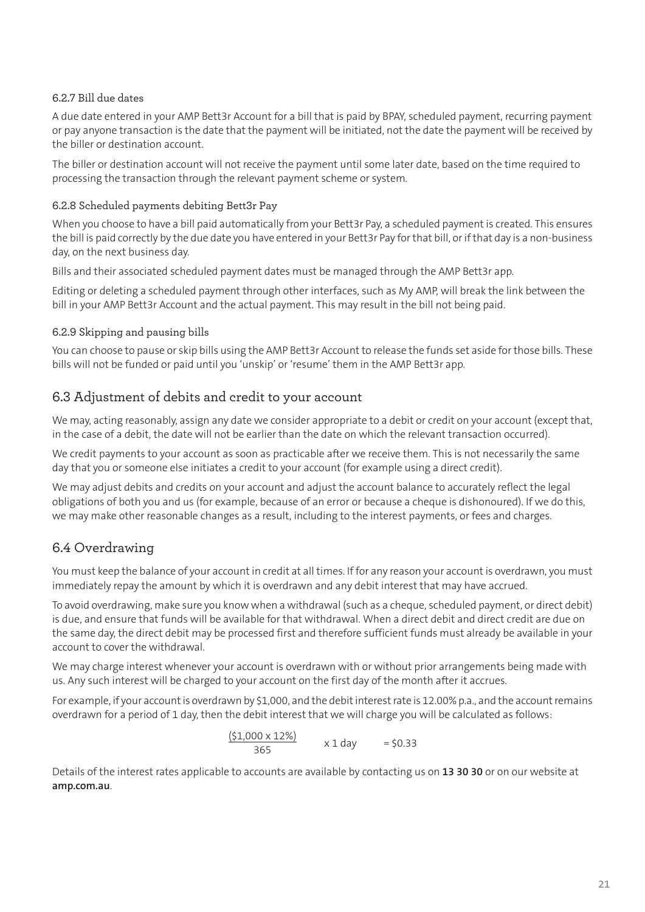#### 6.2.7 Bill due dates

A due date entered in your AMP Bett3r Account for a bill that is paid by BPAY, scheduled payment, recurring payment or pay anyone transaction is the date that the payment will be initiated, not the date the payment will be received by the biller or destination account.

The biller or destination account will not receive the payment until some later date, based on the time required to processing the transaction through the relevant payment scheme or system.

#### 6.2.8 Scheduled payments debiting Bett3r Pay

When you choose to have a bill paid automatically from your Bett3r Pay, a scheduled payment is created. This ensures the bill is paid correctly by the due date you have entered in your Bett3r Pay for that bill, or if that day is a non-business day, on the next business day.

Bills and their associated scheduled payment dates must be managed through the AMP Bett3r app.

Editing or deleting a scheduled payment through other interfaces, such as My AMP, will break the link between the bill in your AMP Bett3r Account and the actual payment. This may result in the bill not being paid.

#### 6.2.9 Skipping and pausing bills

You can choose to pause or skip bills using the AMP Bett3r Account to release the funds set aside for those bills. These bills will not be funded or paid until you 'unskip' or 'resume' them in the AMP Bett3r app.

### 6.3 Adjustment of debits and credit to your account

We may, acting reasonably, assign any date we consider appropriate to a debit or credit on your account (except that, in the case of a debit, the date will not be earlier than the date on which the relevant transaction occurred).

We credit payments to your account as soon as practicable after we receive them. This is not necessarily the same day that you or someone else initiates a credit to your account (for example using a direct credit).

We may adjust debits and credits on your account and adjust the account balance to accurately reflect the legal obligations of both you and us (for example, because of an error or because a cheque is dishonoured). If we do this, we may make other reasonable changes as a result, including to the interest payments, or fees and charges.

### 6.4 Overdrawing

You must keep the balance of your account in credit at all times. If for any reason your account is overdrawn, you must immediately repay the amount by which it is overdrawn and any debit interest that may have accrued.

To avoid overdrawing, make sure you know when a withdrawal (such as a cheque, scheduled payment, or direct debit) is due, and ensure that funds will be available for that withdrawal. When a direct debit and direct credit are due on the same day, the direct debit may be processed first and therefore sufficient funds must already be available in your account to cover the withdrawal.

We may charge interest whenever your account is overdrawn with or without prior arrangements being made with us. Any such interest will be charged to your account on the first day of the month after it accrues.

For example, if your account is overdrawn by $1,000, and the debit interest rate is 12.00% p.a., and the account remains overdrawn for a period of 1 day, then the debit interest that we will charge you will be calculated as follows:

$$\frac{(\$1{,}000 \times 12\%)}{365} \times 1 \text{ day} = \$0.33$$

Details of the interest rates applicable to accounts are available by contacting us on **13 30 30** or on our website at **amp.com.au**.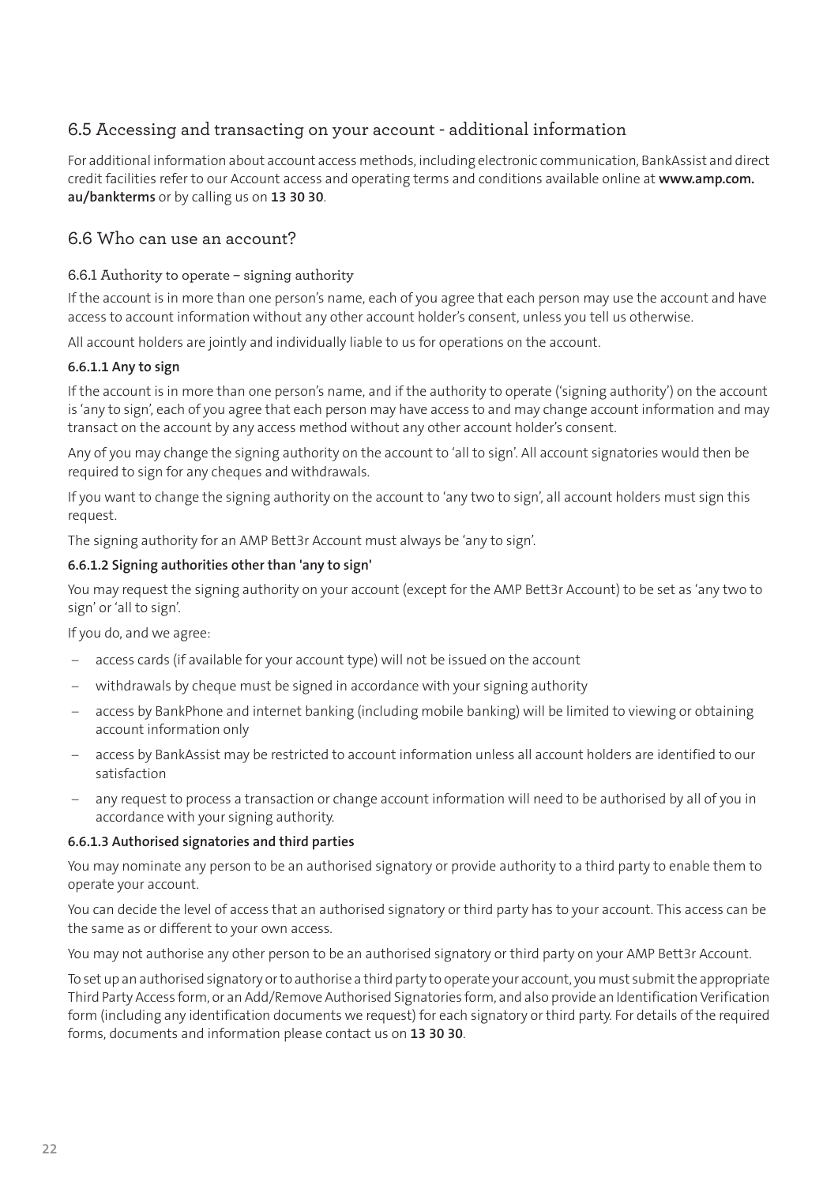## 6.5 Accessing and transacting on your account - additional information

For additional information about account access methods, including electronic communication, BankAssist and direct credit facilities refer to our Account access and operating terms and conditions available online at **www.amp.com.au/bankterms** or by calling us on **13 30 30**.

## 6.6 Who can use an account?

### 6.6.1 Authority to operate – signing authority

If the account is in more than one person's name, each of you agree that each person may use the account and have access to account information without any other account holder's consent, unless you tell us otherwise.

All account holders are jointly and individually liable to us for operations on the account.

#### 6.6.1.1 Any to sign

If the account is in more than one person's name, and if the authority to operate ('signing authority') on the account is 'any to sign', each of you agree that each person may have access to and may change account information and may transact on the account by any access method without any other account holder's consent.

Any of you may change the signing authority on the account to 'all to sign'. All account signatories would then be required to sign for any cheques and withdrawals.

If you want to change the signing authority on the account to 'any two to sign', all account holders must sign this request.

The signing authority for an AMP Bett3r Account must always be 'any to sign'.

#### 6.6.1.2 Signing authorities other than 'any to sign'

You may request the signing authority on your account (except for the AMP Bett3r Account) to be set as 'any two to sign' or 'all to sign'.

If you do, and we agree:

- access cards (if available for your account type) will not be issued on the account
- withdrawals by cheque must be signed in accordance with your signing authority
- access by BankPhone and internet banking (including mobile banking) will be limited to viewing or obtaining account information only
- access by BankAssist may be restricted to account information unless all account holders are identified to our satisfaction
- any request to process a transaction or change account information will need to be authorised by all of you in accordance with your signing authority.

#### 6.6.1.3 Authorised signatories and third parties

You may nominate any person to be an authorised signatory or provide authority to a third party to enable them to operate your account.

You can decide the level of access that an authorised signatory or third party has to your account. This access can be the same as or different to your own access.

You may not authorise any other person to be an authorised signatory or third party on your AMP Bett3r Account.

To set up an authorised signatory or to authorise a third party to operate your account, you must submit the appropriate Third Party Access form, or an Add/Remove Authorised Signatories form, and also provide an Identification Verification form (including any identification documents we request) for each signatory or third party. For details of the required forms, documents and information please contact us on **13 30 30**.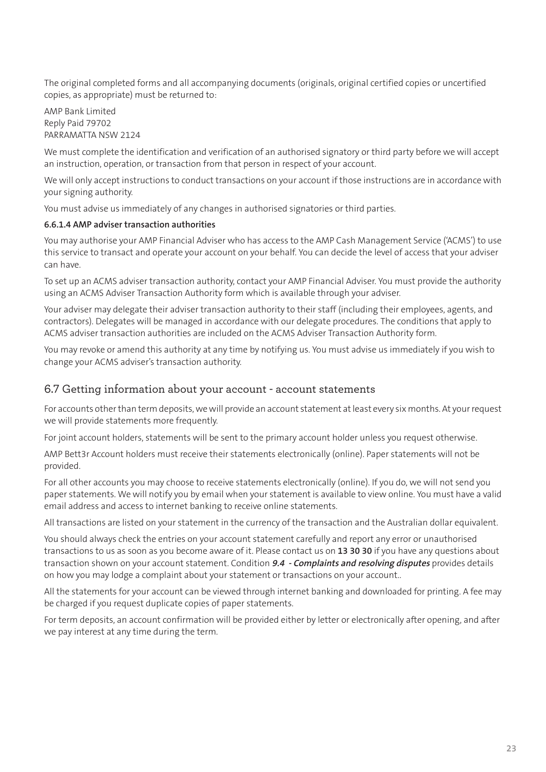The original completed forms and all accompanying documents (originals, original certified copies or uncertified copies, as appropriate) must be returned to:

AMP Bank Limited
Reply Paid 79702
PARRAMATTA NSW 2124

We must complete the identification and verification of an authorised signatory or third party before we will accept an instruction, operation, or transaction from that person in respect of your account.

We will only accept instructions to conduct transactions on your account if those instructions are in accordance with your signing authority.

You must advise us immediately of any changes in authorised signatories or third parties.

#### 6.6.1.4 AMP adviser transaction authorities

You may authorise your AMP Financial Adviser who has access to the AMP Cash Management Service ('ACMS') to use this service to transact and operate your account on your behalf. You can decide the level of access that your adviser can have.

To set up an ACMS adviser transaction authority, contact your AMP Financial Adviser. You must provide the authority using an ACMS Adviser Transaction Authority form which is available through your adviser.

Your adviser may delegate their adviser transaction authority to their staff (including their employees, agents, and contractors). Delegates will be managed in accordance with our delegate procedures. The conditions that apply to ACMS adviser transaction authorities are included on the ACMS Adviser Transaction Authority form.

You may revoke or amend this authority at any time by notifying us. You must advise us immediately if you wish to change your ACMS adviser's transaction authority.

## 6.7 Getting information about your account - account statements

For accounts other than term deposits, we will provide an account statement at least every six months. At your request we will provide statements more frequently.

For joint account holders, statements will be sent to the primary account holder unless you request otherwise.

AMP Bett3r Account holders must receive their statements electronically (online). Paper statements will not be provided.

For all other accounts you may choose to receive statements electronically (online). If you do, we will not send you paper statements. We will notify you by email when your statement is available to view online. You must have a valid email address and access to internet banking to receive online statements.

All transactions are listed on your statement in the currency of the transaction and the Australian dollar equivalent.

You should always check the entries on your account statement carefully and report any error or unauthorised transactions to us as soon as you become aware of it. Please contact us on **13 30 30** if you have any questions about transaction shown on your account statement. Condition ***9.4 - Complaints and resolving disputes*** provides details on how you may lodge a complaint about your statement or transactions on your account..

All the statements for your account can be viewed through internet banking and downloaded for printing. A fee may be charged if you request duplicate copies of paper statements.

For term deposits, an account confirmation will be provided either by letter or electronically after opening, and after we pay interest at any time during the term.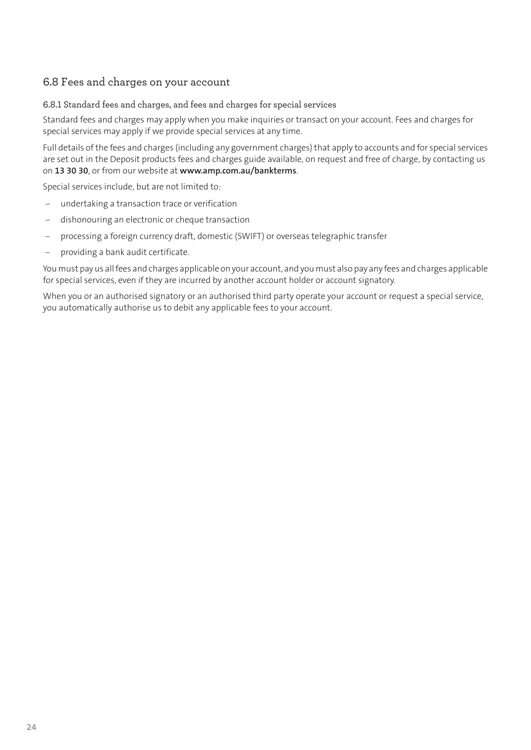## 6.8 Fees and charges on your account

### 6.8.1 Standard fees and charges, and fees and charges for special services

Standard fees and charges may apply when you make inquiries or transact on your account. Fees and charges for special services may apply if we provide special services at any time.

Full details of the fees and charges (including any government charges) that apply to accounts and for special services are set out in the Deposit products fees and charges guide available, on request and free of charge, by contacting us on **13 30 30**, or from our website at **www.amp.com.au/bankterms**.

Special services include, but are not limited to:

- undertaking a transaction trace or verification
- dishonouring an electronic or cheque transaction
- processing a foreign currency draft, domestic (SWIFT) or overseas telegraphic transfer
- providing a bank audit certificate.

You must pay us all fees and charges applicable on your account, and you must also pay any fees and charges applicable for special services, even if they are incurred by another account holder or account signatory.

When you or an authorised signatory or an authorised third party operate your account or request a special service, you automatically authorise us to debit any applicable fees to your account.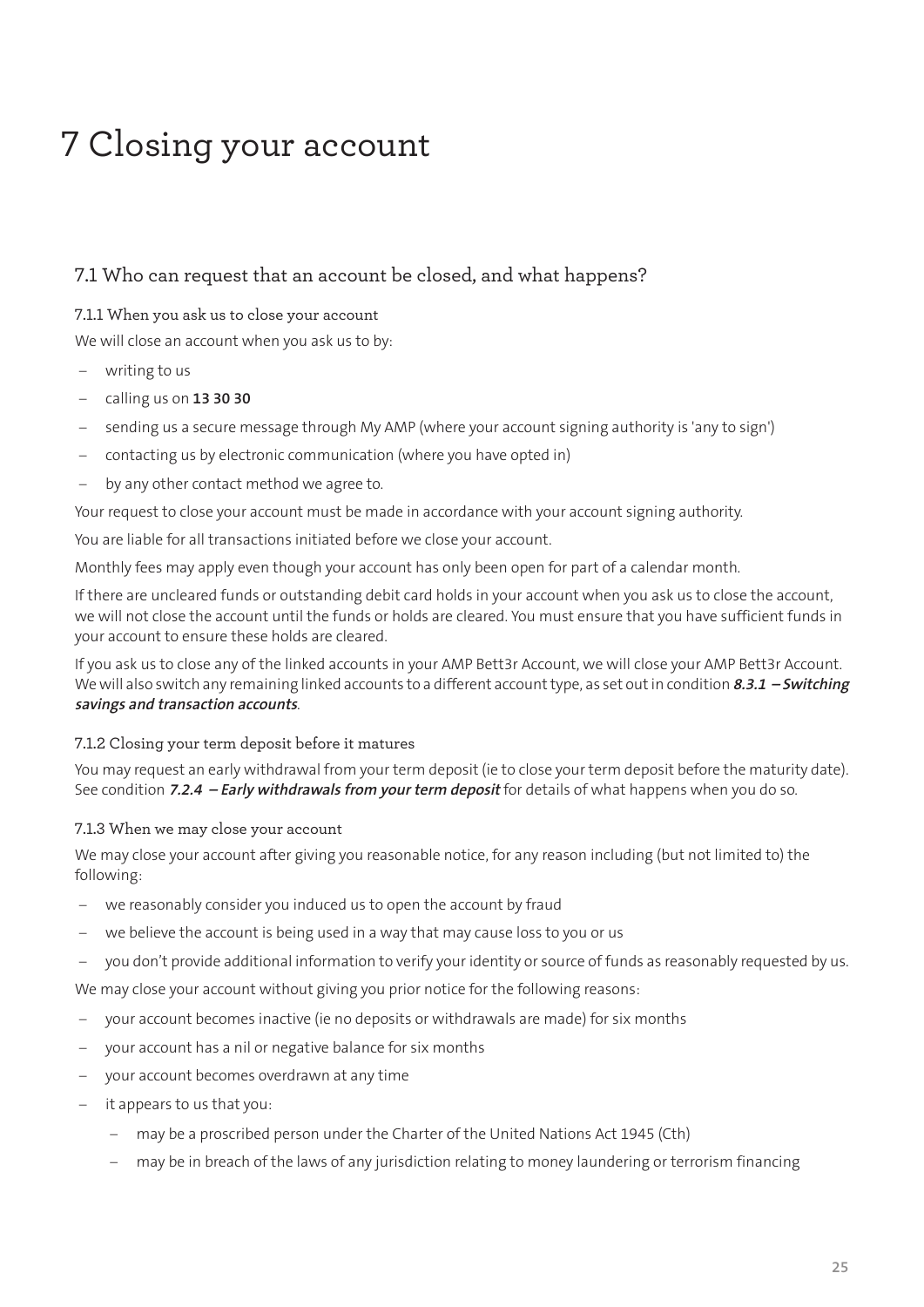# 7 Closing your account

## 7.1 Who can request that an account be closed, and what happens?

### 7.1.1 When you ask us to close your account

We will close an account when you ask us to by:

- writing to us
- calling us on **13 30 30**
- sending us a secure message through My AMP (where your account signing authority is 'any to sign')
- contacting us by electronic communication (where you have opted in)
- by any other contact method we agree to.

Your request to close your account must be made in accordance with your account signing authority.

You are liable for all transactions initiated before we close your account.

Monthly fees may apply even though your account has only been open for part of a calendar month.

If there are uncleared funds or outstanding debit card holds in your account when you ask us to close the account, we will not close the account until the funds or holds are cleared. You must ensure that you have sufficient funds in your account to ensure these holds are cleared.

If you ask us to close any of the linked accounts in your AMP Bett3r Account, we will close your AMP Bett3r Account. We will also switch any remaining linked accounts to a different account type, as set out in condition ***8.3.1 – Switching savings and transaction accounts***.

### 7.1.2 Closing your term deposit before it matures

You may request an early withdrawal from your term deposit (ie to close your term deposit before the maturity date). See condition ***7.2.4 – Early withdrawals from your term deposit*** for details of what happens when you do so.

### 7.1.3 When we may close your account

We may close your account after giving you reasonable notice, for any reason including (but not limited to) the following:

- we reasonably consider you induced us to open the account by fraud
- we believe the account is being used in a way that may cause loss to you or us
- you don't provide additional information to verify your identity or source of funds as reasonably requested by us.

We may close your account without giving you prior notice for the following reasons:

- your account becomes inactive (ie no deposits or withdrawals are made) for six months
- your account has a nil or negative balance for six months
- your account becomes overdrawn at any time
- it appears to us that you:
  - may be a proscribed person under the Charter of the United Nations Act 1945 (Cth)
  - may be in breach of the laws of any jurisdiction relating to money laundering or terrorism financing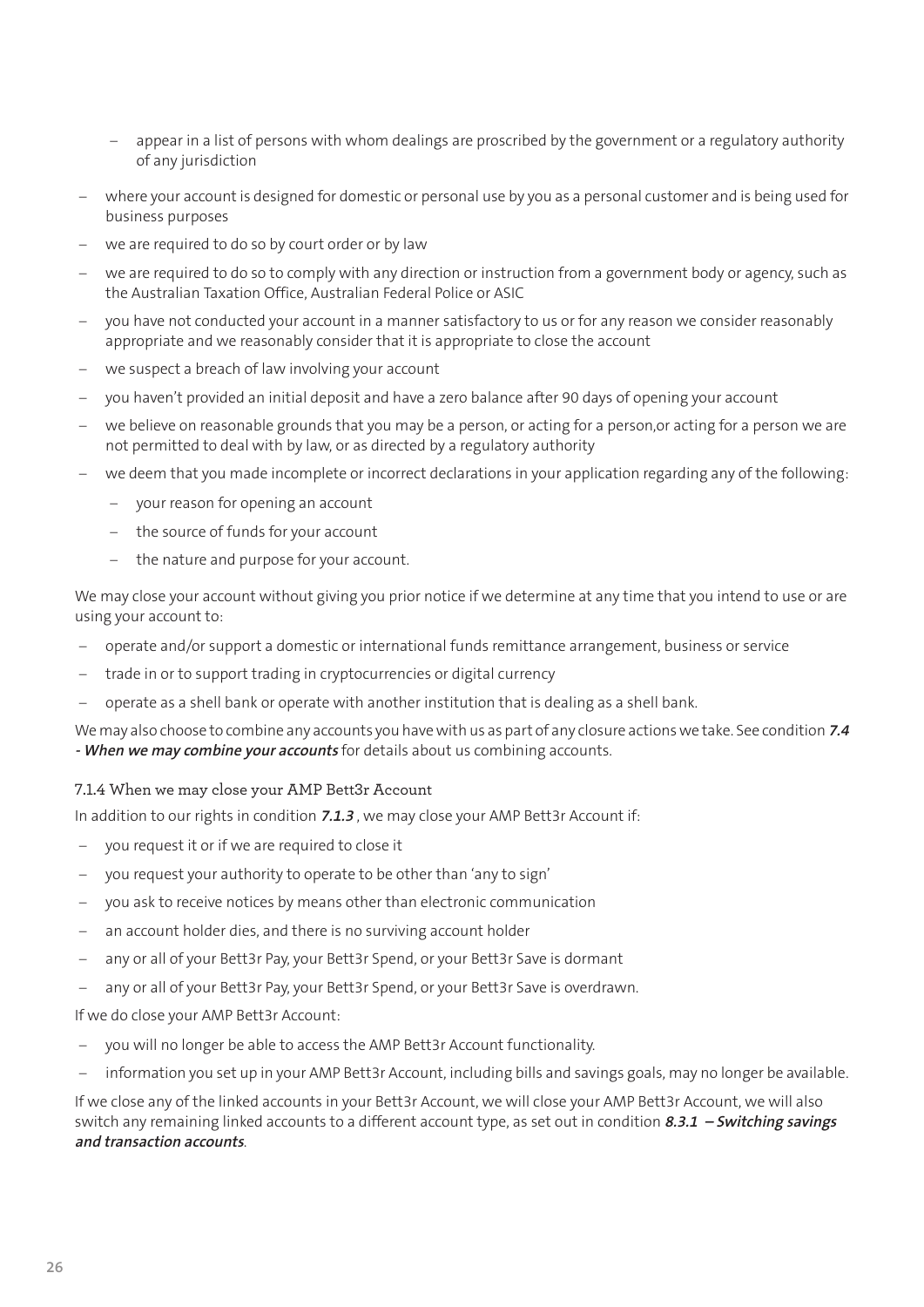- appear in a list of persons with whom dealings are proscribed by the government or a regulatory authority of any jurisdiction
- where your account is designed for domestic or personal use by you as a personal customer and is being used for business purposes
- we are required to do so by court order or by law
- we are required to do so to comply with any direction or instruction from a government body or agency, such as the Australian Taxation Office, Australian Federal Police or ASIC
- you have not conducted your account in a manner satisfactory to us or for any reason we consider reasonably appropriate and we reasonably consider that it is appropriate to close the account
- we suspect a breach of law involving your account
- you haven't provided an initial deposit and have a zero balance after 90 days of opening your account
- we believe on reasonable grounds that you may be a person, or acting for a person,or acting for a person we are not permitted to deal with by law, or as directed by a regulatory authority
- we deem that you made incomplete or incorrect declarations in your application regarding any of the following:
    - your reason for opening an account
    - the source of funds for your account
    - the nature and purpose for your account.

We may close your account without giving you prior notice if we determine at any time that you intend to use or are using your account to:

- operate and/or support a domestic or international funds remittance arrangement, business or service
- trade in or to support trading in cryptocurrencies or digital currency
- operate as a shell bank or operate with another institution that is dealing as a shell bank.

We may also choose to combine any accounts you have with us as part of any closure actions we take. See condition ***7.4 - When we may combine your accounts*** for details about us combining accounts.

#### 7.1.4 When we may close your AMP Bett3r Account

In addition to our rights in condition ***7.1.3*** , we may close your AMP Bett3r Account if:

- you request it or if we are required to close it
- you request your authority to operate to be other than 'any to sign'
- you ask to receive notices by means other than electronic communication
- an account holder dies, and there is no surviving account holder
- any or all of your Bett3r Pay, your Bett3r Spend, or your Bett3r Save is dormant
- any or all of your Bett3r Pay, your Bett3r Spend, or your Bett3r Save is overdrawn.

If we do close your AMP Bett3r Account:

- you will no longer be able to access the AMP Bett3r Account functionality.
- information you set up in your AMP Bett3r Account, including bills and savings goals, may no longer be available.

If we close any of the linked accounts in your Bett3r Account, we will close your AMP Bett3r Account, we will also switch any remaining linked accounts to a different account type, as set out in condition ***8.3.1 – Switching savings and transaction accounts***.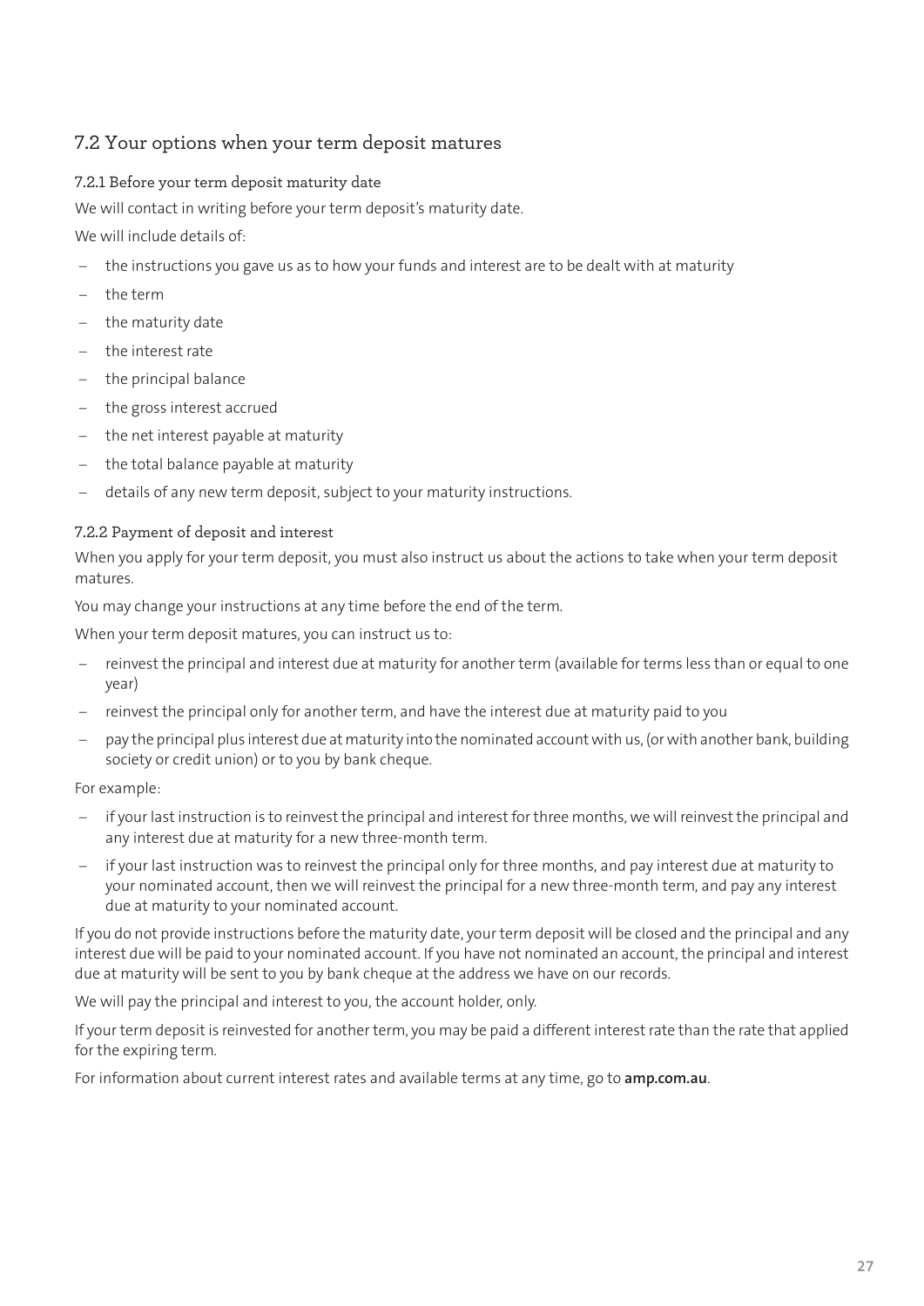## 7.2 Your options when your term deposit matures

### 7.2.1 Before your term deposit maturity date

We will contact in writing before your term deposit's maturity date.

We will include details of:

- the instructions you gave us as to how your funds and interest are to be dealt with at maturity
- the term
- the maturity date
- the interest rate
- the principal balance
- the gross interest accrued
- the net interest payable at maturity
- the total balance payable at maturity
- details of any new term deposit, subject to your maturity instructions.

### 7.2.2 Payment of deposit and interest

When you apply for your term deposit, you must also instruct us about the actions to take when your term deposit matures.

You may change your instructions at any time before the end of the term.

When your term deposit matures, you can instruct us to:

- reinvest the principal and interest due at maturity for another term (available for terms less than or equal to one year)
- reinvest the principal only for another term, and have the interest due at maturity paid to you
- pay the principal plus interest due at maturity into the nominated account with us, (or with another bank, building society or credit union) or to you by bank cheque.

For example:

- if your last instruction is to reinvest the principal and interest for three months, we will reinvest the principal and any interest due at maturity for a new three-month term.
- if your last instruction was to reinvest the principal only for three months, and pay interest due at maturity to your nominated account, then we will reinvest the principal for a new three-month term, and pay any interest due at maturity to your nominated account.

If you do not provide instructions before the maturity date, your term deposit will be closed and the principal and any interest due will be paid to your nominated account. If you have not nominated an account, the principal and interest due at maturity will be sent to you by bank cheque at the address we have on our records.

We will pay the principal and interest to you, the account holder, only.

If your term deposit is reinvested for another term, you may be paid a different interest rate than the rate that applied for the expiring term.

For information about current interest rates and available terms at any time, go to **amp.com.au**.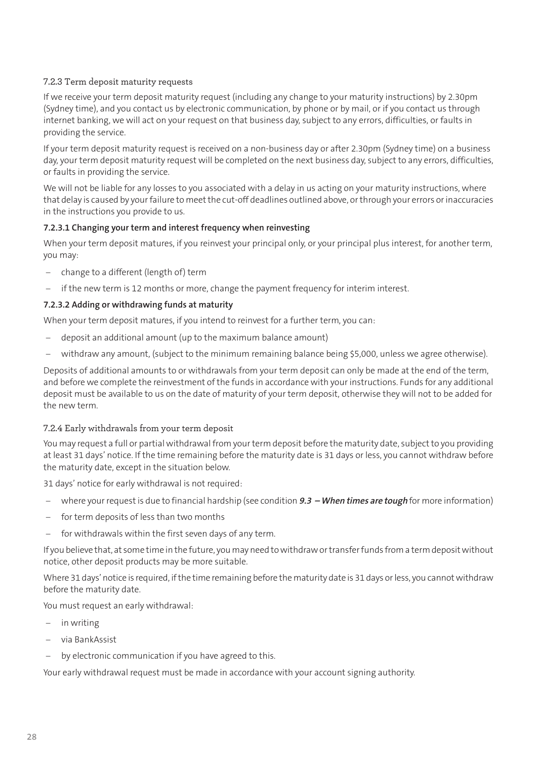### 7.2.3 Term deposit maturity requests

If we receive your term deposit maturity request (including any change to your maturity instructions) by 2.30pm (Sydney time), and you contact us by electronic communication, by phone or by mail, or if you contact us through internet banking, we will act on your request on that business day, subject to any errors, difficulties, or faults in providing the service.

If your term deposit maturity request is received on a non-business day or after 2.30pm (Sydney time) on a business day, your term deposit maturity request will be completed on the next business day, subject to any errors, difficulties, or faults in providing the service.

We will not be liable for any losses to you associated with a delay in us acting on your maturity instructions, where that delay is caused by your failure to meet the cut-off deadlines outlined above, or through your errors or inaccuracies in the instructions you provide to us.

#### 7.2.3.1 Changing your term and interest frequency when reinvesting

When your term deposit matures, if you reinvest your principal only, or your principal plus interest, for another term, you may:

- change to a different (length of) term
- if the new term is 12 months or more, change the payment frequency for interim interest.

#### 7.2.3.2 Adding or withdrawing funds at maturity

When your term deposit matures, if you intend to reinvest for a further term, you can:

- deposit an additional amount (up to the maximum balance amount)
- withdraw any amount, (subject to the minimum remaining balance being $5,000, unless we agree otherwise).

Deposits of additional amounts to or withdrawals from your term deposit can only be made at the end of the term, and before we complete the reinvestment of the funds in accordance with your instructions. Funds for any additional deposit must be available to us on the date of maturity of your term deposit, otherwise they will not to be added for the new term.

### 7.2.4 Early withdrawals from your term deposit

You may request a full or partial withdrawal from your term deposit before the maturity date, subject to you providing at least 31 days' notice. If the time remaining before the maturity date is 31 days or less, you cannot withdraw before the maturity date, except in the situation below.

31 days' notice for early withdrawal is not required:

- where your request is due to financial hardship (see condition ***9.3 – When times are tough*** for more information)
- for term deposits of less than two months
- for withdrawals within the first seven days of any term.

If you believe that, at some time in the future, you may need to withdraw or transfer funds from a term deposit without notice, other deposit products may be more suitable.

Where 31 days' notice is required, if the time remaining before the maturity date is 31 days or less, you cannot withdraw before the maturity date.

You must request an early withdrawal:

- in writing
- via BankAssist
- by electronic communication if you have agreed to this.

Your early withdrawal request must be made in accordance with your account signing authority.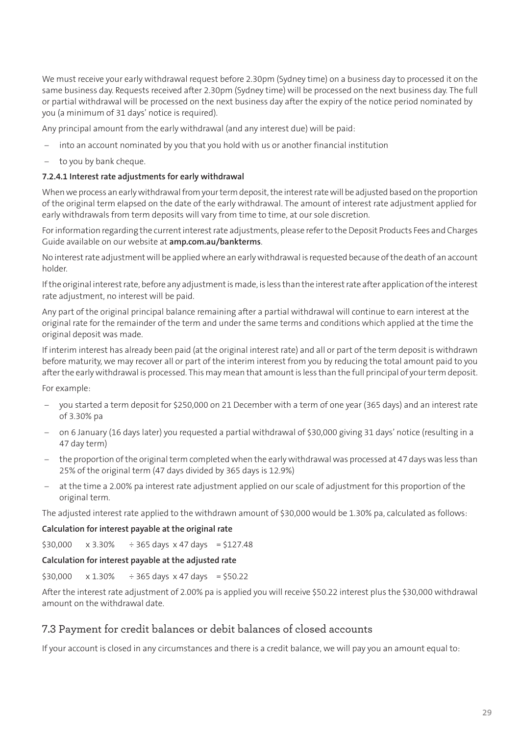We must receive your early withdrawal request before 2.30pm (Sydney time) on a business day to processed it on the same business day. Requests received after 2.30pm (Sydney time) will be processed on the next business day. The full or partial withdrawal will be processed on the next business day after the expiry of the notice period nominated by you (a minimum of 31 days' notice is required).

Any principal amount from the early withdrawal (and any interest due) will be paid:

- into an account nominated by you that you hold with us or another financial institution
- to you by bank cheque.

**7.2.4.1 Interest rate adjustments for early withdrawal**

When we process an early withdrawal from your term deposit, the interest rate will be adjusted based on the proportion of the original term elapsed on the date of the early withdrawal. The amount of interest rate adjustment applied for early withdrawals from term deposits will vary from time to time, at our sole discretion.

For information regarding the current interest rate adjustments, please refer to the Deposit Products Fees and Charges Guide available on our website at **amp.com.au/bankterms**.

No interest rate adjustment will be applied where an early withdrawal is requested because of the death of an account holder.

If the original interest rate, before any adjustment is made, is less than the interest rate after application of the interest rate adjustment, no interest will be paid.

Any part of the original principal balance remaining after a partial withdrawal will continue to earn interest at the original rate for the remainder of the term and under the same terms and conditions which applied at the time the original deposit was made.

If interim interest has already been paid (at the original interest rate) and all or part of the term deposit is withdrawn before maturity, we may recover all or part of the interim interest from you by reducing the total amount paid to you after the early withdrawal is processed. This may mean that amount is less than the full principal of your term deposit.

For example:

- you started a term deposit for $250,000 on 21 December with a term of one year (365 days) and an interest rate of 3.30% pa
- on 6 January (16 days later) you requested a partial withdrawal of $30,000 giving 31 days' notice (resulting in a 47 day term)
- the proportion of the original term completed when the early withdrawal was processed at 47 days was less than 25% of the original term (47 days divided by 365 days is 12.9%)
- at the time a 2.00% pa interest rate adjustment applied on our scale of adjustment for this proportion of the original term.

The adjusted interest rate applied to the withdrawn amount of $30,000 would be 1.30% pa, calculated as follows:

**Calculation for interest payable at the original rate**

$30,000 x 3.30% ÷ 365 days x 47 days = $127.48

**Calculation for interest payable at the adjusted rate**

$30,000 x 1.30% ÷ 365 days x 47 days = $50.22

After the interest rate adjustment of 2.00% pa is applied you will receive $50.22 interest plus the $30,000 withdrawal amount on the withdrawal date.

## 7.3 Payment for credit balances or debit balances of closed accounts

If your account is closed in any circumstances and there is a credit balance, we will pay you an amount equal to: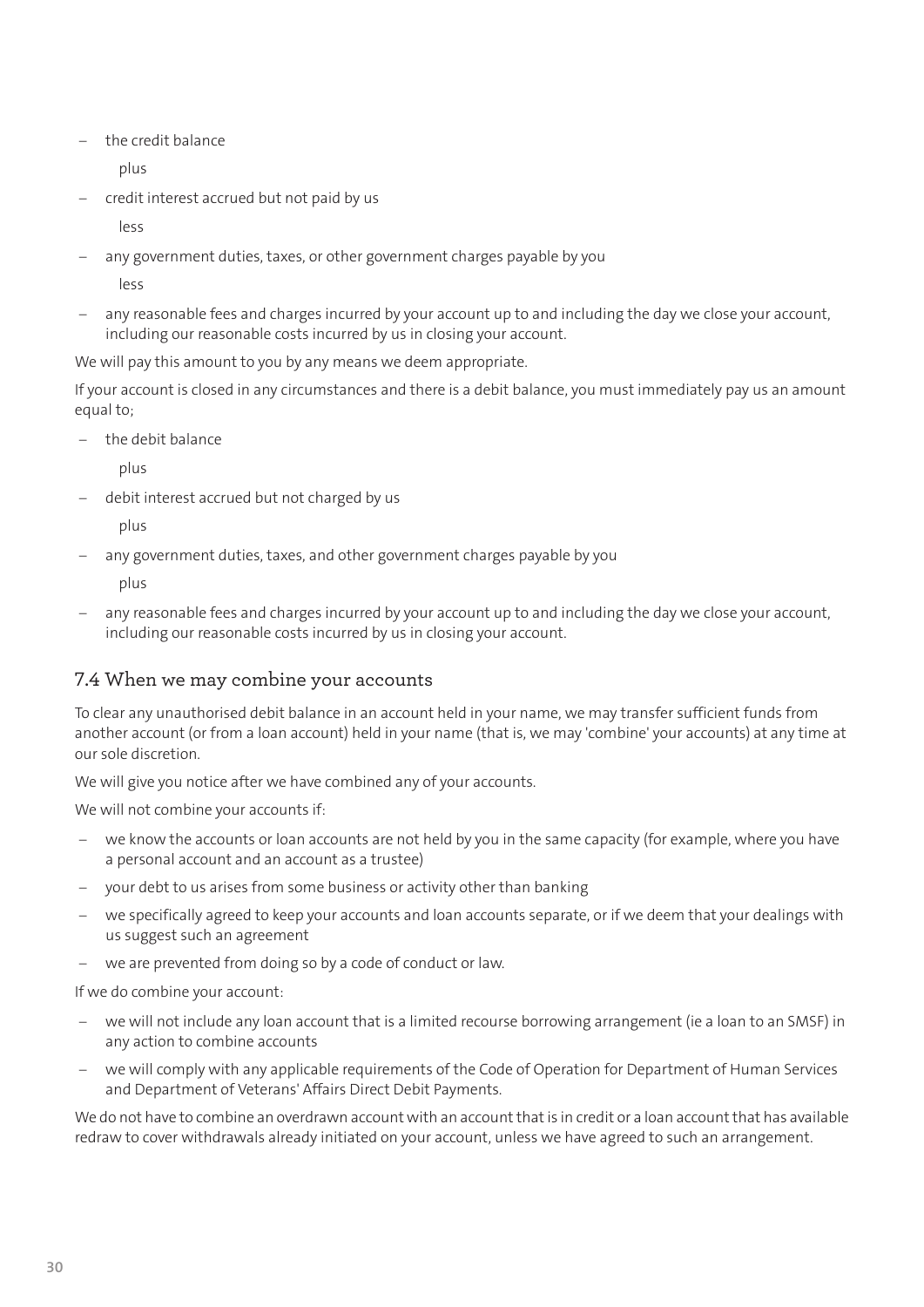- the credit balance

  plus

- credit interest accrued but not paid by us

  less

- any government duties, taxes, or other government charges payable by you

  less

- any reasonable fees and charges incurred by your account up to and including the day we close your account, including our reasonable costs incurred by us in closing your account.

We will pay this amount to you by any means we deem appropriate.

If your account is closed in any circumstances and there is a debit balance, you must immediately pay us an amount equal to;

- the debit balance

  plus

- debit interest accrued but not charged by us

  plus

- any government duties, taxes, and other government charges payable by you

  plus

- any reasonable fees and charges incurred by your account up to and including the day we close your account, including our reasonable costs incurred by us in closing your account.

## 7.4 When we may combine your accounts

To clear any unauthorised debit balance in an account held in your name, we may transfer sufficient funds from another account (or from a loan account) held in your name (that is, we may 'combine' your accounts) at any time at our sole discretion.

We will give you notice after we have combined any of your accounts.

We will not combine your accounts if:

- we know the accounts or loan accounts are not held by you in the same capacity (for example, where you have a personal account and an account as a trustee)
- your debt to us arises from some business or activity other than banking
- we specifically agreed to keep your accounts and loan accounts separate, or if we deem that your dealings with us suggest such an agreement
- we are prevented from doing so by a code of conduct or law.

If we do combine your account:

- we will not include any loan account that is a limited recourse borrowing arrangement (ie a loan to an SMSF) in any action to combine accounts
- we will comply with any applicable requirements of the Code of Operation for Department of Human Services and Department of Veterans' Affairs Direct Debit Payments.

We do not have to combine an overdrawn account with an account that is in credit or a loan account that has available redraw to cover withdrawals already initiated on your account, unless we have agreed to such an arrangement.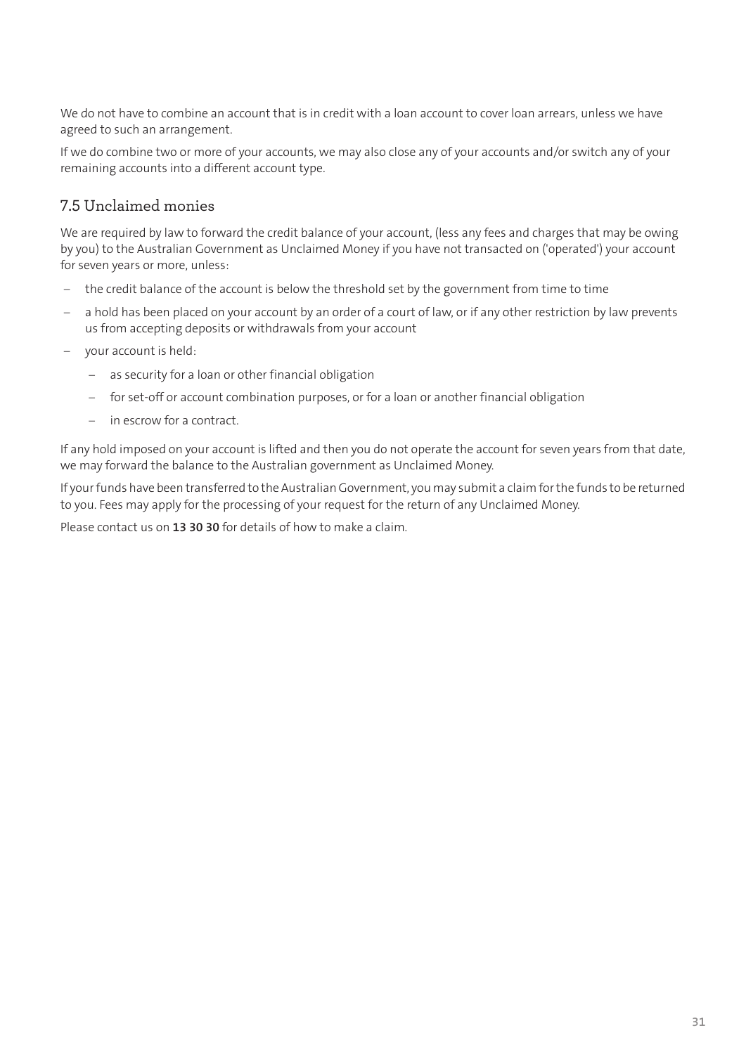We do not have to combine an account that is in credit with a loan account to cover loan arrears, unless we have agreed to such an arrangement.

If we do combine two or more of your accounts, we may also close any of your accounts and/or switch any of your remaining accounts into a different account type.

## 7.5 Unclaimed monies

We are required by law to forward the credit balance of your account, (less any fees and charges that may be owing by you) to the Australian Government as Unclaimed Money if you have not transacted on ('operated') your account for seven years or more, unless:

- the credit balance of the account is below the threshold set by the government from time to time
- a hold has been placed on your account by an order of a court of law, or if any other restriction by law prevents us from accepting deposits or withdrawals from your account
- your account is held:
  - as security for a loan or other financial obligation
  - for set-off or account combination purposes, or for a loan or another financial obligation
  - in escrow for a contract.

If any hold imposed on your account is lifted and then you do not operate the account for seven years from that date, we may forward the balance to the Australian government as Unclaimed Money.

If your funds have been transferred to the Australian Government, you may submit a claim for the funds to be returned to you. Fees may apply for the processing of your request for the return of any Unclaimed Money.

Please contact us on **13 30 30** for details of how to make a claim.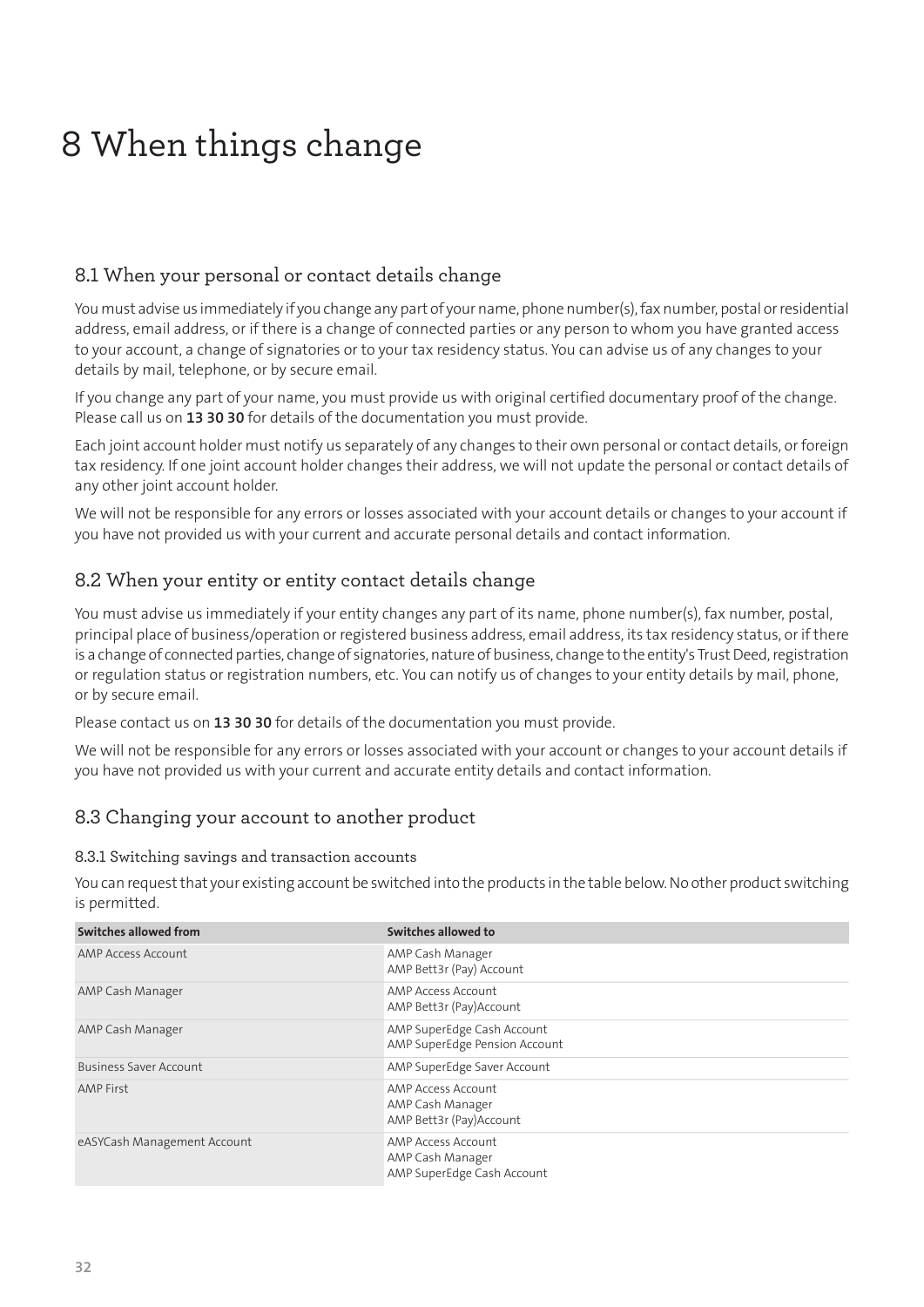# 8 When things change

## 8.1 When your personal or contact details change

You must advise us immediately if you change any part of your name, phone number(s), fax number, postal or residential address, email address, or if there is a change of connected parties or any person to whom you have granted access to your account, a change of signatories or to your tax residency status. You can advise us of any changes to your details by mail, telephone, or by secure email.

If you change any part of your name, you must provide us with original certified documentary proof of the change. Please call us on **13 30 30** for details of the documentation you must provide.

Each joint account holder must notify us separately of any changes to their own personal or contact details, or foreign tax residency. If one joint account holder changes their address, we will not update the personal or contact details of any other joint account holder.

We will not be responsible for any errors or losses associated with your account details or changes to your account if you have not provided us with your current and accurate personal details and contact information.

## 8.2 When your entity or entity contact details change

You must advise us immediately if your entity changes any part of its name, phone number(s), fax number, postal, principal place of business/operation or registered business address, email address, its tax residency status, or if there is a change of connected parties, change of signatories, nature of business, change to the entity's Trust Deed, registration or regulation status or registration numbers, etc. You can notify us of changes to your entity details by mail, phone, or by secure email.

Please contact us on **13 30 30** for details of the documentation you must provide.

We will not be responsible for any errors or losses associated with your account or changes to your account details if you have not provided us with your current and accurate entity details and contact information.

## 8.3 Changing your account to another product

### 8.3.1 Switching savings and transaction accounts

You can request that your existing account be switched into the products in the table below. No other product switching is permitted.

| Switches allowed from | Switches allowed to |
|---|---|
| AMP Access Account | AMP Cash Manager<br>AMP Bett3r (Pay) Account |
| AMP Cash Manager | AMP Access Account<br>AMP Bett3r (Pay)Account |
| AMP Cash Manager | AMP SuperEdge Cash Account<br>AMP SuperEdge Pension Account |
| Business Saver Account | AMP SuperEdge Saver Account |
| AMP First | AMP Access Account<br>AMP Cash Manager<br>AMP Bett3r (Pay)Account |
| eASYCash Management Account | AMP Access Account<br>AMP Cash Manager<br>AMP SuperEdge Cash Account |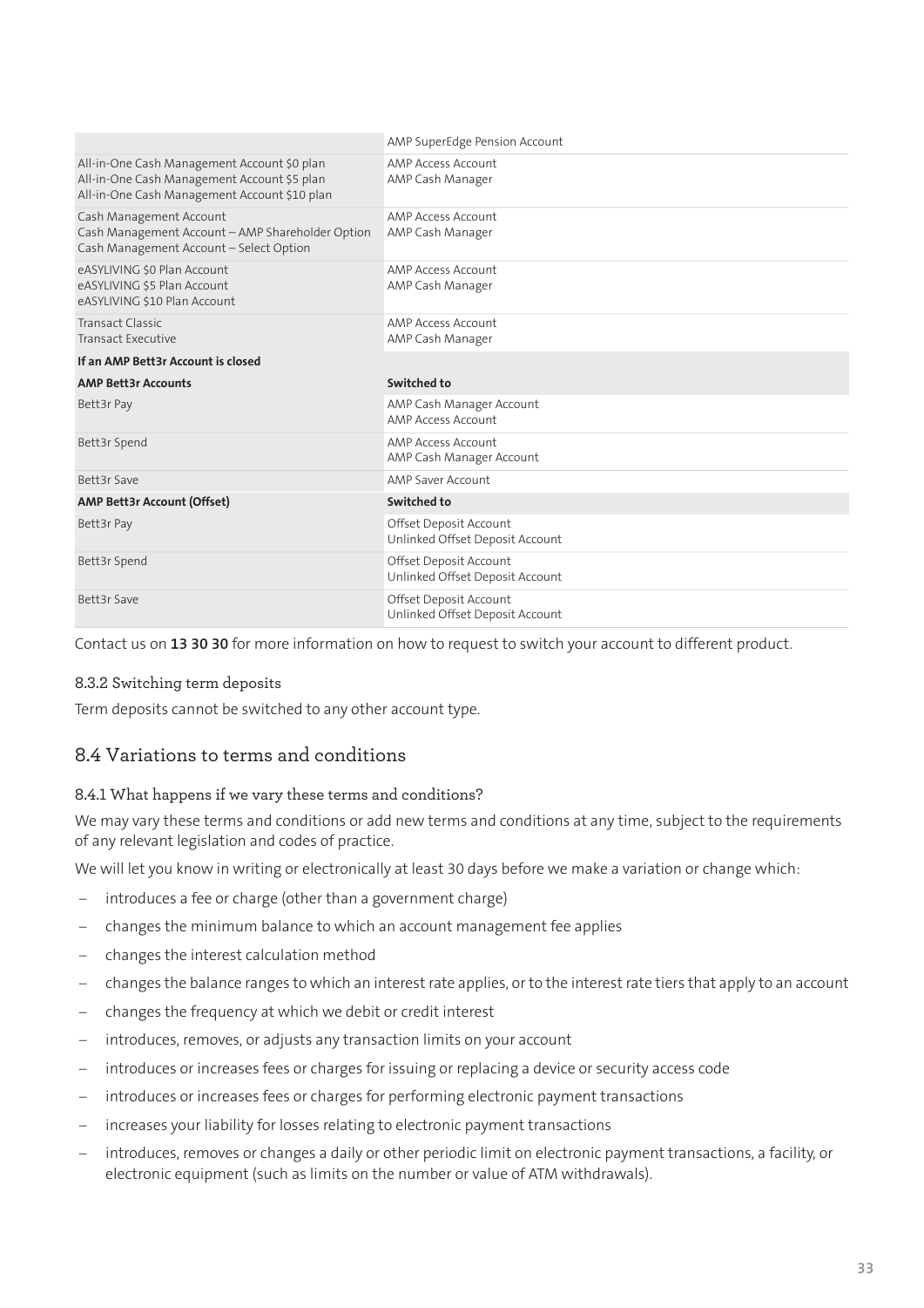| | AMP SuperEdge Pension Account |
|---|---|
| All-in-One Cash Management Account $0 plan<br>All-in-One Cash Management Account $5 plan<br>All-in-One Cash Management Account $10 plan | AMP Access Account<br>AMP Cash Manager |
| Cash Management Account<br>Cash Management Account – AMP Shareholder Option<br>Cash Management Account – Select Option | AMP Access Account<br>AMP Cash Manager |
| eASYLIVING $0 Plan Account<br>eASYLIVING $5 Plan Account<br>eASYLIVING $10 Plan Account | AMP Access Account<br>AMP Cash Manager |
| Transact Classic<br>Transact Executive | AMP Access Account<br>AMP Cash Manager |
| **If an AMP Bett3r Account is closed** | |
| **AMP Bett3r Accounts** | **Switched to** |
| Bett3r Pay | AMP Cash Manager Account<br>AMP Access Account |
| Bett3r Spend | AMP Access Account<br>AMP Cash Manager Account |
| Bett3r Save | AMP Saver Account |
| **AMP Bett3r Account (Offset)** | **Switched to** |
| Bett3r Pay | Offset Deposit Account<br>Unlinked Offset Deposit Account |
| Bett3r Spend | Offset Deposit Account<br>Unlinked Offset Deposit Account |
| Bett3r Save | Offset Deposit Account<br>Unlinked Offset Deposit Account |

Contact us on **13 30 30** for more information on how to request to switch your account to different product.

#### 8.3.2 Switching term deposits

Term deposits cannot be switched to any other account type.

## 8.4 Variations to terms and conditions

#### 8.4.1 What happens if we vary these terms and conditions?

We may vary these terms and conditions or add new terms and conditions at any time, subject to the requirements of any relevant legislation and codes of practice.

We will let you know in writing or electronically at least 30 days before we make a variation or change which:

- introduces a fee or charge (other than a government charge)
- changes the minimum balance to which an account management fee applies
- changes the interest calculation method
- changes the balance ranges to which an interest rate applies, or to the interest rate tiers that apply to an account
- changes the frequency at which we debit or credit interest
- introduces, removes, or adjusts any transaction limits on your account
- introduces or increases fees or charges for issuing or replacing a device or security access code
- introduces or increases fees or charges for performing electronic payment transactions
- increases your liability for losses relating to electronic payment transactions
- introduces, removes or changes a daily or other periodic limit on electronic payment transactions, a facility, or electronic equipment (such as limits on the number or value of ATM withdrawals).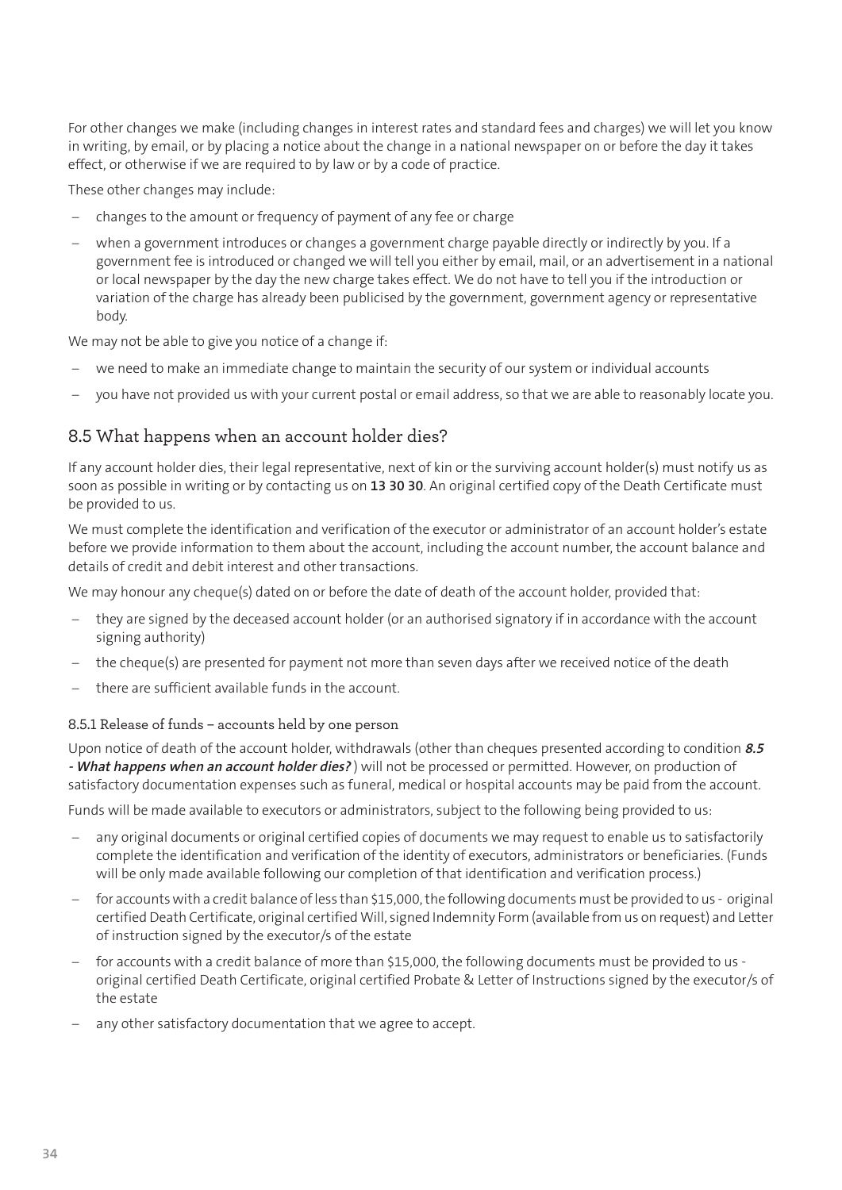For other changes we make (including changes in interest rates and standard fees and charges) we will let you know in writing, by email, or by placing a notice about the change in a national newspaper on or before the day it takes effect, or otherwise if we are required to by law or by a code of practice.

These other changes may include:

- changes to the amount or frequency of payment of any fee or charge
- when a government introduces or changes a government charge payable directly or indirectly by you. If a government fee is introduced or changed we will tell you either by email, mail, or an advertisement in a national or local newspaper by the day the new charge takes effect. We do not have to tell you if the introduction or variation of the charge has already been publicised by the government, government agency or representative body.

We may not be able to give you notice of a change if:

- we need to make an immediate change to maintain the security of our system or individual accounts
- you have not provided us with your current postal or email address, so that we are able to reasonably locate you.

## 8.5 What happens when an account holder dies?

If any account holder dies, their legal representative, next of kin or the surviving account holder(s) must notify us as soon as possible in writing or by contacting us on **13 30 30**. An original certified copy of the Death Certificate must be provided to us.

We must complete the identification and verification of the executor or administrator of an account holder's estate before we provide information to them about the account, including the account number, the account balance and details of credit and debit interest and other transactions.

We may honour any cheque(s) dated on or before the date of death of the account holder, provided that:

- they are signed by the deceased account holder (or an authorised signatory if in accordance with the account signing authority)
- the cheque(s) are presented for payment not more than seven days after we received notice of the death
- there are sufficient available funds in the account.

### 8.5.1 Release of funds – accounts held by one person

Upon notice of death of the account holder, withdrawals (other than cheques presented according to condition ***8.5 - What happens when an account holder dies?***) will not be processed or permitted. However, on production of satisfactory documentation expenses such as funeral, medical or hospital accounts may be paid from the account.

Funds will be made available to executors or administrators, subject to the following being provided to us:

- any original documents or original certified copies of documents we may request to enable us to satisfactorily complete the identification and verification of the identity of executors, administrators or beneficiaries. (Funds will be only made available following our completion of that identification and verification process.)
- for accounts with a credit balance of less than $15,000, the following documents must be provided to us - original certified Death Certificate, original certified Will, signed Indemnity Form (available from us on request) and Letter of instruction signed by the executor/s of the estate
- for accounts with a credit balance of more than $15,000, the following documents must be provided to us - original certified Death Certificate, original certified Probate & Letter of Instructions signed by the executor/s of the estate
- any other satisfactory documentation that we agree to accept.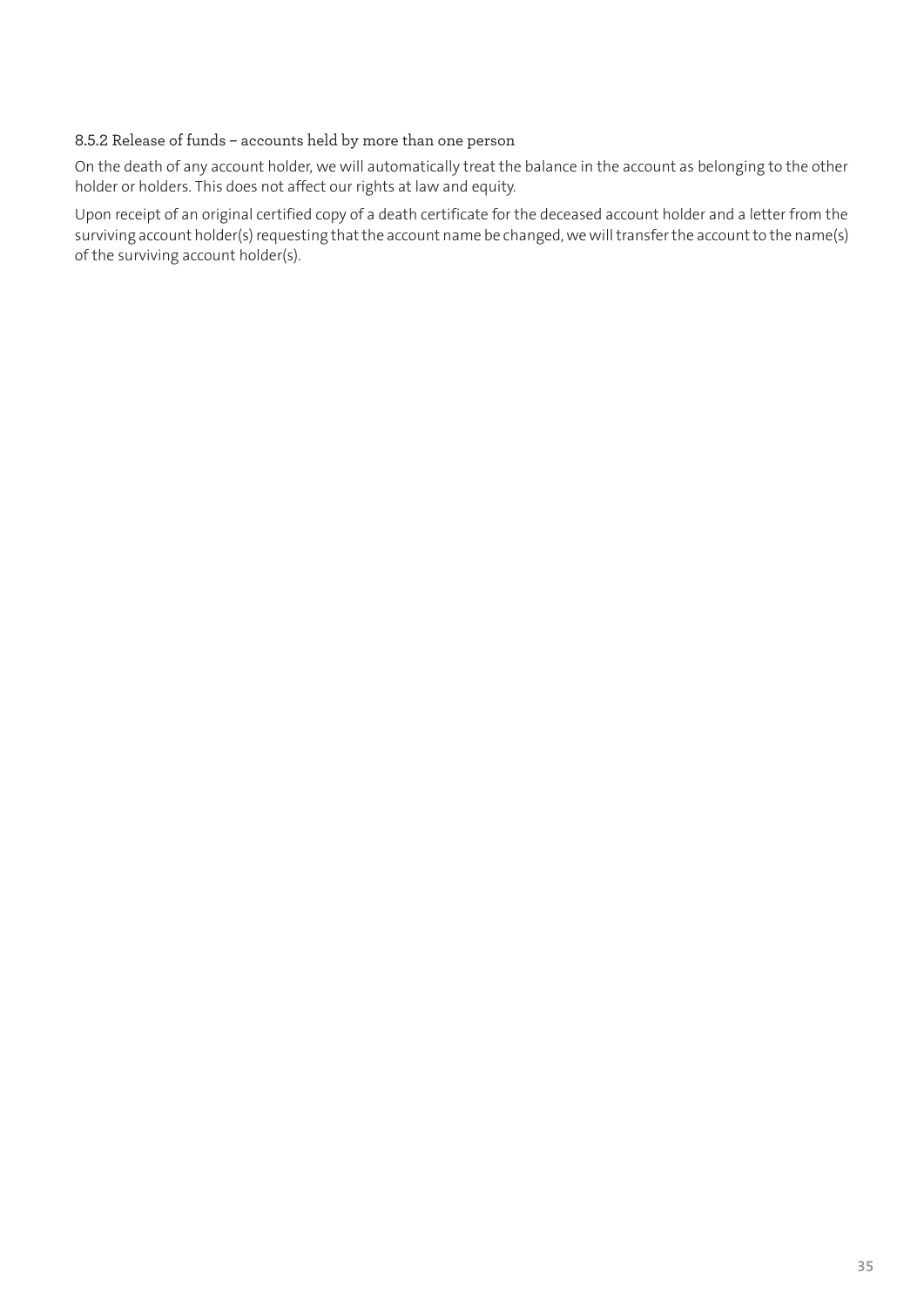#### 8.5.2 Release of funds – accounts held by more than one person

On the death of any account holder, we will automatically treat the balance in the account as belonging to the other holder or holders. This does not affect our rights at law and equity.

Upon receipt of an original certified copy of a death certificate for the deceased account holder and a letter from the surviving account holder(s) requesting that the account name be changed, we will transfer the account to the name(s) of the surviving account holder(s).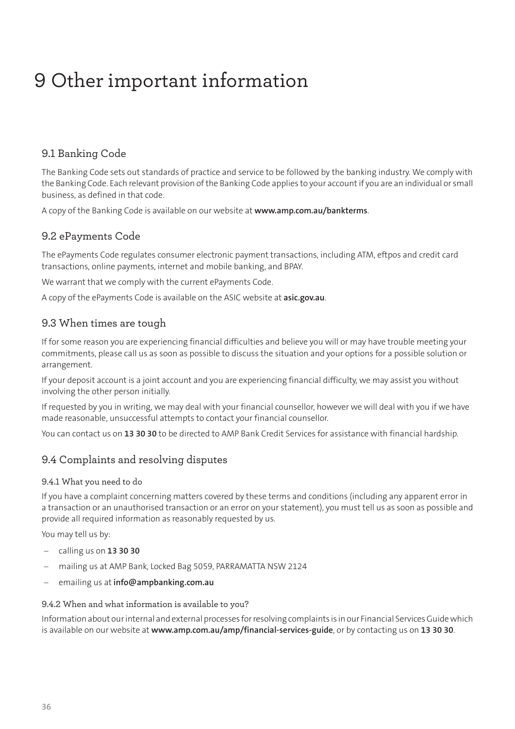# 9 Other important information

## 9.1 Banking Code

The Banking Code sets out standards of practice and service to be followed by the banking industry. We comply with the Banking Code. Each relevant provision of the Banking Code applies to your account if you are an individual or small business, as defined in that code.

A copy of the Banking Code is available on our website at **www.amp.com.au/bankterms**.

## 9.2 ePayments Code

The ePayments Code regulates consumer electronic payment transactions, including ATM, eftpos and credit card transactions, online payments, internet and mobile banking, and BPAY.

We warrant that we comply with the current ePayments Code.

A copy of the ePayments Code is available on the ASIC website at **asic.gov.au**.

## 9.3 When times are tough

If for some reason you are experiencing financial difficulties and believe you will or may have trouble meeting your commitments, please call us as soon as possible to discuss the situation and your options for a possible solution or arrangement.

If your deposit account is a joint account and you are experiencing financial difficulty, we may assist you without involving the other person initially.

If requested by you in writing, we may deal with your financial counsellor, however we will deal with you if we have made reasonable, unsuccessful attempts to contact your financial counsellor.

You can contact us on **13 30 30** to be directed to AMP Bank Credit Services for assistance with financial hardship.

## 9.4 Complaints and resolving disputes

### 9.4.1 What you need to do

If you have a complaint concerning matters covered by these terms and conditions (including any apparent error in a transaction or an unauthorised transaction or an error on your statement), you must tell us as soon as possible and provide all required information as reasonably requested by us.

You may tell us by:

- calling us on **13 30 30**
- mailing us at AMP Bank, Locked Bag 5059, PARRAMATTA NSW 2124
- emailing us at **info@ampbanking.com.au**

### 9.4.2 When and what information is available to you?

Information about our internal and external processes for resolving complaints is in our Financial Services Guide which is available on our website at **www.amp.com.au/amp/financial-services-guide**, or by contacting us on **13 30 30**.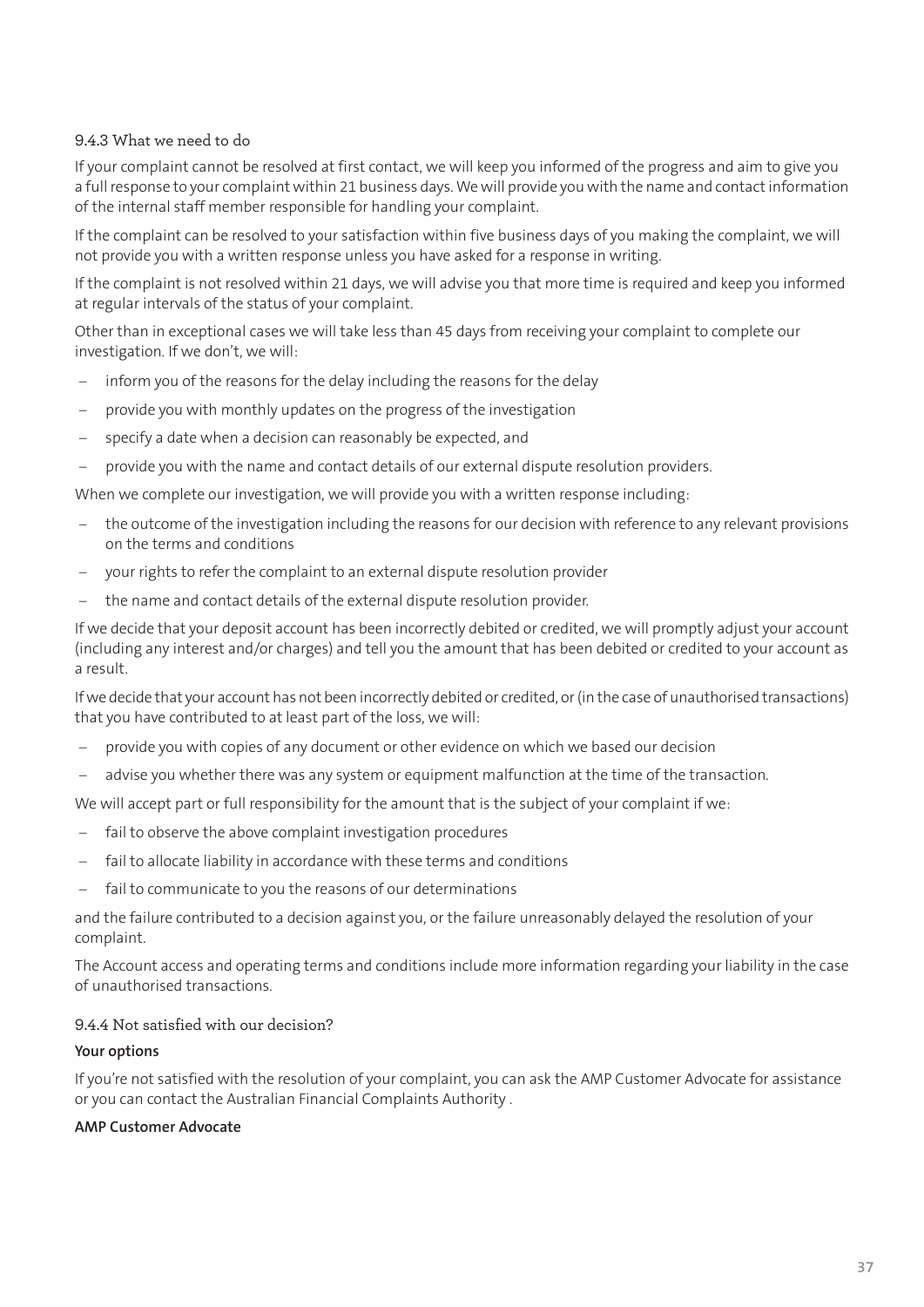#### 9.4.3 What we need to do

If your complaint cannot be resolved at first contact, we will keep you informed of the progress and aim to give you a full response to your complaint within 21 business days. We will provide you with the name and contact information of the internal staff member responsible for handling your complaint.

If the complaint can be resolved to your satisfaction within five business days of you making the complaint, we will not provide you with a written response unless you have asked for a response in writing.

If the complaint is not resolved within 21 days, we will advise you that more time is required and keep you informed at regular intervals of the status of your complaint.

Other than in exceptional cases we will take less than 45 days from receiving your complaint to complete our investigation. If we don't, we will:

- inform you of the reasons for the delay including the reasons for the delay
- provide you with monthly updates on the progress of the investigation
- specify a date when a decision can reasonably be expected, and
- provide you with the name and contact details of our external dispute resolution providers.

When we complete our investigation, we will provide you with a written response including:

- the outcome of the investigation including the reasons for our decision with reference to any relevant provisions on the terms and conditions
- your rights to refer the complaint to an external dispute resolution provider
- the name and contact details of the external dispute resolution provider.

If we decide that your deposit account has been incorrectly debited or credited, we will promptly adjust your account (including any interest and/or charges) and tell you the amount that has been debited or credited to your account as a result.

If we decide that your account has not been incorrectly debited or credited, or (in the case of unauthorised transactions) that you have contributed to at least part of the loss, we will:

- provide you with copies of any document or other evidence on which we based our decision
- advise you whether there was any system or equipment malfunction at the time of the transaction.

We will accept part or full responsibility for the amount that is the subject of your complaint if we:

- fail to observe the above complaint investigation procedures
- fail to allocate liability in accordance with these terms and conditions
- fail to communicate to you the reasons of our determinations

and the failure contributed to a decision against you, or the failure unreasonably delayed the resolution of your complaint.

The Account access and operating terms and conditions include more information regarding your liability in the case of unauthorised transactions.

#### 9.4.4 Not satisfied with our decision?

**Your options**

If you're not satisfied with the resolution of your complaint, you can ask the AMP Customer Advocate for assistance or you can contact the Australian Financial Complaints Authority .

**AMP Customer Advocate**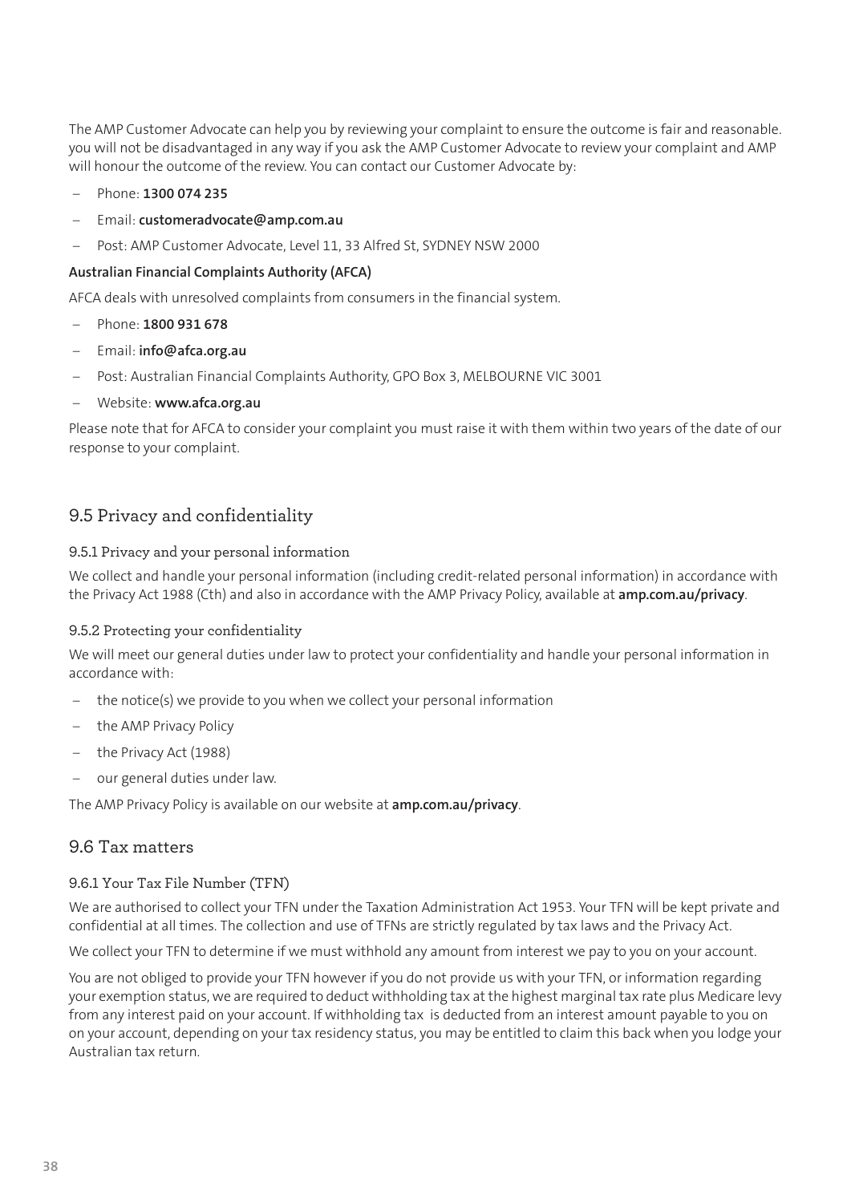The AMP Customer Advocate can help you by reviewing your complaint to ensure the outcome is fair and reasonable. you will not be disadvantaged in any way if you ask the AMP Customer Advocate to review your complaint and AMP will honour the outcome of the review. You can contact our Customer Advocate by:

- Phone: **1300 074 235**
- Email: **customeradvocate@amp.com.au**
- Post: AMP Customer Advocate, Level 11, 33 Alfred St, SYDNEY NSW 2000

**Australian Financial Complaints Authority (AFCA)**

AFCA deals with unresolved complaints from consumers in the financial system.

- Phone: **1800 931 678**
- Email: **info@afca.org.au**
- Post: Australian Financial Complaints Authority, GPO Box 3, MELBOURNE VIC 3001
- Website: **www.afca.org.au**

Please note that for AFCA to consider your complaint you must raise it with them within two years of the date of our response to your complaint.

## 9.5 Privacy and confidentiality

### 9.5.1 Privacy and your personal information

We collect and handle your personal information (including credit-related personal information) in accordance with the Privacy Act 1988 (Cth) and also in accordance with the AMP Privacy Policy, available at **amp.com.au/privacy**.

### 9.5.2 Protecting your confidentiality

We will meet our general duties under law to protect your confidentiality and handle your personal information in accordance with:

- the notice(s) we provide to you when we collect your personal information
- the AMP Privacy Policy
- the Privacy Act (1988)
- our general duties under law.

The AMP Privacy Policy is available on our website at **amp.com.au/privacy**.

## 9.6 Tax matters

### 9.6.1 Your Tax File Number (TFN)

We are authorised to collect your TFN under the Taxation Administration Act 1953. Your TFN will be kept private and confidential at all times. The collection and use of TFNs are strictly regulated by tax laws and the Privacy Act.

We collect your TFN to determine if we must withhold any amount from interest we pay to you on your account.

You are not obliged to provide your TFN however if you do not provide us with your TFN, or information regarding your exemption status, we are required to deduct withholding tax at the highest marginal tax rate plus Medicare levy from any interest paid on your account. If withholding tax is deducted from an interest amount payable to you on on your account, depending on your tax residency status, you may be entitled to claim this back when you lodge your Australian tax return.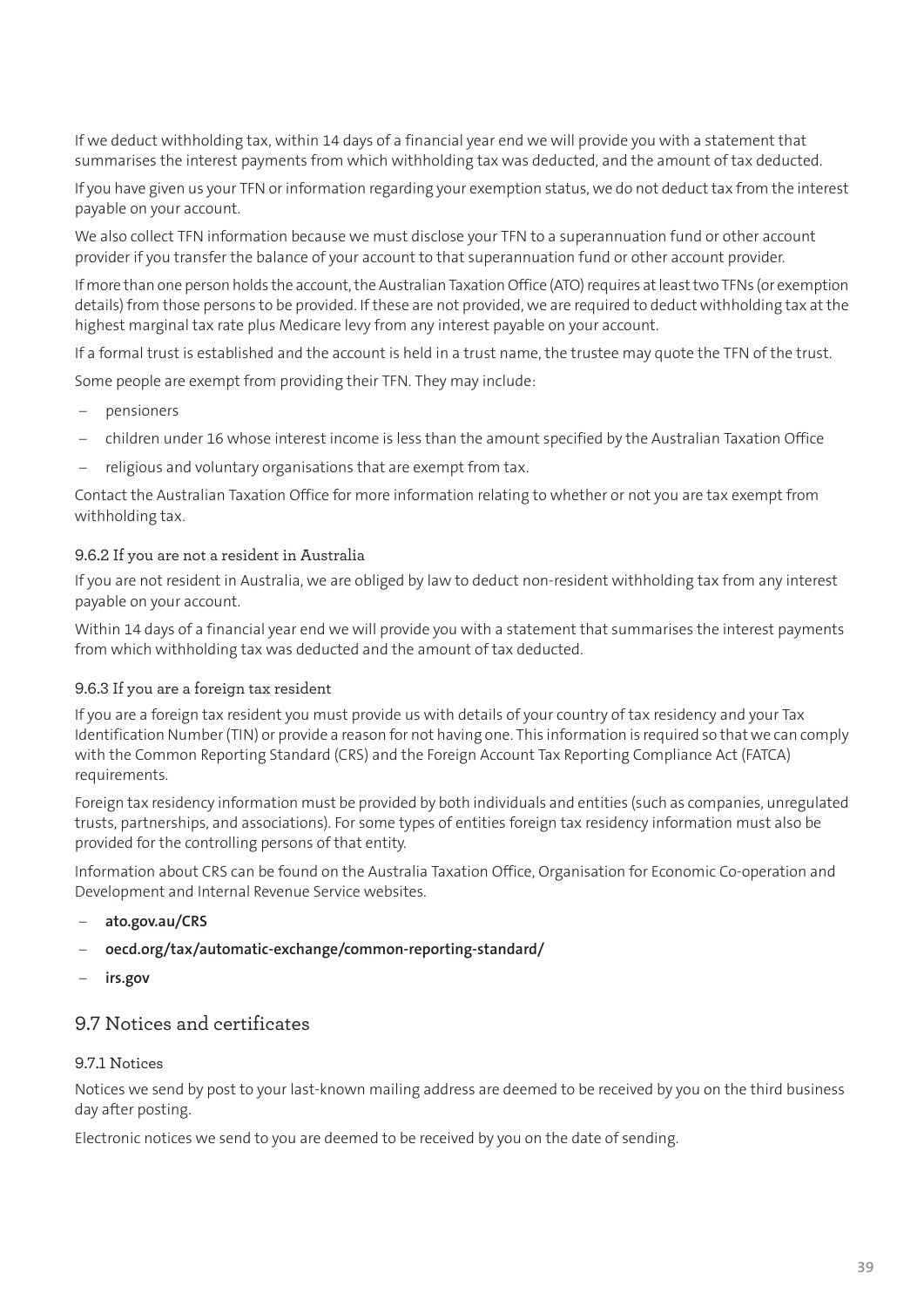If we deduct withholding tax, within 14 days of a financial year end we will provide you with a statement that summarises the interest payments from which withholding tax was deducted, and the amount of tax deducted.

If you have given us your TFN or information regarding your exemption status, we do not deduct tax from the interest payable on your account.

We also collect TFN information because we must disclose your TFN to a superannuation fund or other account provider if you transfer the balance of your account to that superannuation fund or other account provider.

If more than one person holds the account, the Australian Taxation Office (ATO) requires at least two TFNs (or exemption details) from those persons to be provided. If these are not provided, we are required to deduct withholding tax at the highest marginal tax rate plus Medicare levy from any interest payable on your account.

If a formal trust is established and the account is held in a trust name, the trustee may quote the TFN of the trust.

Some people are exempt from providing their TFN. They may include:

- pensioners
- children under 16 whose interest income is less than the amount specified by the Australian Taxation Office
- religious and voluntary organisations that are exempt from tax.

Contact the Australian Taxation Office for more information relating to whether or not you are tax exempt from withholding tax.

#### 9.6.2 If you are not a resident in Australia

If you are not resident in Australia, we are obliged by law to deduct non-resident withholding tax from any interest payable on your account.

Within 14 days of a financial year end we will provide you with a statement that summarises the interest payments from which withholding tax was deducted and the amount of tax deducted.

#### 9.6.3 If you are a foreign tax resident

If you are a foreign tax resident you must provide us with details of your country of tax residency and your Tax Identification Number (TIN) or provide a reason for not having one. This information is required so that we can comply with the Common Reporting Standard (CRS) and the Foreign Account Tax Reporting Compliance Act (FATCA) requirements.

Foreign tax residency information must be provided by both individuals and entities (such as companies, unregulated trusts, partnerships, and associations). For some types of entities foreign tax residency information must also be provided for the controlling persons of that entity.

Information about CRS can be found on the Australia Taxation Office, Organisation for Economic Co-operation and Development and Internal Revenue Service websites.

- **ato.gov.au/CRS**
- **oecd.org/tax/automatic-exchange/common-reporting-standard/**
- **irs.gov**

## 9.7 Notices and certificates

#### 9.7.1 Notices

Notices we send by post to your last-known mailing address are deemed to be received by you on the third business day after posting.

Electronic notices we send to you are deemed to be received by you on the date of sending.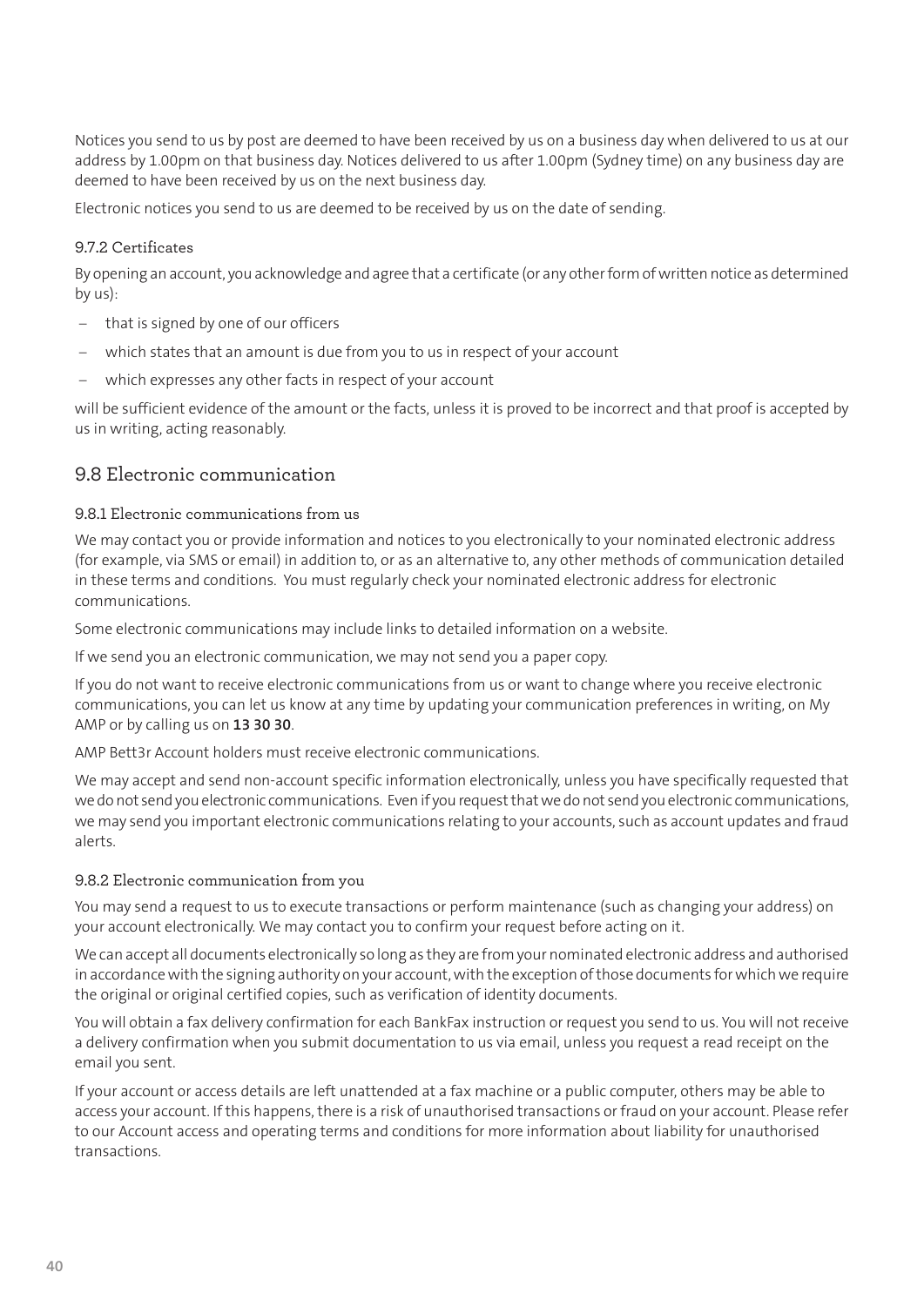Notices you send to us by post are deemed to have been received by us on a business day when delivered to us at our address by 1.00pm on that business day. Notices delivered to us after 1.00pm (Sydney time) on any business day are deemed to have been received by us on the next business day.

Electronic notices you send to us are deemed to be received by us on the date of sending.

#### 9.7.2 Certificates

By opening an account, you acknowledge and agree that a certificate (or any other form of written notice as determined by us):

- that is signed by one of our officers
- which states that an amount is due from you to us in respect of your account
- which expresses any other facts in respect of your account

will be sufficient evidence of the amount or the facts, unless it is proved to be incorrect and that proof is accepted by us in writing, acting reasonably.

### 9.8 Electronic communication

#### 9.8.1 Electronic communications from us

We may contact you or provide information and notices to you electronically to your nominated electronic address (for example, via SMS or email) in addition to, or as an alternative to, any other methods of communication detailed in these terms and conditions. You must regularly check your nominated electronic address for electronic communications.

Some electronic communications may include links to detailed information on a website.

If we send you an electronic communication, we may not send you a paper copy.

If you do not want to receive electronic communications from us or want to change where you receive electronic communications, you can let us know at any time by updating your communication preferences in writing, on My AMP or by calling us on **13 30 30**.

AMP Bett3r Account holders must receive electronic communications.

We may accept and send non-account specific information electronically, unless you have specifically requested that we do not send you electronic communications. Even if you request that we do not send you electronic communications, we may send you important electronic communications relating to your accounts, such as account updates and fraud alerts.

#### 9.8.2 Electronic communication from you

You may send a request to us to execute transactions or perform maintenance (such as changing your address) on your account electronically. We may contact you to confirm your request before acting on it.

We can accept all documents electronically so long as they are from your nominated electronic address and authorised in accordance with the signing authority on your account, with the exception of those documents for which we require the original or original certified copies, such as verification of identity documents.

You will obtain a fax delivery confirmation for each BankFax instruction or request you send to us. You will not receive a delivery confirmation when you submit documentation to us via email, unless you request a read receipt on the email you sent.

If your account or access details are left unattended at a fax machine or a public computer, others may be able to access your account. If this happens, there is a risk of unauthorised transactions or fraud on your account. Please refer to our Account access and operating terms and conditions for more information about liability for unauthorised transactions.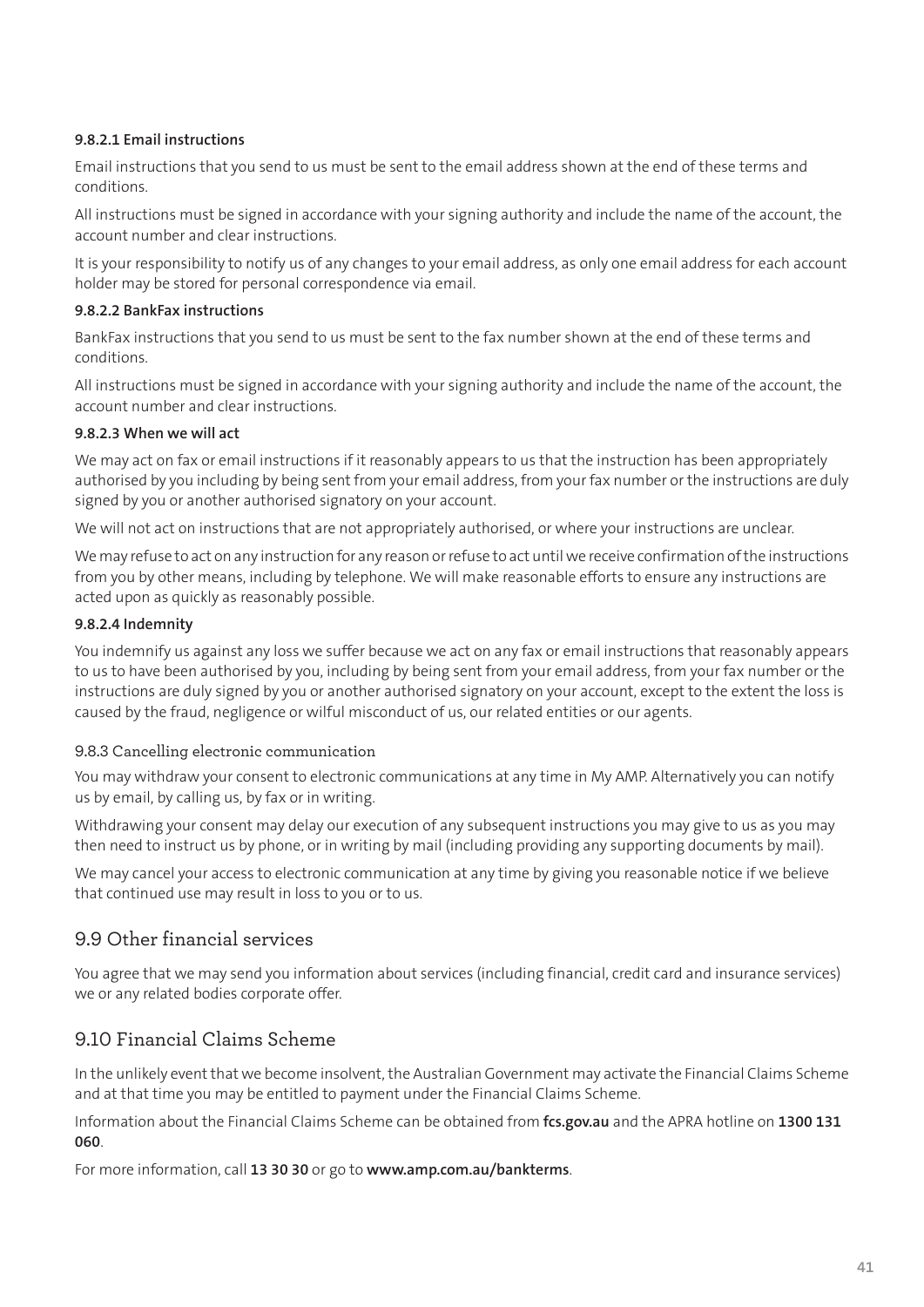#### 9.8.2.1 Email instructions

Email instructions that you send to us must be sent to the email address shown at the end of these terms and conditions.

All instructions must be signed in accordance with your signing authority and include the name of the account, the account number and clear instructions.

It is your responsibility to notify us of any changes to your email address, as only one email address for each account holder may be stored for personal correspondence via email.

#### 9.8.2.2 BankFax instructions

BankFax instructions that you send to us must be sent to the fax number shown at the end of these terms and conditions.

All instructions must be signed in accordance with your signing authority and include the name of the account, the account number and clear instructions.

#### 9.8.2.3 When we will act

We may act on fax or email instructions if it reasonably appears to us that the instruction has been appropriately authorised by you including by being sent from your email address, from your fax number or the instructions are duly signed by you or another authorised signatory on your account.

We will not act on instructions that are not appropriately authorised, or where your instructions are unclear.

We may refuse to act on any instruction for any reason or refuse to act until we receive confirmation of the instructions from you by other means, including by telephone. We will make reasonable efforts to ensure any instructions are acted upon as quickly as reasonably possible.

#### 9.8.2.4 Indemnity

You indemnify us against any loss we suffer because we act on any fax or email instructions that reasonably appears to us to have been authorised by you, including by being sent from your email address, from your fax number or the instructions are duly signed by you or another authorised signatory on your account, except to the extent the loss is caused by the fraud, negligence or wilful misconduct of us, our related entities or our agents.

### 9.8.3 Cancelling electronic communication

You may withdraw your consent to electronic communications at any time in My AMP. Alternatively you can notify us by email, by calling us, by fax or in writing.

Withdrawing your consent may delay our execution of any subsequent instructions you may give to us as you may then need to instruct us by phone, or in writing by mail (including providing any supporting documents by mail).

We may cancel your access to electronic communication at any time by giving you reasonable notice if we believe that continued use may result in loss to you or to us.

## 9.9 Other financial services

You agree that we may send you information about services (including financial, credit card and insurance services) we or any related bodies corporate offer.

## 9.10 Financial Claims Scheme

In the unlikely event that we become insolvent, the Australian Government may activate the Financial Claims Scheme and at that time you may be entitled to payment under the Financial Claims Scheme.

Information about the Financial Claims Scheme can be obtained from **fcs.gov.au** and the APRA hotline on **1300 131 060**.

For more information, call **13 30 30** or go to **www.amp.com.au/bankterms**.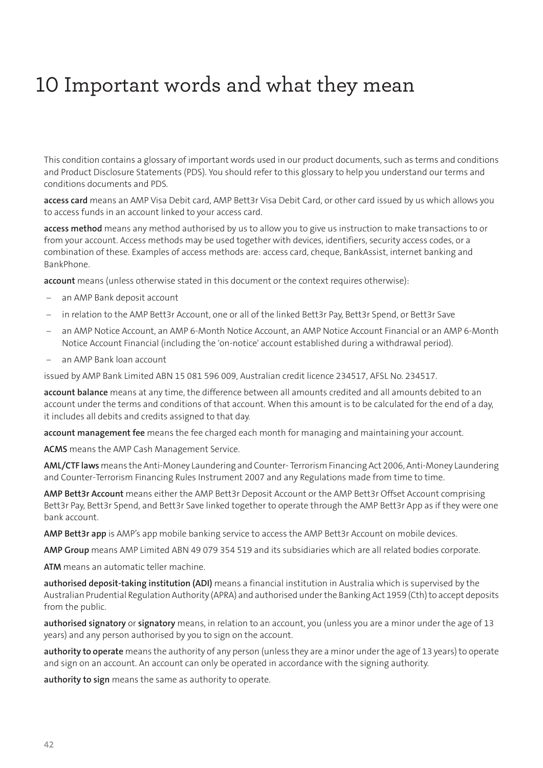# 10 Important words and what they mean

This condition contains a glossary of important words used in our product documents, such as terms and conditions and Product Disclosure Statements (PDS). You should refer to this glossary to help you understand our terms and conditions documents and PDS.

**access card** means an AMP Visa Debit card, AMP Bett3r Visa Debit Card, or other card issued by us which allows you to access funds in an account linked to your access card.

**access method** means any method authorised by us to allow you to give us instruction to make transactions to or from your account. Access methods may be used together with devices, identifiers, security access codes, or a combination of these. Examples of access methods are: access card, cheque, BankAssist, internet banking and BankPhone.

**account** means (unless otherwise stated in this document or the context requires otherwise):

- an AMP Bank deposit account
- in relation to the AMP Bett3r Account, one or all of the linked Bett3r Pay, Bett3r Spend, or Bett3r Save
- an AMP Notice Account, an AMP 6-Month Notice Account, an AMP Notice Account Financial or an AMP 6-Month Notice Account Financial (including the 'on-notice' account established during a withdrawal period).
- an AMP Bank loan account

issued by AMP Bank Limited ABN 15 081 596 009, Australian credit licence 234517, AFSL No. 234517.

**account balance** means at any time, the difference between all amounts credited and all amounts debited to an account under the terms and conditions of that account. When this amount is to be calculated for the end of a day, it includes all debits and credits assigned to that day.

**account management fee** means the fee charged each month for managing and maintaining your account.

**ACMS** means the AMP Cash Management Service.

**AML/CTF laws** means the Anti-Money Laundering and Counter- Terrorism Financing Act 2006, Anti-Money Laundering and Counter-Terrorism Financing Rules Instrument 2007 and any Regulations made from time to time.

**AMP Bett3r Account** means either the AMP Bett3r Deposit Account or the AMP Bett3r Offset Account comprising Bett3r Pay, Bett3r Spend, and Bett3r Save linked together to operate through the AMP Bett3r App as if they were one bank account.

**AMP Bett3r app** is AMP's app mobile banking service to access the AMP Bett3r Account on mobile devices.

**AMP Group** means AMP Limited ABN 49 079 354 519 and its subsidiaries which are all related bodies corporate.

**ATM** means an automatic teller machine.

**authorised deposit-taking institution (ADI)** means a financial institution in Australia which is supervised by the Australian Prudential Regulation Authority (APRA) and authorised under the Banking Act 1959 (Cth) to accept deposits from the public.

**authorised signatory** or **signatory** means, in relation to an account, you (unless you are a minor under the age of 13 years) and any person authorised by you to sign on the account.

**authority to operate** means the authority of any person (unless they are a minor under the age of 13 years) to operate and sign on an account. An account can only be operated in accordance with the signing authority.

**authority to sign** means the same as authority to operate.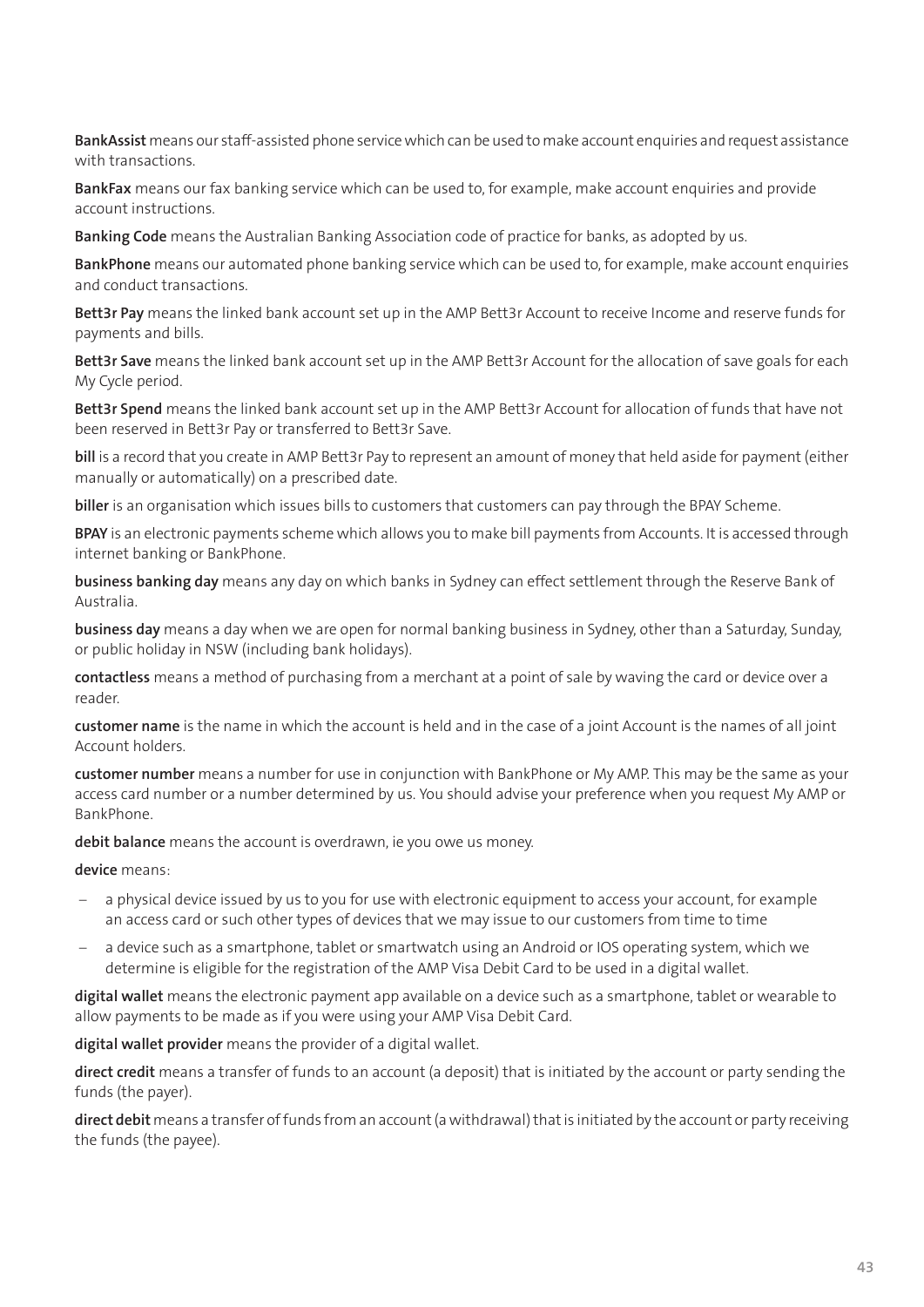**BankAssist** means our staff-assisted phone service which can be used to make account enquiries and request assistance with transactions.

**BankFax** means our fax banking service which can be used to, for example, make account enquiries and provide account instructions.

**Banking Code** means the Australian Banking Association code of practice for banks, as adopted by us.

**BankPhone** means our automated phone banking service which can be used to, for example, make account enquiries and conduct transactions.

**Bett3r Pay** means the linked bank account set up in the AMP Bett3r Account to receive Income and reserve funds for payments and bills.

**Bett3r Save** means the linked bank account set up in the AMP Bett3r Account for the allocation of save goals for each My Cycle period.

**Bett3r Spend** means the linked bank account set up in the AMP Bett3r Account for allocation of funds that have not been reserved in Bett3r Pay or transferred to Bett3r Save.

**bill** is a record that you create in AMP Bett3r Pay to represent an amount of money that held aside for payment (either manually or automatically) on a prescribed date.

**biller** is an organisation which issues bills to customers that customers can pay through the BPAY Scheme.

**BPAY** is an electronic payments scheme which allows you to make bill payments from Accounts. It is accessed through internet banking or BankPhone.

**business banking day** means any day on which banks in Sydney can effect settlement through the Reserve Bank of Australia.

**business day** means a day when we are open for normal banking business in Sydney, other than a Saturday, Sunday, or public holiday in NSW (including bank holidays).

**contactless** means a method of purchasing from a merchant at a point of sale by waving the card or device over a reader.

**customer name** is the name in which the account is held and in the case of a joint Account is the names of all joint Account holders.

**customer number** means a number for use in conjunction with BankPhone or My AMP. This may be the same as your access card number or a number determined by us. You should advise your preference when you request My AMP or BankPhone.

**debit balance** means the account is overdrawn, ie you owe us money.

**device** means:

- a physical device issued by us to you for use with electronic equipment to access your account, for example an access card or such other types of devices that we may issue to our customers from time to time
- a device such as a smartphone, tablet or smartwatch using an Android or IOS operating system, which we determine is eligible for the registration of the AMP Visa Debit Card to be used in a digital wallet.

**digital wallet** means the electronic payment app available on a device such as a smartphone, tablet or wearable to allow payments to be made as if you were using your AMP Visa Debit Card.

**digital wallet provider** means the provider of a digital wallet.

**direct credit** means a transfer of funds to an account (a deposit) that is initiated by the account or party sending the funds (the payer).

**direct debit** means a transfer of funds from an account (a withdrawal) that is initiated by the account or party receiving the funds (the payee).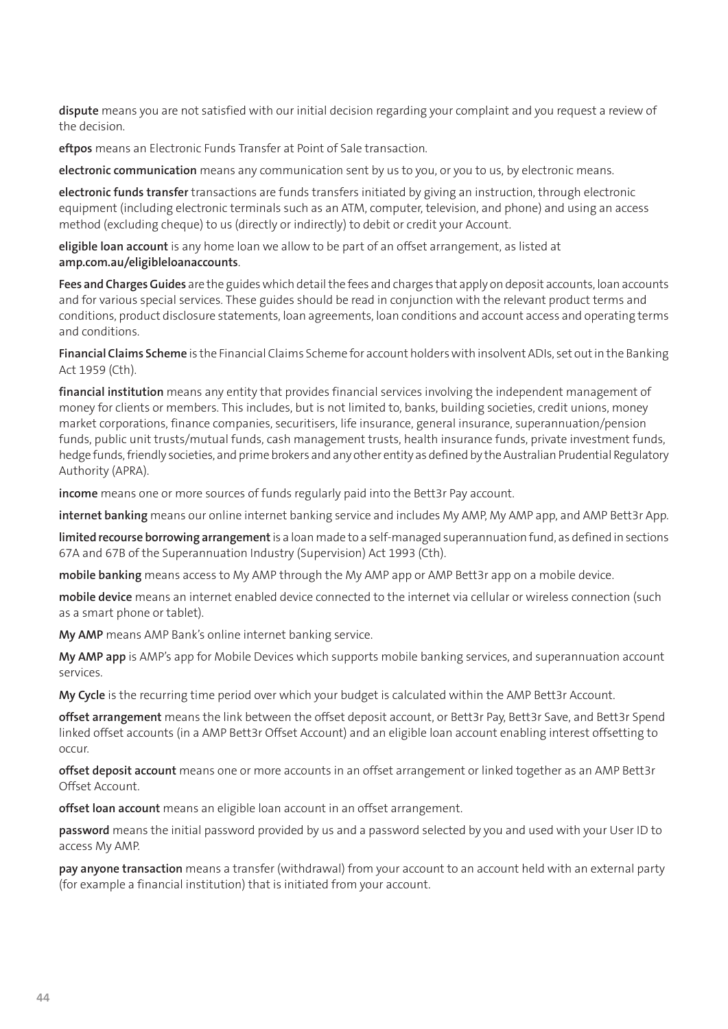**dispute** means you are not satisfied with our initial decision regarding your complaint and you request a review of the decision.

**eftpos** means an Electronic Funds Transfer at Point of Sale transaction.

**electronic communication** means any communication sent by us to you, or you to us, by electronic means.

**electronic funds transfer** transactions are funds transfers initiated by giving an instruction, through electronic equipment (including electronic terminals such as an ATM, computer, television, and phone) and using an access method (excluding cheque) to us (directly or indirectly) to debit or credit your Account.

**eligible loan account** is any home loan we allow to be part of an offset arrangement, as listed at **amp.com.au/eligibleloanaccounts**.

**Fees and Charges Guides** are the guides which detail the fees and charges that apply on deposit accounts, loan accounts and for various special services. These guides should be read in conjunction with the relevant product terms and conditions, product disclosure statements, loan agreements, loan conditions and account access and operating terms and conditions.

**Financial Claims Scheme** is the Financial Claims Scheme for account holders with insolvent ADIs, set out in the Banking Act 1959 (Cth).

**financial institution** means any entity that provides financial services involving the independent management of money for clients or members. This includes, but is not limited to, banks, building societies, credit unions, money market corporations, finance companies, securitisers, life insurance, general insurance, superannuation/pension funds, public unit trusts/mutual funds, cash management trusts, health insurance funds, private investment funds, hedge funds, friendly societies, and prime brokers and any other entity as defined by the Australian Prudential Regulatory Authority (APRA).

**income** means one or more sources of funds regularly paid into the Bett3r Pay account.

**internet banking** means our online internet banking service and includes My AMP, My AMP app, and AMP Bett3r App.

**limited recourse borrowing arrangement** is a loan made to a self-managed superannuation fund, as defined in sections 67A and 67B of the Superannuation Industry (Supervision) Act 1993 (Cth).

**mobile banking** means access to My AMP through the My AMP app or AMP Bett3r app on a mobile device.

**mobile device** means an internet enabled device connected to the internet via cellular or wireless connection (such as a smart phone or tablet).

**My AMP** means AMP Bank's online internet banking service.

**My AMP app** is AMP's app for Mobile Devices which supports mobile banking services, and superannuation account services.

**My Cycle** is the recurring time period over which your budget is calculated within the AMP Bett3r Account.

**offset arrangement** means the link between the offset deposit account, or Bett3r Pay, Bett3r Save, and Bett3r Spend linked offset accounts (in a AMP Bett3r Offset Account) and an eligible loan account enabling interest offsetting to occur.

**offset deposit account** means one or more accounts in an offset arrangement or linked together as an AMP Bett3r Offset Account.

**offset loan account** means an eligible loan account in an offset arrangement.

**password** means the initial password provided by us and a password selected by you and used with your User ID to access My AMP.

**pay anyone transaction** means a transfer (withdrawal) from your account to an account held with an external party (for example a financial institution) that is initiated from your account.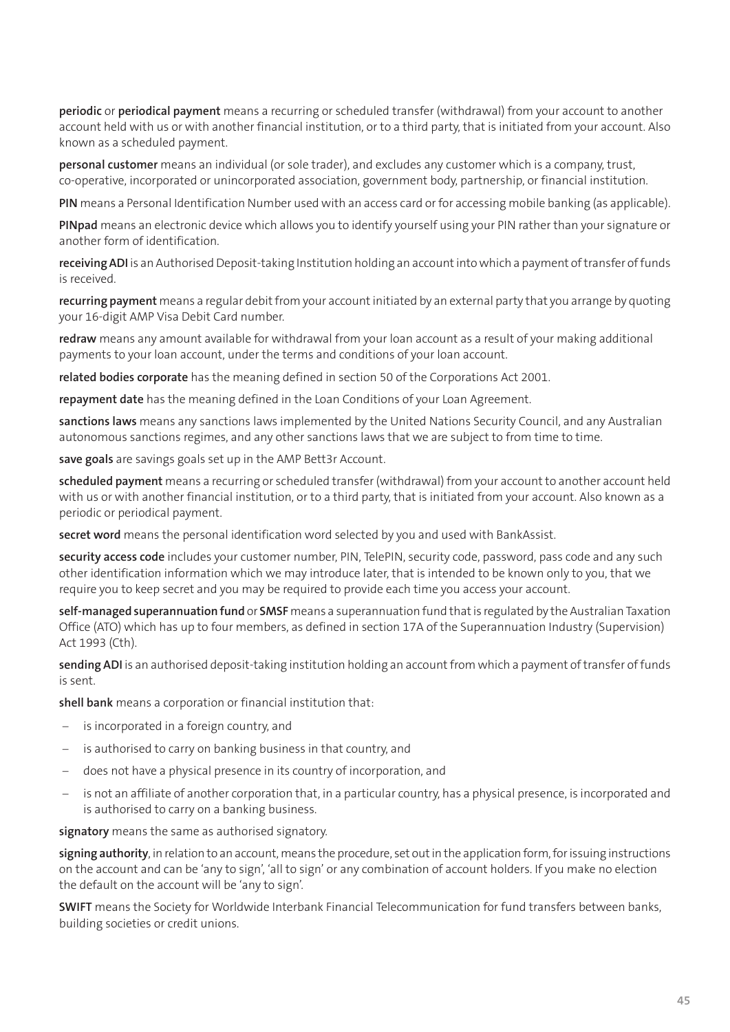**periodic** or **periodical payment** means a recurring or scheduled transfer (withdrawal) from your account to another account held with us or with another financial institution, or to a third party, that is initiated from your account. Also known as a scheduled payment.

**personal customer** means an individual (or sole trader), and excludes any customer which is a company, trust, co-operative, incorporated or unincorporated association, government body, partnership, or financial institution.

**PIN** means a Personal Identification Number used with an access card or for accessing mobile banking (as applicable).

**PINpad** means an electronic device which allows you to identify yourself using your PIN rather than your signature or another form of identification.

**receiving ADI** is an Authorised Deposit-taking Institution holding an account into which a payment of transfer of funds is received.

**recurring payment** means a regular debit from your account initiated by an external party that you arrange by quoting your 16-digit AMP Visa Debit Card number.

**redraw** means any amount available for withdrawal from your loan account as a result of your making additional payments to your loan account, under the terms and conditions of your loan account.

**related bodies corporate** has the meaning defined in section 50 of the Corporations Act 2001.

**repayment date** has the meaning defined in the Loan Conditions of your Loan Agreement.

**sanctions laws** means any sanctions laws implemented by the United Nations Security Council, and any Australian autonomous sanctions regimes, and any other sanctions laws that we are subject to from time to time.

**save goals** are savings goals set up in the AMP Bett3r Account.

**scheduled payment** means a recurring or scheduled transfer (withdrawal) from your account to another account held with us or with another financial institution, or to a third party, that is initiated from your account. Also known as a periodic or periodical payment.

**secret word** means the personal identification word selected by you and used with BankAssist.

**security access code** includes your customer number, PIN, TelePIN, security code, password, pass code and any such other identification information which we may introduce later, that is intended to be known only to you, that we require you to keep secret and you may be required to provide each time you access your account.

**self-managed superannuation fund** or **SMSF** means a superannuation fund that is regulated by the Australian Taxation Office (ATO) which has up to four members, as defined in section 17A of the Superannuation Industry (Supervision) Act 1993 (Cth).

**sending ADI** is an authorised deposit-taking institution holding an account from which a payment of transfer of funds is sent.

**shell bank** means a corporation or financial institution that:

- is incorporated in a foreign country, and
- is authorised to carry on banking business in that country, and
- does not have a physical presence in its country of incorporation, and
- is not an affiliate of another corporation that, in a particular country, has a physical presence, is incorporated and is authorised to carry on a banking business.

**signatory** means the same as authorised signatory.

**signing authority**, in relation to an account, means the procedure, set out in the application form, for issuing instructions on the account and can be 'any to sign', 'all to sign' or any combination of account holders. If you make no election the default on the account will be 'any to sign'.

**SWIFT** means the Society for Worldwide Interbank Financial Telecommunication for fund transfers between banks, building societies or credit unions.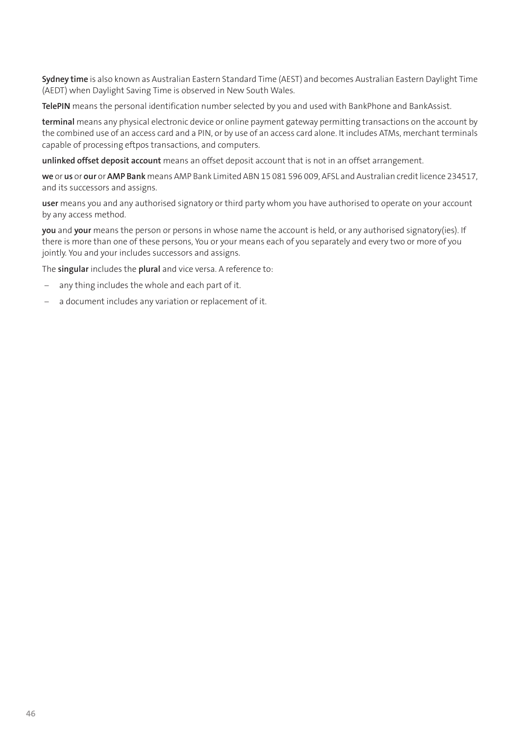**Sydney time** is also known as Australian Eastern Standard Time (AEST) and becomes Australian Eastern Daylight Time (AEDT) when Daylight Saving Time is observed in New South Wales.

**TelePIN** means the personal identification number selected by you and used with BankPhone and BankAssist.

**terminal** means any physical electronic device or online payment gateway permitting transactions on the account by the combined use of an access card and a PIN, or by use of an access card alone. It includes ATMs, merchant terminals capable of processing eftpos transactions, and computers.

**unlinked offset deposit account** means an offset deposit account that is not in an offset arrangement.

**we** or **us** or **our** or **AMP Bank** means AMP Bank Limited ABN 15 081 596 009, AFSL and Australian credit licence 234517, and its successors and assigns.

**user** means you and any authorised signatory or third party whom you have authorised to operate on your account by any access method.

**you** and **your** means the person or persons in whose name the account is held, or any authorised signatory(ies). If there is more than one of these persons, You or your means each of you separately and every two or more of you jointly. You and your includes successors and assigns.

The **singular** includes the **plural** and vice versa. A reference to:

- any thing includes the whole and each part of it.
- a document includes any variation or replacement of it.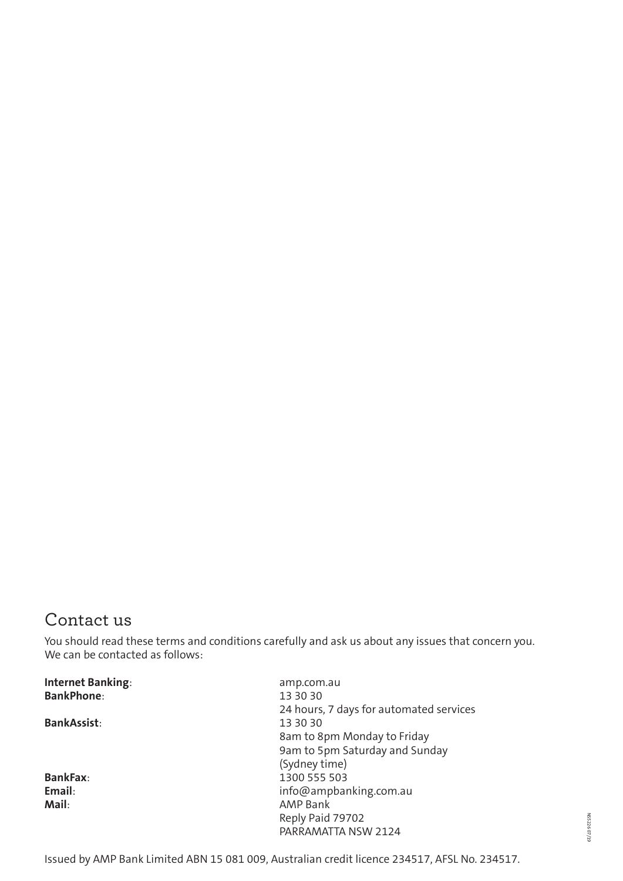## Contact us

You should read these terms and conditions carefully and ask us about any issues that concern you.
We can be contacted as follows:

| | |
|---|---|
| **Internet Banking**: | amp.com.au |
| **BankPhone**: | 13 30 30<br>24 hours, 7 days for automated services |
| **BankAssist**: | 13 30 30<br>8am to 8pm Monday to Friday<br>9am to 5pm Saturday and Sunday<br>(Sydney time) |
| **BankFax**: | 1300 555 503 |
| **Email**: | info@ampbanking.com.au |
| **Mail**: | AMP Bank<br>Reply Paid 79702<br>PARRAMATTA NSW 2124 |

N65226 07/19

Issued by AMP Bank Limited ABN 15 081 009, Australian credit licence 234517, AFSL No. 234517.